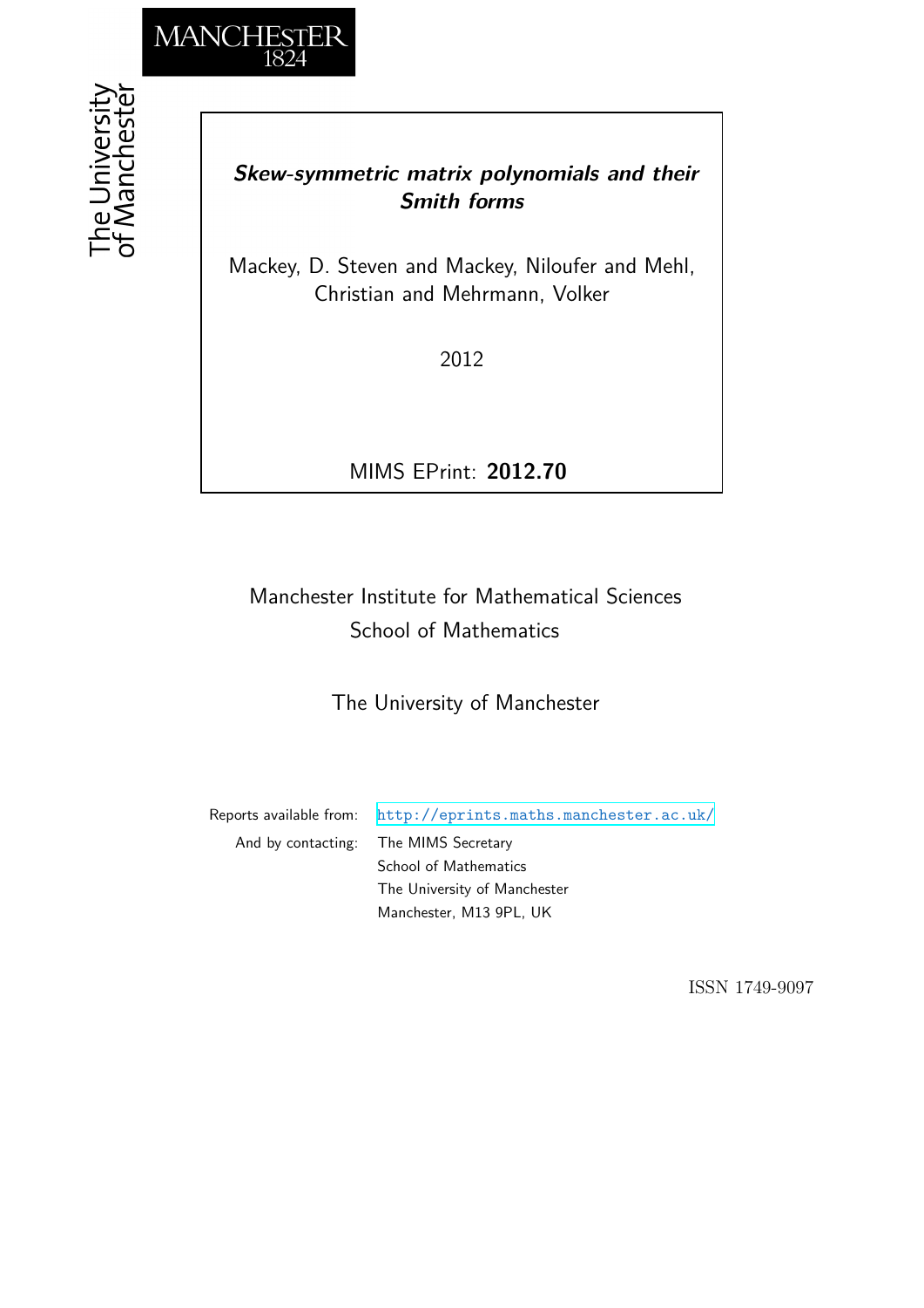MANCHESTER 1824

The University of Manchester

# *Skew-symmetric matrix polynomials and their Smith forms*

Mackey, D. Steven and Mackey, Niloufer and Mehl, Christian and Mehrmann, Volker

2012

MIMS EPrint: **2012.70**

Manchester Institute for Mathematical Sciences
School of Mathematics

The University of Manchester

Reports available from: http://eprints.maths.manchester.ac.uk/
And by contacting: The MIMS Secretary
School of Mathematics
The University of Manchester
Manchester, M13 9PL, UK

ISSN 1749-9097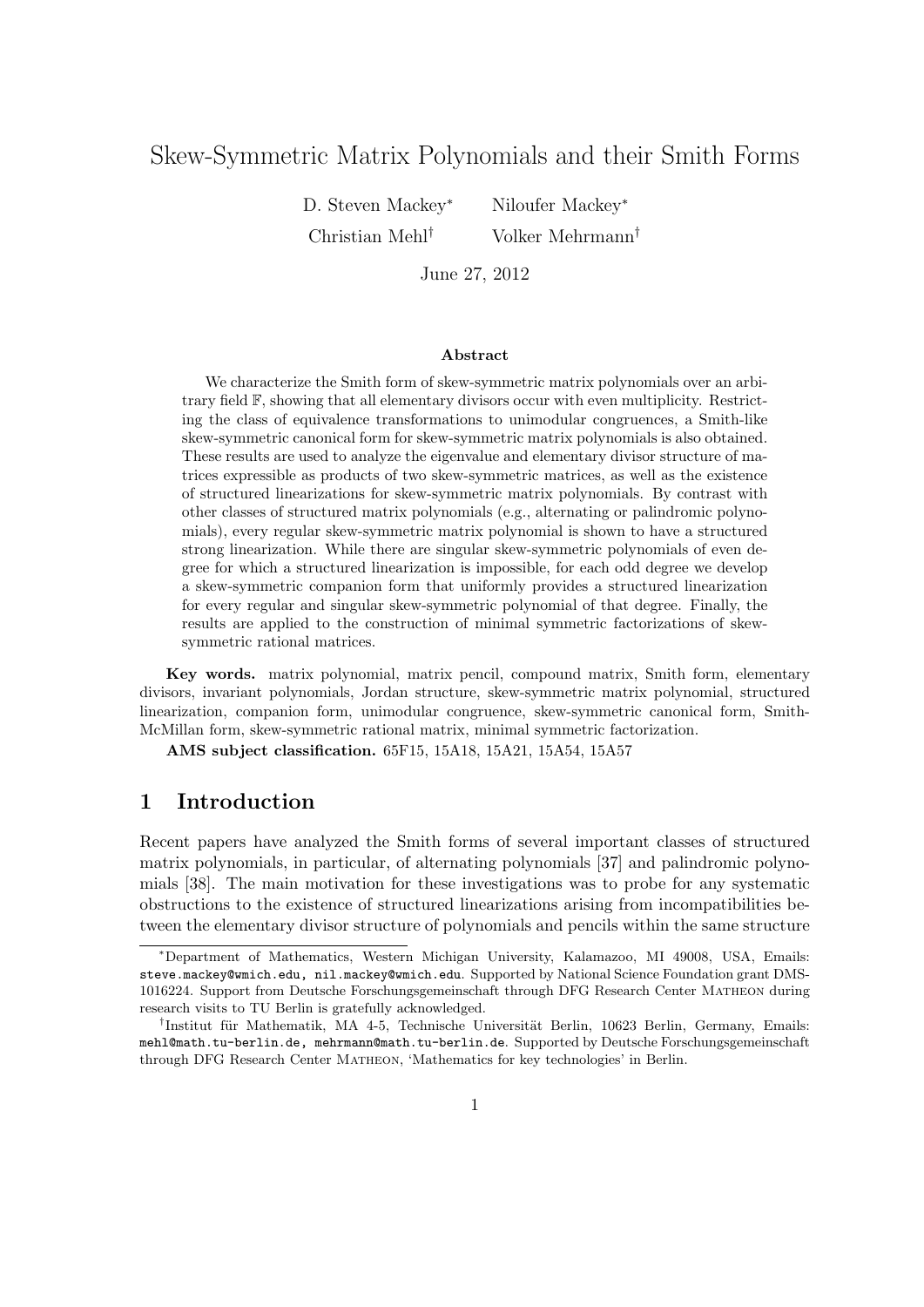# Skew-Symmetric Matrix Polynomials and their Smith Forms

D. Steven Mackey* Niloufer Mackey*

Christian Mehl† Volker Mehrmann†

June 27, 2012

### Abstract

We characterize the Smith form of skew-symmetric matrix polynomials over an arbitrary field $\mathbb{F}$, showing that all elementary divisors occur with even multiplicity. Restricting the class of equivalence transformations to unimodular congruences, a Smith-like skew-symmetric canonical form for skew-symmetric matrix polynomials is also obtained. These results are used to analyze the eigenvalue and elementary divisor structure of matrices expressible as products of two skew-symmetric matrices, as well as the existence of structured linearizations for skew-symmetric matrix polynomials. By contrast with other classes of structured matrix polynomials (e.g., alternating or palindromic polynomials), every regular skew-symmetric matrix polynomial is shown to have a structured strong linearization. While there are singular skew-symmetric polynomials of even degree for which a structured linearization is impossible, for each odd degree we develop a skew-symmetric companion form that uniformly provides a structured linearization for every regular and singular skew-symmetric polynomial of that degree. Finally, the results are applied to the construction of minimal symmetric factorizations of skew-symmetric rational matrices.

**Key words.** matrix polynomial, matrix pencil, compound matrix, Smith form, elementary divisors, invariant polynomials, Jordan structure, skew-symmetric matrix polynomial, structured linearization, companion form, unimodular congruence, skew-symmetric canonical form, Smith-McMillan form, skew-symmetric rational matrix, minimal symmetric factorization.

**AMS subject classification.** 65F15, 15A18, 15A21, 15A54, 15A57

## 1 Introduction

Recent papers have analyzed the Smith forms of several important classes of structured matrix polynomials, in particular, of alternating polynomials [37] and palindromic polynomials [38]. The main motivation for these investigations was to probe for any systematic obstructions to the existence of structured linearizations arising from incompatibilities between the elementary divisor structure of polynomials and pencils within the same structure

---

*Department of Mathematics, Western Michigan University, Kalamazoo, MI 49008, USA, Emails: steve.mackey@wmich.edu, nil.mackey@wmich.edu. Supported by National Science Foundation grant DMS-1016224. Support from Deutsche Forschungsgemeinschaft through DFG Research Center MATHEON during research visits to TU Berlin is gratefully acknowledged.

†Institut für Mathematik, MA 4-5, Technische Universität Berlin, 10623 Berlin, Germany, Emails: mehl@math.tu-berlin.de, mehrmann@math.tu-berlin.de. Supported by Deutsche Forschungsgemeinschaft through DFG Research Center MATHEON, 'Mathematics for key technologies' in Berlin.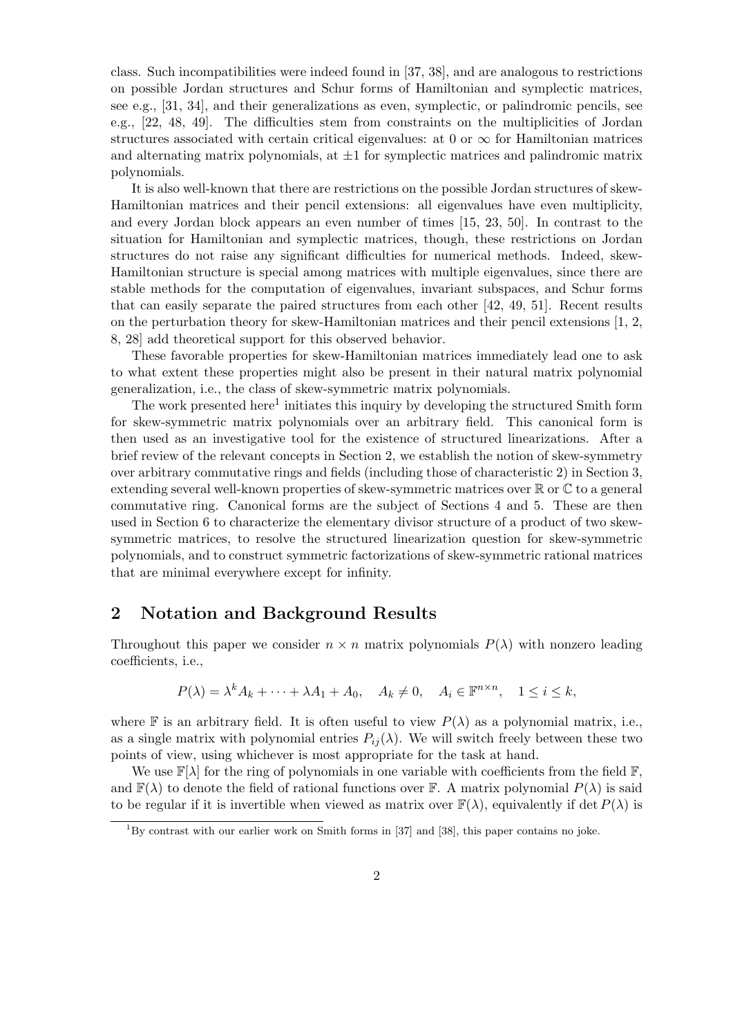class. Such incompatibilities were indeed found in [37, 38], and are analogous to restrictions on possible Jordan structures and Schur forms of Hamiltonian and symplectic matrices, see e.g., [31, 34], and their generalizations as even, symplectic, or palindromic pencils, see e.g., [22, 48, 49]. The difficulties stem from constraints on the multiplicities of Jordan structures associated with certain critical eigenvalues: at 0 or $\infty$ for Hamiltonian matrices and alternating matrix polynomials, at $\pm 1$ for symplectic matrices and palindromic matrix polynomials.

It is also well-known that there are restrictions on the possible Jordan structures of skew-Hamiltonian matrices and their pencil extensions: all eigenvalues have even multiplicity, and every Jordan block appears an even number of times [15, 23, 50]. In contrast to the situation for Hamiltonian and symplectic matrices, though, these restrictions on Jordan structures do not raise any significant difficulties for numerical methods. Indeed, skew-Hamiltonian structure is special among matrices with multiple eigenvalues, since there are stable methods for the computation of eigenvalues, invariant subspaces, and Schur forms that can easily separate the paired structures from each other [42, 49, 51]. Recent results on the perturbation theory for skew-Hamiltonian matrices and their pencil extensions [1, 2, 8, 28] add theoretical support for this observed behavior.

These favorable properties for skew-Hamiltonian matrices immediately lead one to ask to what extent these properties might also be present in their natural matrix polynomial generalization, i.e., the class of skew-symmetric matrix polynomials.

The work presented here[1] initiates this inquiry by developing the structured Smith form for skew-symmetric matrix polynomials over an arbitrary field. This canonical form is then used as an investigative tool for the existence of structured linearizations. After a brief review of the relevant concepts in Section 2, we establish the notion of skew-symmetry over arbitrary commutative rings and fields (including those of characteristic 2) in Section 3, extending several well-known properties of skew-symmetric matrices over $\mathbb{R}$ or $\mathbb{C}$ to a general commutative ring. Canonical forms are the subject of Sections 4 and 5. These are then used in Section 6 to characterize the elementary divisor structure of a product of two skew-symmetric matrices, to resolve the structured linearization question for skew-symmetric polynomials, and to construct symmetric factorizations of skew-symmetric rational matrices that are minimal everywhere except for infinity.

## 2 Notation and Background Results

Throughout this paper we consider $n \times n$ matrix polynomials $P(\lambda)$ with nonzero leading coefficients, i.e.,

$$P(\lambda) = \lambda^k A_k + \cdots + \lambda A_1 + A_0, \quad A_k \neq 0, \quad A_i \in \mathbb{F}^{n \times n}, \quad 1 \leq i \leq k,$$

where $\mathbb{F}$ is an arbitrary field. It is often useful to view $P(\lambda)$ as a polynomial matrix, i.e., as a single matrix with polynomial entries $P_{ij}(\lambda)$. We will switch freely between these two points of view, using whichever is most appropriate for the task at hand.

We use $\mathbb{F}[\lambda]$ for the ring of polynomials in one variable with coefficients from the field $\mathbb{F}$, and $\mathbb{F}(\lambda)$ to denote the field of rational functions over $\mathbb{F}$. A matrix polynomial $P(\lambda)$ is said to be regular if it is invertible when viewed as matrix over $\mathbb{F}(\lambda)$, equivalently if $\det P(\lambda)$ is

[1] By contrast with our earlier work on Smith forms in [37] and [38], this paper contains no joke.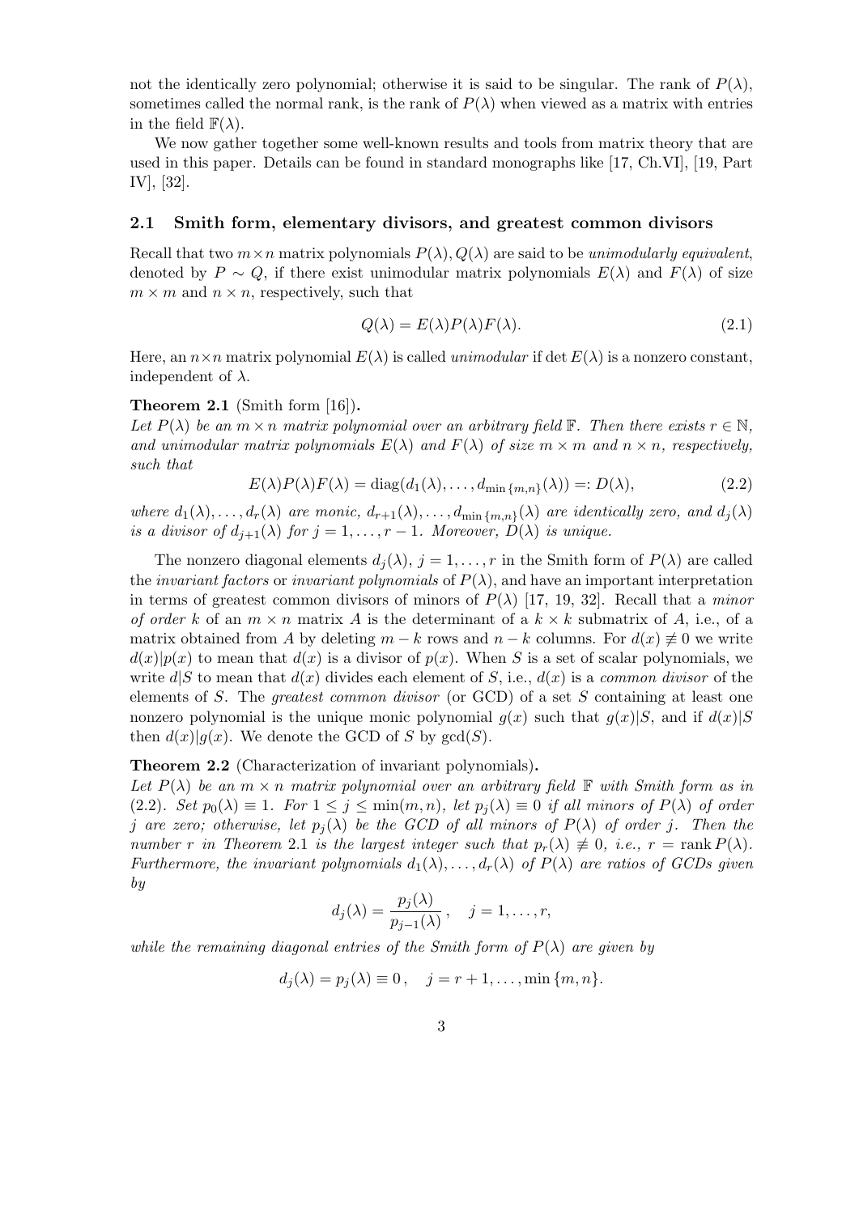not the identically zero polynomial; otherwise it is said to be singular. The rank of $P(\lambda)$, sometimes called the normal rank, is the rank of $P(\lambda)$ when viewed as a matrix with entries in the field $\mathbb{F}(\lambda)$.

We now gather together some well-known results and tools from matrix theory that are used in this paper. Details can be found in standard monographs like [17, Ch.VI], [19, Part IV], [32].

### 2.1 Smith form, elementary divisors, and greatest common divisors

Recall that two $m \times n$ matrix polynomials $P(\lambda), Q(\lambda)$ are said to be *unimodularly equivalent*, denoted by $P \sim Q$, if there exist unimodular matrix polynomials $E(\lambda)$ and $F(\lambda)$ of size $m \times m$ and $n \times n$, respectively, such that

$$Q(\lambda) = E(\lambda)P(\lambda)F(\lambda). \tag{2.1}$$

Here, an $n \times n$ matrix polynomial $E(\lambda)$ is called *unimodular* if $\det E(\lambda)$ is a nonzero constant, independent of $\lambda$.

**Theorem 2.1** (Smith form [16])**.**
*Let $P(\lambda)$ be an $m \times n$ matrix polynomial over an arbitrary field $\mathbb{F}$. Then there exists $r \in \mathbb{N}$, and unimodular matrix polynomials $E(\lambda)$ and $F(\lambda)$ of size $m \times m$ and $n \times n$, respectively, such that*

$$E(\lambda)P(\lambda)F(\lambda) = \operatorname{diag}(d_1(\lambda), \ldots, d_{\min\{m,n\}}(\lambda)) =: D(\lambda), \tag{2.2}$$

*where $d_1(\lambda), \ldots, d_r(\lambda)$ are monic, $d_{r+1}(\lambda), \ldots, d_{\min\{m,n\}}(\lambda)$ are identically zero, and $d_j(\lambda)$ is a divisor of $d_{j+1}(\lambda)$ for $j = 1, \ldots, r-1$. Moreover, $D(\lambda)$ is unique.*

The nonzero diagonal elements $d_j(\lambda)$, $j = 1, \ldots, r$ in the Smith form of $P(\lambda)$ are called the *invariant factors* or *invariant polynomials* of $P(\lambda)$, and have an important interpretation in terms of greatest common divisors of minors of $P(\lambda)$ [17, 19, 32]. Recall that a *minor of order* $k$ of an $m \times n$ matrix $A$ is the determinant of a $k \times k$ submatrix of $A$, i.e., of a matrix obtained from $A$ by deleting $m - k$ rows and $n - k$ columns. For $d(x) \not\equiv 0$ we write $d(x)|p(x)$ to mean that $d(x)$ is a divisor of $p(x)$. When $S$ is a set of scalar polynomials, we write $d|S$ to mean that $d(x)$ divides each element of $S$, i.e., $d(x)$ is a *common divisor* of the elements of $S$. The *greatest common divisor* (or GCD) of a set $S$ containing at least one nonzero polynomial is the unique monic polynomial $g(x)$ such that $g(x)|S$, and if $d(x)|S$ then $d(x)|g(x)$. We denote the GCD of $S$ by $\gcd(S)$.

**Theorem 2.2** (Characterization of invariant polynomials)**.**
*Let $P(\lambda)$ be an $m \times n$ matrix polynomial over an arbitrary field $\mathbb{F}$ with Smith form as in (2.2). Set $p_0(\lambda) \equiv 1$. For $1 \leq j \leq \min(m, n)$, let $p_j(\lambda) \equiv 0$ if all minors of $P(\lambda)$ of order $j$ are zero; otherwise, let $p_j(\lambda)$ be the GCD of all minors of $P(\lambda)$ of order $j$. Then the number $r$ in Theorem 2.1 is the largest integer such that $p_r(\lambda) \not\equiv 0$, i.e., $r = \operatorname{rank} P(\lambda)$. Furthermore, the invariant polynomials $d_1(\lambda), \ldots, d_r(\lambda)$ of $P(\lambda)$ are ratios of GCDs given by*

$$d_j(\lambda) = \frac{p_j(\lambda)}{p_{j-1}(\lambda)}, \quad j = 1, \ldots, r,$$

*while the remaining diagonal entries of the Smith form of $P(\lambda)$ are given by*

$$d_j(\lambda) = p_j(\lambda) \equiv 0, \quad j = r+1, \ldots, \min\{m, n\}.$$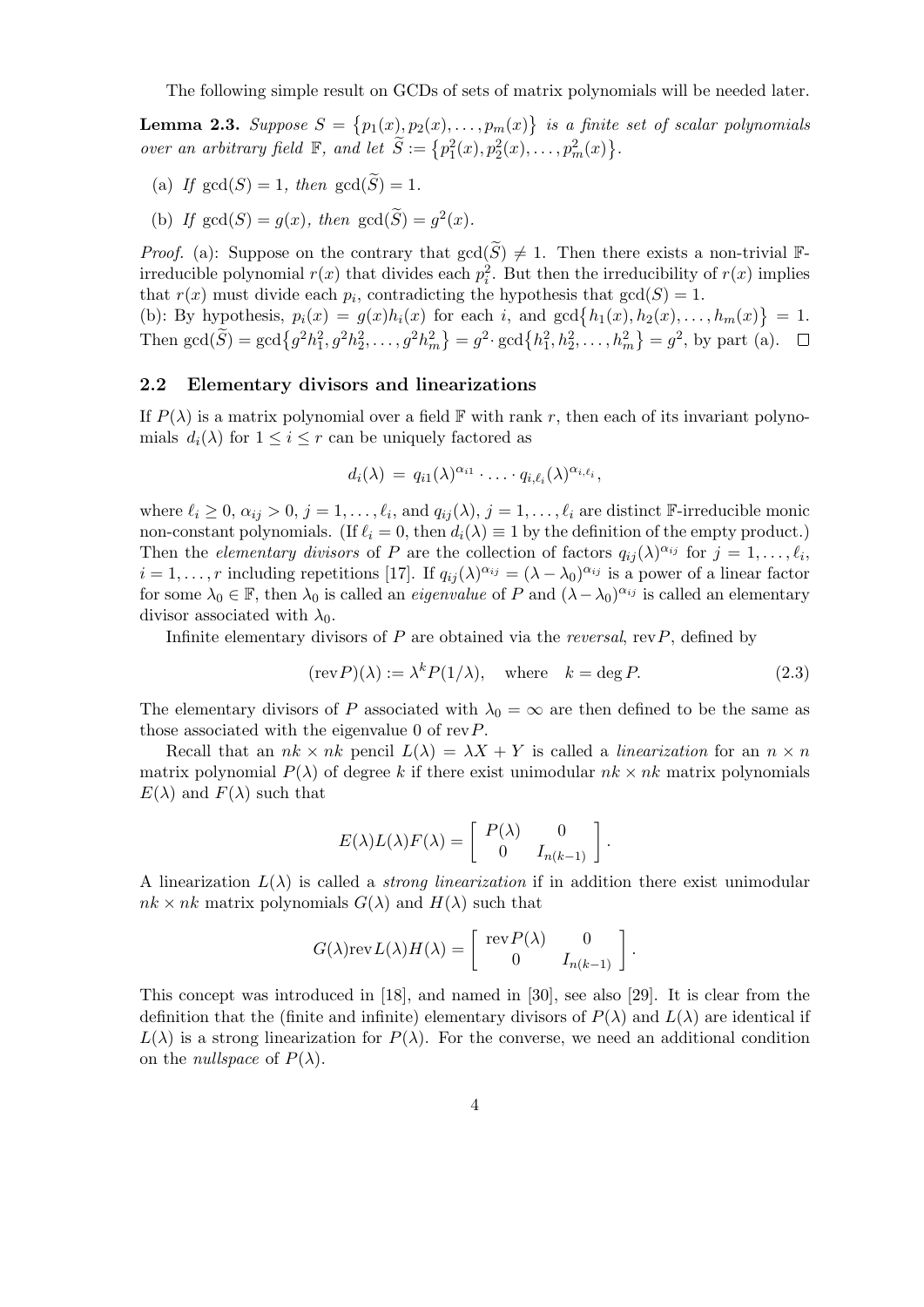The following simple result on GCDs of sets of matrix polynomials will be needed later.

**Lemma 2.3.** *Suppose $S = \{p_1(x), p_2(x), \ldots, p_m(x)\}$ is a finite set of scalar polynomials over an arbitrary field $\mathbb{F}$, and let $\widetilde{S} := \{p_1^2(x), p_2^2(x), \ldots, p_m^2(x)\}$.*

(a) *If $\gcd(S) = 1$, then $\gcd(\widetilde{S}) = 1$.*

(b) *If $\gcd(S) = g(x)$, then $\gcd(\widetilde{S}) = g^2(x)$.*

*Proof.* (a): Suppose on the contrary that $\gcd(\widetilde{S}) \neq 1$. Then there exists a non-trivial $\mathbb{F}$-irreducible polynomial $r(x)$ that divides each $p_i^2$. But then the irreducibility of $r(x)$ implies that $r(x)$ must divide each $p_i$, contradicting the hypothesis that $\gcd(S) = 1$.
(b): By hypothesis, $p_i(x) = g(x)h_i(x)$ for each $i$, and $\gcd\{h_1(x), h_2(x), \ldots, h_m(x)\} = 1$. Then $\gcd(\widetilde{S}) = \gcd\{g^2h_1^2, g^2h_2^2, \ldots, g^2h_m^2\} = g^2 \cdot \gcd\{h_1^2, h_2^2, \ldots, h_m^2\} = g^2$, by part (a). $\square$

### 2.2 Elementary divisors and linearizations

If $P(\lambda)$ is a matrix polynomial over a field $\mathbb{F}$ with rank $r$, then each of its invariant polynomials $d_i(\lambda)$ for $1 \leq i \leq r$ can be uniquely factored as

$$d_i(\lambda) = q_{i1}(\lambda)^{\alpha_{i1}} \cdot \ldots \cdot q_{i,\ell_i}(\lambda)^{\alpha_{i,\ell_i}},$$

where $\ell_i \geq 0$, $\alpha_{ij} > 0$, $j = 1, \ldots, \ell_i$, and $q_{ij}(\lambda)$, $j = 1, \ldots, \ell_i$ are distinct $\mathbb{F}$-irreducible monic non-constant polynomials. (If $\ell_i = 0$, then $d_i(\lambda) \equiv 1$ by the definition of the empty product.) Then the *elementary divisors* of $P$ are the collection of factors $q_{ij}(\lambda)^{\alpha_{ij}}$ for $j = 1, \ldots, \ell_i$, $i = 1, \ldots, r$ including repetitions [17]. If $q_{ij}(\lambda)^{\alpha_{ij}} = (\lambda - \lambda_0)^{\alpha_{ij}}$ is a power of a linear factor for some $\lambda_0 \in \mathbb{F}$, then $\lambda_0$ is called an *eigenvalue* of $P$ and $(\lambda - \lambda_0)^{\alpha_{ij}}$ is called an elementary divisor associated with $\lambda_0$.

Infinite elementary divisors of $P$ are obtained via the *reversal*, $\text{rev}P$, defined by

$$(\text{rev}P)(\lambda) := \lambda^k P(1/\lambda), \quad \text{where} \quad k = \deg P. \tag{2.3}$$

The elementary divisors of $P$ associated with $\lambda_0 = \infty$ are then defined to be the same as those associated with the eigenvalue 0 of $\text{rev}P$.

Recall that an $nk \times nk$ pencil $L(\lambda) = \lambda X + Y$ is called a *linearization* for an $n \times n$ matrix polynomial $P(\lambda)$ of degree $k$ if there exist unimodular $nk \times nk$ matrix polynomials $E(\lambda)$ and $F(\lambda)$ such that

$$E(\lambda)L(\lambda)F(\lambda) = \begin{bmatrix} P(\lambda) & 0 \\ 0 & I_{n(k-1)} \end{bmatrix}.$$

A linearization $L(\lambda)$ is called a *strong linearization* if in addition there exist unimodular $nk \times nk$ matrix polynomials $G(\lambda)$ and $H(\lambda)$ such that

$$G(\lambda)\text{rev}L(\lambda)H(\lambda) = \begin{bmatrix} \text{rev}P(\lambda) & 0 \\ 0 & I_{n(k-1)} \end{bmatrix}.$$

This concept was introduced in [18], and named in [30], see also [29]. It is clear from the definition that the (finite and infinite) elementary divisors of $P(\lambda)$ and $L(\lambda)$ are identical if $L(\lambda)$ is a strong linearization for $P(\lambda)$. For the converse, we need an additional condition on the *nullspace* of $P(\lambda)$.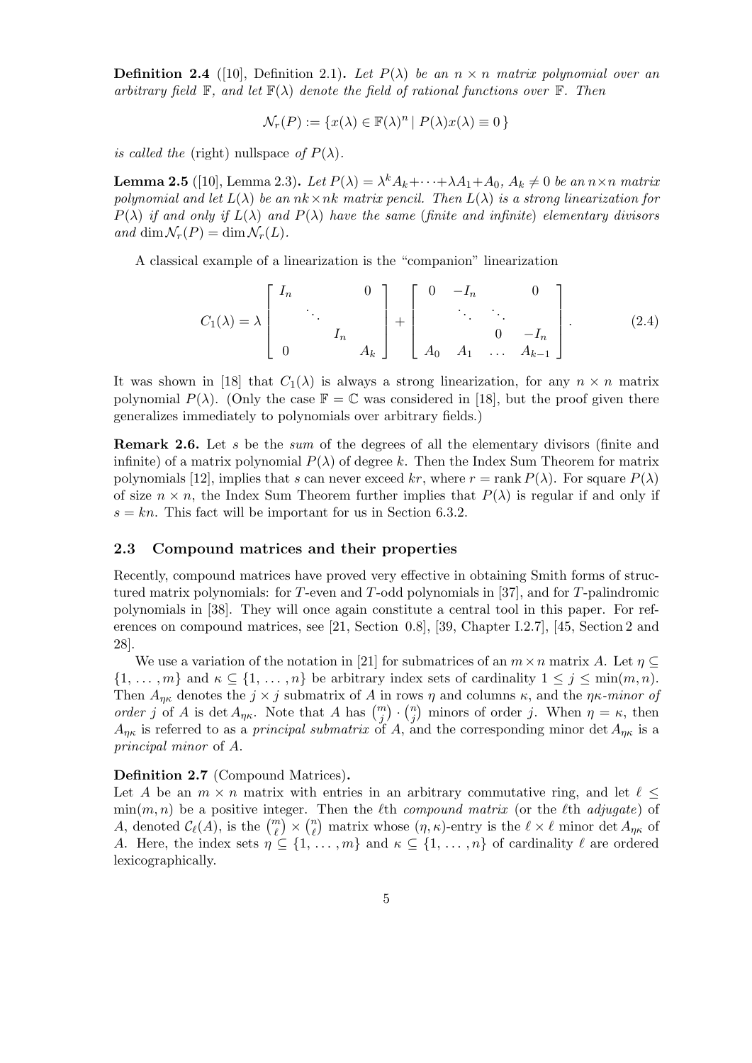**Definition 2.4** ([10], Definition 2.1)**.** *Let $P(\lambda)$ be an $n \times n$ matrix polynomial over an arbitrary field $\mathbb{F}$, and let $\mathbb{F}(\lambda)$ denote the field of rational functions over $\mathbb{F}$. Then*

$$\mathcal{N}_r(P) := \{x(\lambda) \in \mathbb{F}(\lambda)^n \mid P(\lambda)x(\lambda) \equiv 0\}$$

*is called the* (right) nullspace *of $P(\lambda)$.*

**Lemma 2.5** ([10], Lemma 2.3)**.** *Let $P(\lambda) = \lambda^k A_k + \cdots + \lambda A_1 + A_0$, $A_k \neq 0$ be an $n \times n$ matrix polynomial and let $L(\lambda)$ be an $nk \times nk$ matrix pencil. Then $L(\lambda)$ is a strong linearization for $P(\lambda)$ if and only if $L(\lambda)$ and $P(\lambda)$ have the same (finite and infinite) elementary divisors and $\dim \mathcal{N}_r(P) = \dim \mathcal{N}_r(L)$.*

A classical example of a linearization is the "companion" linearization

$$C_1(\lambda) = \lambda \begin{bmatrix} I_n & & & 0 \\ & \ddots & & \\ & & I_n & \\ 0 & & & A_k \end{bmatrix} + \begin{bmatrix} 0 & -I_n & & 0 \\ & \ddots & \ddots & \\ & & 0 & -I_n \\ A_0 & A_1 & \dots & A_{k-1} \end{bmatrix}. \tag{2.4}$$

It was shown in [18] that $C_1(\lambda)$ is always a strong linearization, for any $n \times n$ matrix polynomial $P(\lambda)$. (Only the case $\mathbb{F} = \mathbb{C}$ was considered in [18], but the proof given there generalizes immediately to polynomials over arbitrary fields.)

**Remark 2.6.** Let $s$ be the *sum* of the degrees of all the elementary divisors (finite and infinite) of a matrix polynomial $P(\lambda)$ of degree $k$. Then the Index Sum Theorem for matrix polynomials [12], implies that $s$ can never exceed $kr$, where $r = \operatorname{rank} P(\lambda)$. For square $P(\lambda)$ of size $n \times n$, the Index Sum Theorem further implies that $P(\lambda)$ is regular if and only if $s = kn$. This fact will be important for us in Section 6.3.2.

## 2.3 Compound matrices and their properties

Recently, compound matrices have proved very effective in obtaining Smith forms of structured matrix polynomials: for $T$-even and $T$-odd polynomials in [37], and for $T$-palindromic polynomials in [38]. They will once again constitute a central tool in this paper. For references on compound matrices, see [21, Section 0.8], [39, Chapter I.2.7], [45, Section 2 and 28].

We use a variation of the notation in [21] for submatrices of an $m \times n$ matrix $A$. Let $\eta \subseteq \{1, \dots, m\}$ and $\kappa \subseteq \{1, \dots, n\}$ be arbitrary index sets of cardinality $1 \leq j \leq \min(m, n)$. Then $A_{\eta\kappa}$ denotes the $j \times j$ submatrix of $A$ in rows $\eta$ and columns $\kappa$, and the *$\eta\kappa$-minor of order $j$* of $A$ is $\det A_{\eta\kappa}$. Note that $A$ has $\binom{m}{j} \cdot \binom{n}{j}$ minors of order $j$. When $\eta = \kappa$, then $A_{\eta\kappa}$ is referred to as a *principal submatrix* of $A$, and the corresponding minor $\det A_{\eta\kappa}$ is a *principal minor* of $A$.

**Definition 2.7** (Compound Matrices)**.**
Let $A$ be an $m \times n$ matrix with entries in an arbitrary commutative ring, and let $\ell \leq \min(m, n)$ be a positive integer. Then the $\ell$th *compound matrix* (or the $\ell$th *adjugate*) of $A$, denoted $\mathcal{C}_\ell(A)$, is the $\binom{m}{\ell} \times \binom{n}{\ell}$ matrix whose $(\eta, \kappa)$-entry is the $\ell \times \ell$ minor $\det A_{\eta\kappa}$ of $A$. Here, the index sets $\eta \subseteq \{1, \dots, m\}$ and $\kappa \subseteq \{1, \dots, n\}$ of cardinality $\ell$ are ordered lexicographically.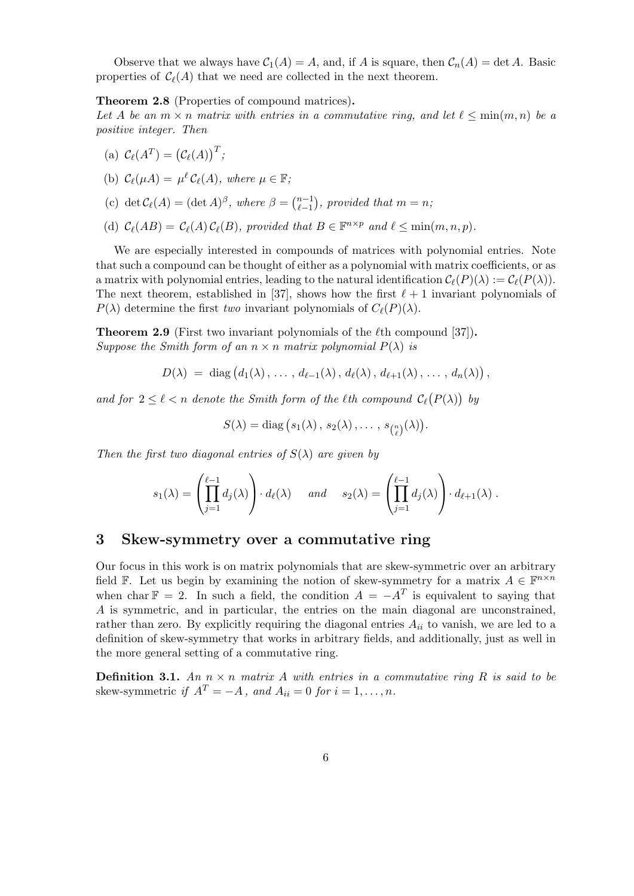Observe that we always have $\mathcal{C}_1(A) = A$, and, if $A$ is square, then $\mathcal{C}_n(A) = \det A$. Basic properties of $\mathcal{C}_\ell(A)$ that we need are collected in the next theorem.

**Theorem 2.8** (Properties of compound matrices)**.**
*Let $A$ be an $m \times n$ matrix with entries in a commutative ring, and let $\ell \leq \min(m, n)$ be a positive integer. Then*

(a) $\mathcal{C}_\ell(A^T) = \big(\mathcal{C}_\ell(A)\big)^T$*;*

(b) $\mathcal{C}_\ell(\mu A) = \mu^\ell\, \mathcal{C}_\ell(A)$*, where $\mu \in \mathbb{F}$;*

(c) $\det \mathcal{C}_\ell(A) = (\det A)^\beta$*, where $\beta = \binom{n-1}{\ell-1}$, provided that $m = n$;*

(d) $\mathcal{C}_\ell(AB) = \mathcal{C}_\ell(A)\, \mathcal{C}_\ell(B)$*, provided that $B \in \mathbb{F}^{n \times p}$ and $\ell \leq \min(m, n, p)$.*

We are especially interested in compounds of matrices with polynomial entries. Note that such a compound can be thought of either as a polynomial with matrix coefficients, or as a matrix with polynomial entries, leading to the natural identification $\mathcal{C}_\ell(P)(\lambda) := \mathcal{C}_\ell(P(\lambda))$. The next theorem, established in [37], shows how the first $\ell + 1$ invariant polynomials of $P(\lambda)$ determine the first *two* invariant polynomials of $C_\ell(P)(\lambda)$.

**Theorem 2.9** (First two invariant polynomials of the $\ell$th compound [37])**.**
*Suppose the Smith form of an $n \times n$ matrix polynomial $P(\lambda)$ is*

$$D(\lambda) \;=\; \operatorname{diag}\big(d_1(\lambda)\,,\,\ldots\,,\,d_{\ell-1}(\lambda)\,,\,d_\ell(\lambda)\,,\,d_{\ell+1}(\lambda)\,,\,\ldots\,,\,d_n(\lambda)\big)\,,$$

*and for $2 \leq \ell < n$ denote the Smith form of the $\ell$th compound $\mathcal{C}_\ell\big(P(\lambda)\big)$ by*

$$S(\lambda) = \operatorname{diag}\big(s_1(\lambda)\,,\,s_2(\lambda)\,,\ldots\,,\,s_{\binom{n}{\ell}}(\lambda)\big).$$

*Then the first two diagonal entries of $S(\lambda)$ are given by*

$$s_1(\lambda) = \left(\prod_{j=1}^{\ell-1} d_j(\lambda)\right) \cdot d_\ell(\lambda) \qquad \text{and} \qquad s_2(\lambda) = \left(\prod_{j=1}^{\ell-1} d_j(\lambda)\right) \cdot d_{\ell+1}(\lambda)\,.$$

## 3 Skew-symmetry over a commutative ring

Our focus in this work is on matrix polynomials that are skew-symmetric over an arbitrary field $\mathbb{F}$. Let us begin by examining the notion of skew-symmetry for a matrix $A \in \mathbb{F}^{n \times n}$ when $\operatorname{char} \mathbb{F} = 2$. In such a field, the condition $A = -A^T$ is equivalent to saying that $A$ is symmetric, and in particular, the entries on the main diagonal are unconstrained, rather than zero. By explicitly requiring the diagonal entries $A_{ii}$ to vanish, we are led to a definition of skew-symmetry that works in arbitrary fields, and additionally, just as well in the more general setting of a commutative ring.

**Definition 3.1.** *An $n \times n$ matrix $A$ with entries in a commutative ring $R$ is said to be* skew-symmetric *if $A^T = -A$, and $A_{ii} = 0$ for $i = 1, \ldots, n$.*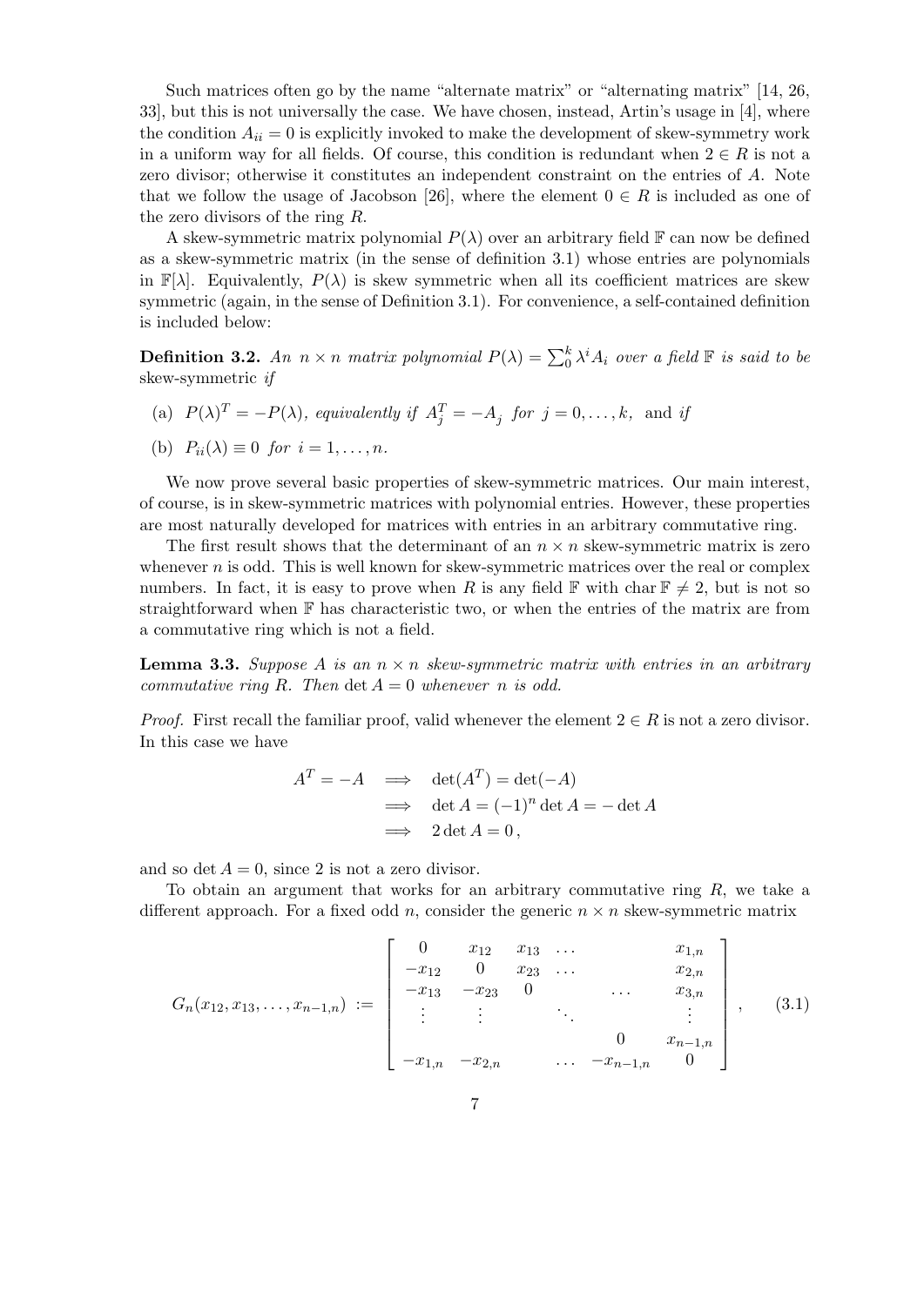Such matrices often go by the name "alternate matrix" or "alternating matrix" [14, 26, 33], but this is not universally the case. We have chosen, instead, Artin's usage in [4], where the condition $A_{ii} = 0$ is explicitly invoked to make the development of skew-symmetry work in a uniform way for all fields. Of course, this condition is redundant when $2 \in R$ is not a zero divisor; otherwise it constitutes an independent constraint on the entries of $A$. Note that we follow the usage of Jacobson [26], where the element $0 \in R$ is included as one of the zero divisors of the ring $R$.

A skew-symmetric matrix polynomial $P(\lambda)$ over an arbitrary field $\mathbb{F}$ can now be defined as a skew-symmetric matrix (in the sense of definition 3.1) whose entries are polynomials in $\mathbb{F}[\lambda]$. Equivalently, $P(\lambda)$ is skew symmetric when all its coefficient matrices are skew symmetric (again, in the sense of Definition 3.1). For convenience, a self-contained definition is included below:

**Definition 3.2.** *An $n \times n$ matrix polynomial $P(\lambda) = \sum_0^k \lambda^i A_i$ over a field $\mathbb{F}$ is said to be* skew-symmetric *if*

(a) $P(\lambda)^T = -P(\lambda)$, *equivalently if* $A_j^T = -A_j$ *for* $j = 0, \ldots, k,$ and *if*

(b) $P_{ii}(\lambda) \equiv 0$ *for* $i = 1, \ldots, n$.

We now prove several basic properties of skew-symmetric matrices. Our main interest, of course, is in skew-symmetric matrices with polynomial entries. However, these properties are most naturally developed for matrices with entries in an arbitrary commutative ring.

The first result shows that the determinant of an $n \times n$ skew-symmetric matrix is zero whenever $n$ is odd. This is well known for skew-symmetric matrices over the real or complex numbers. In fact, it is easy to prove when $R$ is any field $\mathbb{F}$ with $\operatorname{char} \mathbb{F} \neq 2$, but is not so straightforward when $\mathbb{F}$ has characteristic two, or when the entries of the matrix are from a commutative ring which is not a field.

**Lemma 3.3.** *Suppose $A$ is an $n \times n$ skew-symmetric matrix with entries in an arbitrary commutative ring $R$. Then $\det A = 0$ whenever $n$ is odd.*

*Proof.* First recall the familiar proof, valid whenever the element $2 \in R$ is not a zero divisor. In this case we have

$$
\begin{aligned}
A^T = -A \quad &\Longrightarrow \quad \det(A^T) = \det(-A) \\
&\Longrightarrow \quad \det A = (-1)^n \det A = -\det A \\
&\Longrightarrow \quad 2 \det A = 0\,,
\end{aligned}
$$

and so $\det A = 0$, since 2 is not a zero divisor.

To obtain an argument that works for an arbitrary commutative ring $R$, we take a different approach. For a fixed odd $n$, consider the generic $n \times n$ skew-symmetric matrix

$$
G_n(x_{12}, x_{13}, \ldots, x_{n-1,n}) := \begin{bmatrix}
0 & x_{12} & x_{13} & \ldots & & x_{1,n} \\
-x_{12} & 0 & x_{23} & \ldots & & x_{2,n} \\
-x_{13} & -x_{23} & 0 & & \ldots & x_{3,n} \\
\vdots & \vdots & & \ddots & & \vdots \\
 & & & & 0 & x_{n-1,n} \\
-x_{1,n} & -x_{2,n} & & \ldots & -x_{n-1,n} & 0
\end{bmatrix}, \tag{3.1}
$$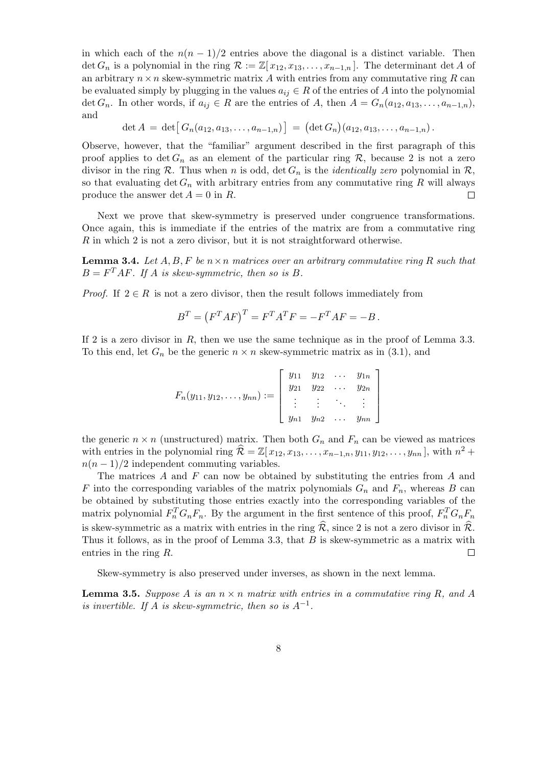in which each of the $n(n-1)/2$ entries above the diagonal is a distinct variable. Then $\det G_n$ is a polynomial in the ring $\mathcal{R} := \mathbb{Z}[\,x_{12}, x_{13}, \ldots, x_{n-1,n}\,]$. The determinant $\det A$ of an arbitrary $n \times n$ skew-symmetric matrix $A$ with entries from any commutative ring $R$ can be evaluated simply by plugging in the values $a_{ij} \in R$ of the entries of $A$ into the polynomial $\det G_n$. In other words, if $a_{ij} \in R$ are the entries of $A$, then $A = G_n(a_{12}, a_{13}, \ldots, a_{n-1,n})$, and

$$\det A \,=\, \det\big[\, G_n(a_{12}, a_{13}, \ldots, a_{n-1,n})\,\big] \,=\, \big(\det G_n\big)(a_{12}, a_{13}, \ldots, a_{n-1,n})\,.$$

Observe, however, that the "familiar" argument described in the first paragraph of this proof applies to $\det G_n$ as an element of the particular ring $\mathcal{R}$, because 2 is not a zero divisor in the ring $\mathcal{R}$. Thus when $n$ is odd, $\det G_n$ is the *identically zero* polynomial in $\mathcal{R}$, so that evaluating $\det G_n$ with arbitrary entries from any commutative ring $R$ will always produce the answer $\det A = 0$ in $R$. $\square$

Next we prove that skew-symmetry is preserved under congruence transformations. Once again, this is immediate if the entries of the matrix are from a commutative ring $R$ in which 2 is not a zero divisor, but it is not straightforward otherwise.

**Lemma 3.4.** *Let $A, B, F$ be $n \times n$ matrices over an arbitrary commutative ring $R$ such that $B = F^T A F$. If $A$ is skew-symmetric, then so is $B$.*

*Proof.* If $2 \in R$ is not a zero divisor, then the result follows immediately from

$$B^T = \big(F^T A F\big)^T = F^T A^T F = -F^T A F = -B\,.$$

If 2 is a zero divisor in $R$, then we use the same technique as in the proof of Lemma 3.3. To this end, let $G_n$ be the generic $n \times n$ skew-symmetric matrix as in (3.1), and

$$F_n(y_{11}, y_{12}, \ldots, y_{nn}) := \begin{bmatrix} y_{11} & y_{12} & \cdots & y_{1n} \\ y_{21} & y_{22} & \cdots & y_{2n} \\ \vdots & \vdots & \ddots & \vdots \\ y_{n1} & y_{n2} & \cdots & y_{nn} \end{bmatrix}$$

the generic $n \times n$ (unstructured) matrix. Then both $G_n$ and $F_n$ can be viewed as matrices with entries in the polynomial ring $\widehat{\mathcal{R}} = \mathbb{Z}[\,x_{12}, x_{13}, \ldots, x_{n-1,n}, y_{11}, y_{12}, \ldots, y_{nn}\,]$, with $n^2 + n(n-1)/2$ independent commuting variables.

The matrices $A$ and $F$ can now be obtained by substituting the entries from $A$ and $F$ into the corresponding variables of the matrix polynomials $G_n$ and $F_n$, whereas $B$ can be obtained by substituting those entries exactly into the corresponding variables of the matrix polynomial $F_n^T G_n F_n$. By the argument in the first sentence of this proof, $F_n^T G_n F_n$ is skew-symmetric as a matrix with entries in the ring $\widehat{\mathcal{R}}$, since 2 is not a zero divisor in $\widehat{\mathcal{R}}$. Thus it follows, as in the proof of Lemma 3.3, that $B$ is skew-symmetric as a matrix with entries in the ring $R$. $\square$

Skew-symmetry is also preserved under inverses, as shown in the next lemma.

**Lemma 3.5.** *Suppose $A$ is an $n \times n$ matrix with entries in a commutative ring $R$, and $A$ is invertible. If $A$ is skew-symmetric, then so is $A^{-1}$.*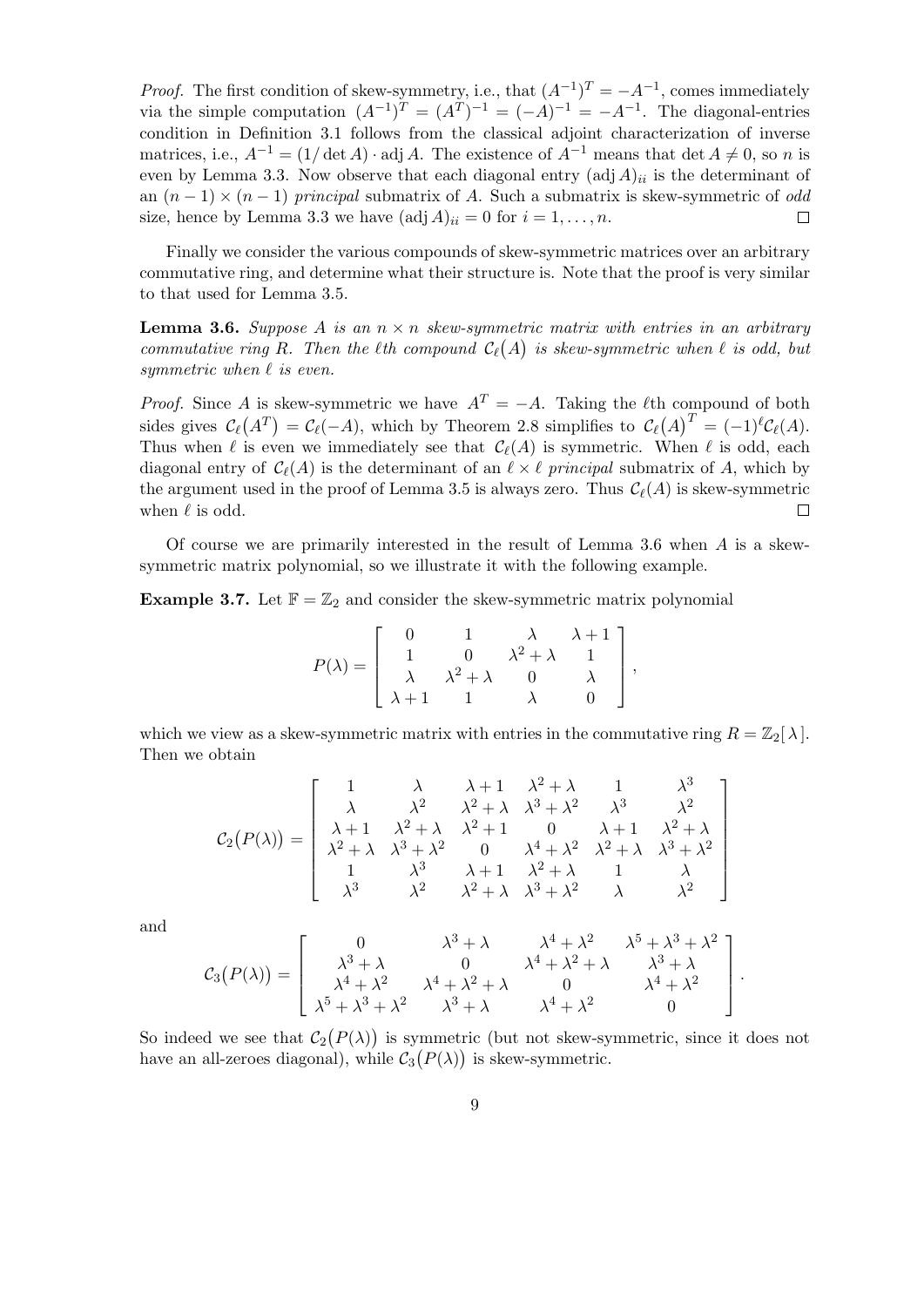*Proof.* The first condition of skew-symmetry, i.e., that $(A^{-1})^T = -A^{-1}$, comes immediately via the simple computation $(A^{-1})^T = (A^T)^{-1} = (-A)^{-1} = -A^{-1}$. The diagonal-entries condition in Definition 3.1 follows from the classical adjoint characterization of inverse matrices, i.e., $A^{-1} = (1/\det A) \cdot \operatorname{adj} A$. The existence of $A^{-1}$ means that $\det A \neq 0$, so $n$ is even by Lemma 3.3. Now observe that each diagonal entry $(\operatorname{adj} A)_{ii}$ is the determinant of an $(n-1) \times (n-1)$ *principal* submatrix of $A$. Such a submatrix is skew-symmetric of *odd* size, hence by Lemma 3.3 we have $(\operatorname{adj} A)_{ii} = 0$ for $i = 1, \ldots, n$. $\square$

Finally we consider the various compounds of skew-symmetric matrices over an arbitrary commutative ring, and determine what their structure is. Note that the proof is very similar to that used for Lemma 3.5.

**Lemma 3.6.** *Suppose $A$ is an $n \times n$ skew-symmetric matrix with entries in an arbitrary commutative ring $R$. Then the $\ell$th compound $\mathcal{C}_\ell(A)$ is skew-symmetric when $\ell$ is odd, but symmetric when $\ell$ is even.*

*Proof.* Since $A$ is skew-symmetric we have $A^T = -A$. Taking the $\ell$th compound of both sides gives $\mathcal{C}_\ell(A^T) = \mathcal{C}_\ell(-A)$, which by Theorem 2.8 simplifies to $\mathcal{C}_\ell(A)^T = (-1)^\ell \mathcal{C}_\ell(A)$. Thus when $\ell$ is even we immediately see that $\mathcal{C}_\ell(A)$ is symmetric. When $\ell$ is odd, each diagonal entry of $\mathcal{C}_\ell(A)$ is the determinant of an $\ell \times \ell$ *principal* submatrix of $A$, which by the argument used in the proof of Lemma 3.5 is always zero. Thus $\mathcal{C}_\ell(A)$ is skew-symmetric when $\ell$ is odd. $\square$

Of course we are primarily interested in the result of Lemma 3.6 when $A$ is a skew-symmetric matrix polynomial, so we illustrate it with the following example.

**Example 3.7.** Let $\mathbb{F} = \mathbb{Z}_2$ and consider the skew-symmetric matrix polynomial

$$P(\lambda) = \begin{bmatrix} 0 & 1 & \lambda & \lambda+1 \\ 1 & 0 & \lambda^2+\lambda & 1 \\ \lambda & \lambda^2+\lambda & 0 & \lambda \\ \lambda+1 & 1 & \lambda & 0 \end{bmatrix},$$

which we view as a skew-symmetric matrix with entries in the commutative ring $R = \mathbb{Z}_2[\,\lambda\,]$. Then we obtain

$$\mathcal{C}_2\big(P(\lambda)\big) = \begin{bmatrix} 1 & \lambda & \lambda+1 & \lambda^2+\lambda & 1 & \lambda^3 \\ \lambda & \lambda^2 & \lambda^2+\lambda & \lambda^3+\lambda^2 & \lambda^3 & \lambda^2 \\ \lambda+1 & \lambda^2+\lambda & \lambda^2+1 & 0 & \lambda+1 & \lambda^2+\lambda \\ \lambda^2+\lambda & \lambda^3+\lambda^2 & 0 & \lambda^4+\lambda^2 & \lambda^2+\lambda & \lambda^3+\lambda^2 \\ 1 & \lambda^3 & \lambda+1 & \lambda^2+\lambda & 1 & \lambda \\ \lambda^3 & \lambda^2 & \lambda^2+\lambda & \lambda^3+\lambda^2 & \lambda & \lambda^2 \end{bmatrix}$$

and

$$\mathcal{C}_3\big(P(\lambda)\big) = \begin{bmatrix} 0 & \lambda^3+\lambda & \lambda^4+\lambda^2 & \lambda^5+\lambda^3+\lambda^2 \\ \lambda^3+\lambda & 0 & \lambda^4+\lambda^2+\lambda & \lambda^3+\lambda \\ \lambda^4+\lambda^2 & \lambda^4+\lambda^2+\lambda & 0 & \lambda^4+\lambda^2 \\ \lambda^5+\lambda^3+\lambda^2 & \lambda^3+\lambda & \lambda^4+\lambda^2 & 0 \end{bmatrix}.$$

So indeed we see that $\mathcal{C}_2\big(P(\lambda)\big)$ is symmetric (but not skew-symmetric, since it does not have an all-zeroes diagonal), while $\mathcal{C}_3\big(P(\lambda)\big)$ is skew-symmetric.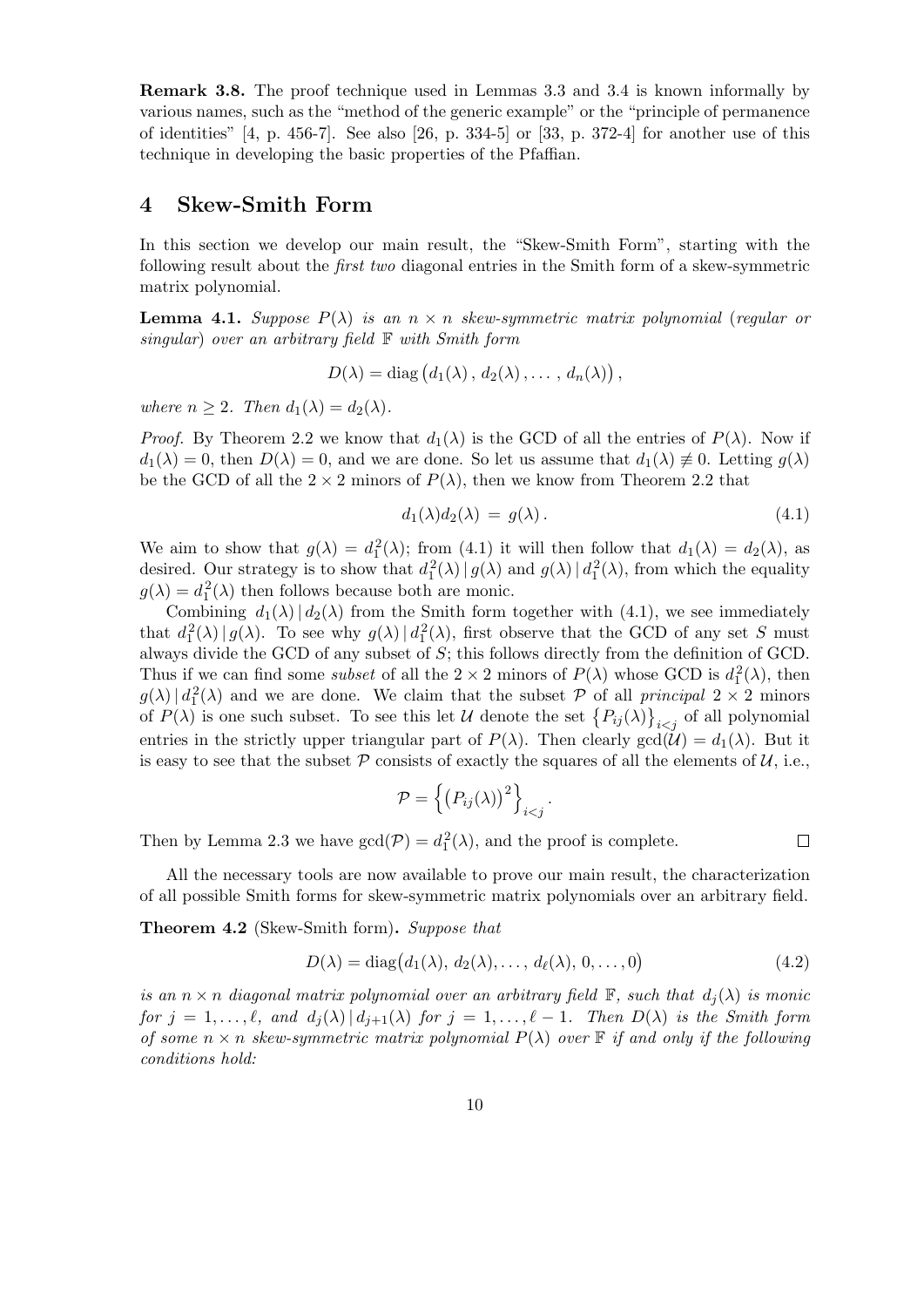**Remark 3.8.** The proof technique used in Lemmas 3.3 and 3.4 is known informally by various names, such as the "method of the generic example" or the "principle of permanence of identities" [4, p. 456-7]. See also [26, p. 334-5] or [33, p. 372-4] for another use of this technique in developing the basic properties of the Pfaffian.

## 4 Skew-Smith Form

In this section we develop our main result, the "Skew-Smith Form", starting with the following result about the *first two* diagonal entries in the Smith form of a skew-symmetric matrix polynomial.

**Lemma 4.1.** *Suppose $P(\lambda)$ is an $n \times n$ skew-symmetric matrix polynomial (regular or singular) over an arbitrary field $\mathbb{F}$ with Smith form*

$$D(\lambda) = \operatorname{diag}\big(d_1(\lambda)\,,\, d_2(\lambda)\,, \ldots\,,\, d_n(\lambda)\big)\,,$$

*where $n \geq 2$. Then $d_1(\lambda) = d_2(\lambda)$.*

*Proof.* By Theorem 2.2 we know that $d_1(\lambda)$ is the GCD of all the entries of $P(\lambda)$. Now if $d_1(\lambda) = 0$, then $D(\lambda) = 0$, and we are done. So let us assume that $d_1(\lambda) \not\equiv 0$. Letting $g(\lambda)$ be the GCD of all the $2 \times 2$ minors of $P(\lambda)$, then we know from Theorem 2.2 that

$$d_1(\lambda) d_2(\lambda) \;=\; g(\lambda)\,. \tag{4.1}$$

We aim to show that $g(\lambda) = d_1^2(\lambda)$; from (4.1) it will then follow that $d_1(\lambda) = d_2(\lambda)$, as desired. Our strategy is to show that $d_1^2(\lambda) \,|\, g(\lambda)$ and $g(\lambda) \,|\, d_1^2(\lambda)$, from which the equality $g(\lambda) = d_1^2(\lambda)$ then follows because both are monic.

Combining $d_1(\lambda) \,|\, d_2(\lambda)$ from the Smith form together with (4.1), we see immediately that $d_1^2(\lambda) \,|\, g(\lambda)$. To see why $g(\lambda) \,|\, d_1^2(\lambda)$, first observe that the GCD of any set $S$ must always divide the GCD of any subset of $S$; this follows directly from the definition of GCD. Thus if we can find some *subset* of all the $2 \times 2$ minors of $P(\lambda)$ whose GCD is $d_1^2(\lambda)$, then $g(\lambda) \,|\, d_1^2(\lambda)$ and we are done. We claim that the subset $\mathcal{P}$ of all *principal* $2 \times 2$ minors of $P(\lambda)$ is one such subset. To see this let $\mathcal{U}$ denote the set $\big\{P_{ij}(\lambda)\big\}_{i<j}$ of all polynomial entries in the strictly upper triangular part of $P(\lambda)$. Then clearly $\gcd(\mathcal{U}) = d_1(\lambda)$. But it is easy to see that the subset $\mathcal{P}$ consists of exactly the squares of all the elements of $\mathcal{U}$, i.e.,

$$\mathcal{P} = \Big\{\big(P_{ij}(\lambda)\big)^2\Big\}_{i<j}\,.$$

Then by Lemma 2.3 we have $\gcd(\mathcal{P}) = d_1^2(\lambda)$, and the proof is complete. $\square$

All the necessary tools are now available to prove our main result, the characterization of all possible Smith forms for skew-symmetric matrix polynomials over an arbitrary field.

**Theorem 4.2** (Skew-Smith form)**.** *Suppose that*

$$D(\lambda) = \operatorname{diag}\big(d_1(\lambda),\, d_2(\lambda), \ldots,\, d_\ell(\lambda),\, 0, \ldots, 0\big) \tag{4.2}$$

*is an $n \times n$ diagonal matrix polynomial over an arbitrary field $\mathbb{F}$, such that $d_j(\lambda)$ is monic for $j = 1, \ldots, \ell$, and $d_j(\lambda) \,|\, d_{j+1}(\lambda)$ for $j = 1, \ldots, \ell - 1$. Then $D(\lambda)$ is the Smith form of some $n \times n$ skew-symmetric matrix polynomial $P(\lambda)$ over $\mathbb{F}$ if and only if the following conditions hold:*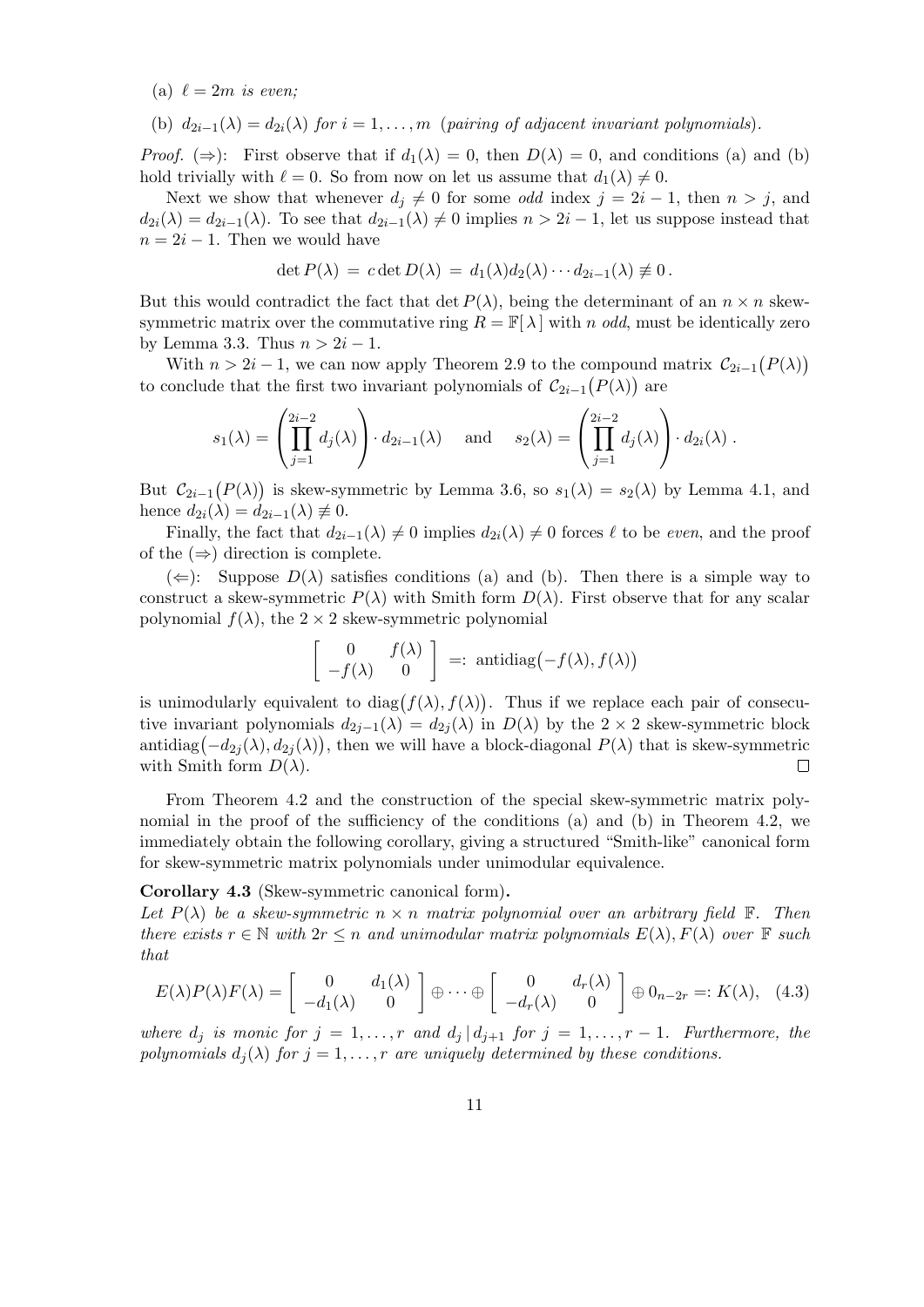(a) $\ell = 2m$ *is even;*

(b) $d_{2i-1}(\lambda) = d_{2i}(\lambda)$ *for* $i = 1, \dots, m$ *(pairing of adjacent invariant polynomials).*

*Proof.* ($\Rightarrow$): First observe that if $d_1(\lambda) = 0$, then $D(\lambda) = 0$, and conditions (a) and (b) hold trivially with $\ell = 0$. So from now on let us assume that $d_1(\lambda) \neq 0$.

Next we show that whenever $d_j \neq 0$ for some *odd* index $j = 2i - 1$, then $n > j$, and $d_{2i}(\lambda) = d_{2i-1}(\lambda)$. To see that $d_{2i-1}(\lambda) \neq 0$ implies $n > 2i - 1$, let us suppose instead that $n = 2i - 1$. Then we would have

$$\det P(\lambda) \;=\; c \det D(\lambda) \;=\; d_1(\lambda) d_2(\lambda) \cdots d_{2i-1}(\lambda) \not\equiv 0\,.$$

But this would contradict the fact that $\det P(\lambda)$, being the determinant of an $n \times n$ skew-symmetric matrix over the commutative ring $R = \mathbb{F}[\,\lambda\,]$ with $n$ *odd*, must be identically zero by Lemma 3.3. Thus $n > 2i - 1$.

With $n > 2i - 1$, we can now apply Theorem 2.9 to the compound matrix $\mathcal{C}_{2i-1}\big(P(\lambda)\big)$ to conclude that the first two invariant polynomials of $\mathcal{C}_{2i-1}\big(P(\lambda)\big)$ are

$$s_1(\lambda) = \left(\prod_{j=1}^{2i-2} d_j(\lambda)\right) \cdot d_{2i-1}(\lambda) \quad \text{ and } \quad s_2(\lambda) = \left(\prod_{j=1}^{2i-2} d_j(\lambda)\right) \cdot d_{2i}(\lambda)\,.$$

But $\mathcal{C}_{2i-1}\big(P(\lambda)\big)$ is skew-symmetric by Lemma 3.6, so $s_1(\lambda) = s_2(\lambda)$ by Lemma 4.1, and hence $d_{2i}(\lambda) = d_{2i-1}(\lambda) \not\equiv 0$.

Finally, the fact that $d_{2i-1}(\lambda) \neq 0$ implies $d_{2i}(\lambda) \neq 0$ forces $\ell$ to be *even*, and the proof of the ($\Rightarrow$) direction is complete.

($\Leftarrow$): Suppose $D(\lambda)$ satisfies conditions (a) and (b). Then there is a simple way to construct a skew-symmetric $P(\lambda)$ with Smith form $D(\lambda)$. First observe that for any scalar polynomial $f(\lambda)$, the $2 \times 2$ skew-symmetric polynomial

$$\begin{bmatrix} 0 & f(\lambda) \\ -f(\lambda) & 0 \end{bmatrix} \;=:\; \operatorname{antidiag}\big(-f(\lambda), f(\lambda)\big)$$

is unimodularly equivalent to $\operatorname{diag}\big(f(\lambda), f(\lambda)\big)$. Thus if we replace each pair of consecutive invariant polynomials $d_{2j-1}(\lambda) = d_{2j}(\lambda)$ in $D(\lambda)$ by the $2 \times 2$ skew-symmetric block $\operatorname{antidiag}\big(-d_{2j}(\lambda), d_{2j}(\lambda)\big)$, then we will have a block-diagonal $P(\lambda)$ that is skew-symmetric with Smith form $D(\lambda)$. $\square$

From Theorem 4.2 and the construction of the special skew-symmetric matrix polynomial in the proof of the sufficiency of the conditions (a) and (b) in Theorem 4.2, we immediately obtain the following corollary, giving a structured "Smith-like" canonical form for skew-symmetric matrix polynomials under unimodular equivalence.

**Corollary 4.3** (Skew-symmetric canonical form)**.**
*Let $P(\lambda)$ be a skew-symmetric $n \times n$ matrix polynomial over an arbitrary field $\mathbb{F}$. Then there exists $r \in \mathbb{N}$ with $2r \leq n$ and unimodular matrix polynomials $E(\lambda), F(\lambda)$ over $\mathbb{F}$ such that*

$$E(\lambda)P(\lambda)F(\lambda) = \begin{bmatrix} 0 & d_1(\lambda) \\ -d_1(\lambda) & 0 \end{bmatrix} \oplus \cdots \oplus \begin{bmatrix} 0 & d_r(\lambda) \\ -d_r(\lambda) & 0 \end{bmatrix} \oplus 0_{n-2r} =: K(\lambda), \quad (4.3)$$

*where $d_j$ is monic for $j = 1, \dots, r$ and $d_j \,|\, d_{j+1}$ for $j = 1, \dots, r-1$. Furthermore, the polynomials $d_j(\lambda)$ for $j = 1, \dots, r$ are uniquely determined by these conditions.*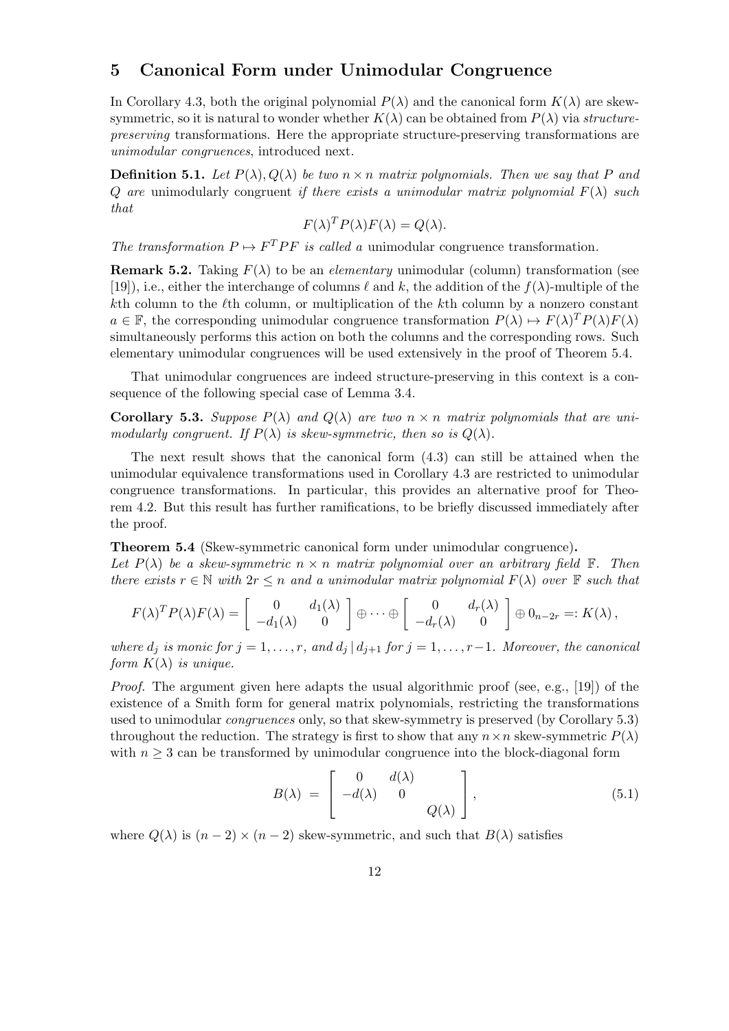## 5 Canonical Form under Unimodular Congruence

In Corollary 4.3, both the original polynomial $P(\lambda)$ and the canonical form $K(\lambda)$ are skew-symmetric, so it is natural to wonder whether $K(\lambda)$ can be obtained from $P(\lambda)$ via *structure-preserving* transformations. Here the appropriate structure-preserving transformations are *unimodular congruences*, introduced next.

**Definition 5.1.** *Let $P(\lambda), Q(\lambda)$ be two $n \times n$ matrix polynomials. Then we say that $P$ and $Q$ are* unimodularly congruent *if there exists a unimodular matrix polynomial $F(\lambda)$ such that*

$$F(\lambda)^T P(\lambda) F(\lambda) = Q(\lambda).$$

*The transformation $P \mapsto F^T P F$ is called a* unimodular congruence transformation*.*

**Remark 5.2.** Taking $F(\lambda)$ to be an *elementary* unimodular (column) transformation (see [19]), i.e., either the interchange of columns $\ell$ and $k$, the addition of the $f(\lambda)$-multiple of the $k$th column to the $\ell$th column, or multiplication of the $k$th column by a nonzero constant $a \in \mathbb{F}$, the corresponding unimodular congruence transformation $P(\lambda) \mapsto F(\lambda)^T P(\lambda) F(\lambda)$ simultaneously performs this action on both the columns and the corresponding rows. Such elementary unimodular congruences will be used extensively in the proof of Theorem 5.4.

That unimodular congruences are indeed structure-preserving in this context is a consequence of the following special case of Lemma 3.4.

**Corollary 5.3.** *Suppose $P(\lambda)$ and $Q(\lambda)$ are two $n \times n$ matrix polynomials that are unimodularly congruent. If $P(\lambda)$ is skew-symmetric, then so is $Q(\lambda)$.*

The next result shows that the canonical form (4.3) can still be attained when the unimodular equivalence transformations used in Corollary 4.3 are restricted to unimodular congruence transformations. In particular, this provides an alternative proof for Theorem 4.2. But this result has further ramifications, to be briefly discussed immediately after the proof.

**Theorem 5.4** (Skew-symmetric canonical form under unimodular congruence)**.**
*Let $P(\lambda)$ be a skew-symmetric $n \times n$ matrix polynomial over an arbitrary field $\mathbb{F}$. Then there exists $r \in \mathbb{N}$ with $2r \leq n$ and a unimodular matrix polynomial $F(\lambda)$ over $\mathbb{F}$ such that*

$$F(\lambda)^T P(\lambda) F(\lambda) = \begin{bmatrix} 0 & d_1(\lambda) \\ -d_1(\lambda) & 0 \end{bmatrix} \oplus \cdots \oplus \begin{bmatrix} 0 & d_r(\lambda) \\ -d_r(\lambda) & 0 \end{bmatrix} \oplus 0_{n-2r} =: K(\lambda)\,,$$

*where $d_j$ is monic for $j = 1, \ldots, r$, and $d_j \,|\, d_{j+1}$ for $j = 1, \ldots, r-1$. Moreover, the canonical form $K(\lambda)$ is unique.*

*Proof.* The argument given here adapts the usual algorithmic proof (see, e.g., [19]) of the existence of a Smith form for general matrix polynomials, restricting the transformations used to unimodular *congruences* only, so that skew-symmetry is preserved (by Corollary 5.3) throughout the reduction. The strategy is first to show that any $n \times n$ skew-symmetric $P(\lambda)$ with $n \geq 3$ can be transformed by unimodular congruence into the block-diagonal form

$$B(\lambda) \;=\; \begin{bmatrix} 0 & d(\lambda) & \\ -d(\lambda) & 0 & \\ & & Q(\lambda) \end{bmatrix}, \tag{5.1}$$

where $Q(\lambda)$ is $(n-2) \times (n-2)$ skew-symmetric, and such that $B(\lambda)$ satisfies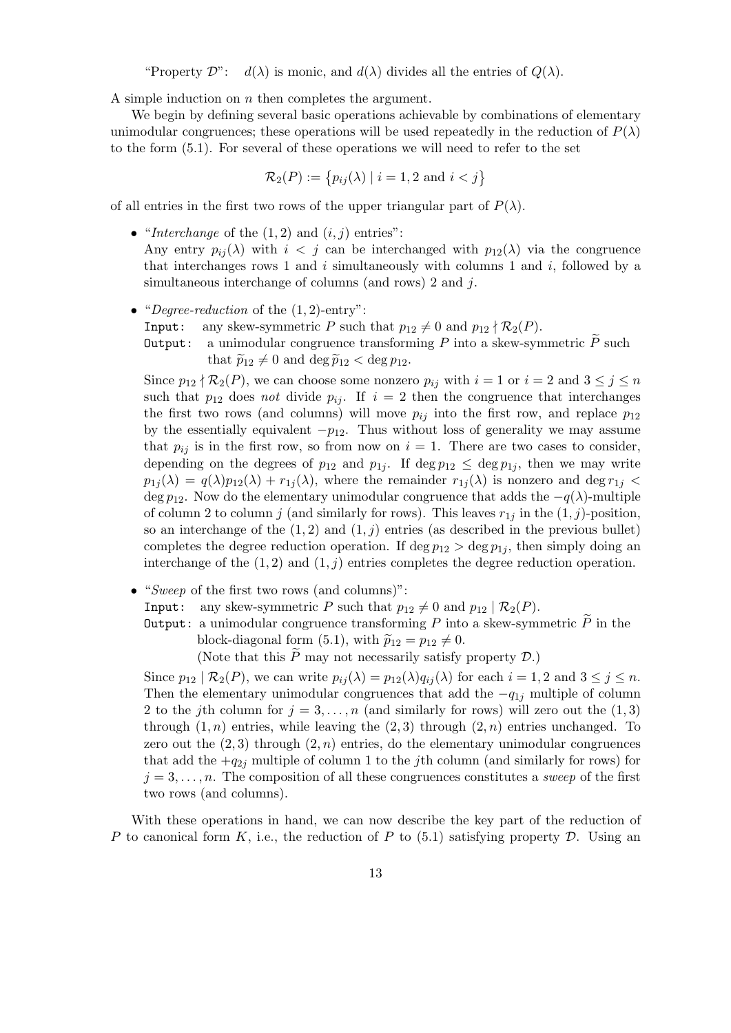"Property $\mathcal{D}$": $\quad d(\lambda)$ is monic, and $d(\lambda)$ divides all the entries of $Q(\lambda)$.

A simple induction on $n$ then completes the argument.

We begin by defining several basic operations achievable by combinations of elementary unimodular congruences; these operations will be used repeatedly in the reduction of $P(\lambda)$ to the form (5.1). For several of these operations we will need to refer to the set

$$\mathcal{R}_2(P) := \{p_{ij}(\lambda) \mid i = 1, 2 \text{ and } i < j\}$$

of all entries in the first two rows of the upper triangular part of $P(\lambda)$.

- "*Interchange* of the $(1,2)$ and $(i,j)$ entries":
  Any entry $p_{ij}(\lambda)$ with $i < j$ can be interchanged with $p_{12}(\lambda)$ via the congruence that interchanges rows 1 and $i$ simultaneously with columns 1 and $i$, followed by a simultaneous interchange of columns (and rows) 2 and $j$.

- "*Degree-reduction* of the $(1,2)$-entry":
  `Input:` any skew-symmetric $P$ such that $p_{12} \neq 0$ and $p_{12} \nmid \mathcal{R}_2(P)$.
  `Output:` a unimodular congruence transforming $P$ into a skew-symmetric $\widetilde{P}$ such that $\widetilde{p}_{12} \neq 0$ and $\deg \widetilde{p}_{12} < \deg p_{12}$.

  Since $p_{12} \nmid \mathcal{R}_2(P)$, we can choose some nonzero $p_{ij}$ with $i = 1$ or $i = 2$ and $3 \leq j \leq n$ such that $p_{12}$ does *not* divide $p_{ij}$. If $i = 2$ then the congruence that interchanges the first two rows (and columns) will move $p_{ij}$ into the first row, and replace $p_{12}$ by the essentially equivalent $-p_{12}$. Thus without loss of generality we may assume that $p_{ij}$ is in the first row, so from now on $i = 1$. There are two cases to consider, depending on the degrees of $p_{12}$ and $p_{1j}$. If $\deg p_{12} \leq \deg p_{1j}$, then we may write $p_{1j}(\lambda) = q(\lambda)p_{12}(\lambda) + r_{1j}(\lambda)$, where the remainder $r_{1j}(\lambda)$ is nonzero and $\deg r_{1j} < \deg p_{12}$. Now do the elementary unimodular congruence that adds the $-q(\lambda)$-multiple of column 2 to column $j$ (and similarly for rows). This leaves $r_{1j}$ in the $(1,j)$-position, so an interchange of the $(1,2)$ and $(1,j)$ entries (as described in the previous bullet) completes the degree reduction operation. If $\deg p_{12} > \deg p_{1j}$, then simply doing an interchange of the $(1,2)$ and $(1,j)$ entries completes the degree reduction operation.

- "*Sweep* of the first two rows (and columns)":
  `Input:` any skew-symmetric $P$ such that $p_{12} \neq 0$ and $p_{12} \mid \mathcal{R}_2(P)$.
  `Output:` a unimodular congruence transforming $P$ into a skew-symmetric $\widetilde{P}$ in the block-diagonal form (5.1), with $\widetilde{p}_{12} = p_{12} \neq 0$.
  (Note that this $\widetilde{P}$ may not necessarily satisfy property $\mathcal{D}$.)

  Since $p_{12} \mid \mathcal{R}_2(P)$, we can write $p_{ij}(\lambda) = p_{12}(\lambda)q_{ij}(\lambda)$ for each $i = 1, 2$ and $3 \leq j \leq n$. Then the elementary unimodular congruences that add the $-q_{1j}$ multiple of column 2 to the $j$th column for $j = 3, \ldots, n$ (and similarly for rows) will zero out the $(1,3)$ through $(1,n)$ entries, while leaving the $(2,3)$ through $(2,n)$ entries unchanged. To zero out the $(2,3)$ through $(2,n)$ entries, do the elementary unimodular congruences that add the $+q_{2j}$ multiple of column 1 to the $j$th column (and similarly for rows) for $j = 3, \ldots, n$. The composition of all these congruences constitutes a *sweep* of the first two rows (and columns).

With these operations in hand, we can now describe the key part of the reduction of $P$ to canonical form $K$, i.e., the reduction of $P$ to (5.1) satisfying property $\mathcal{D}$. Using an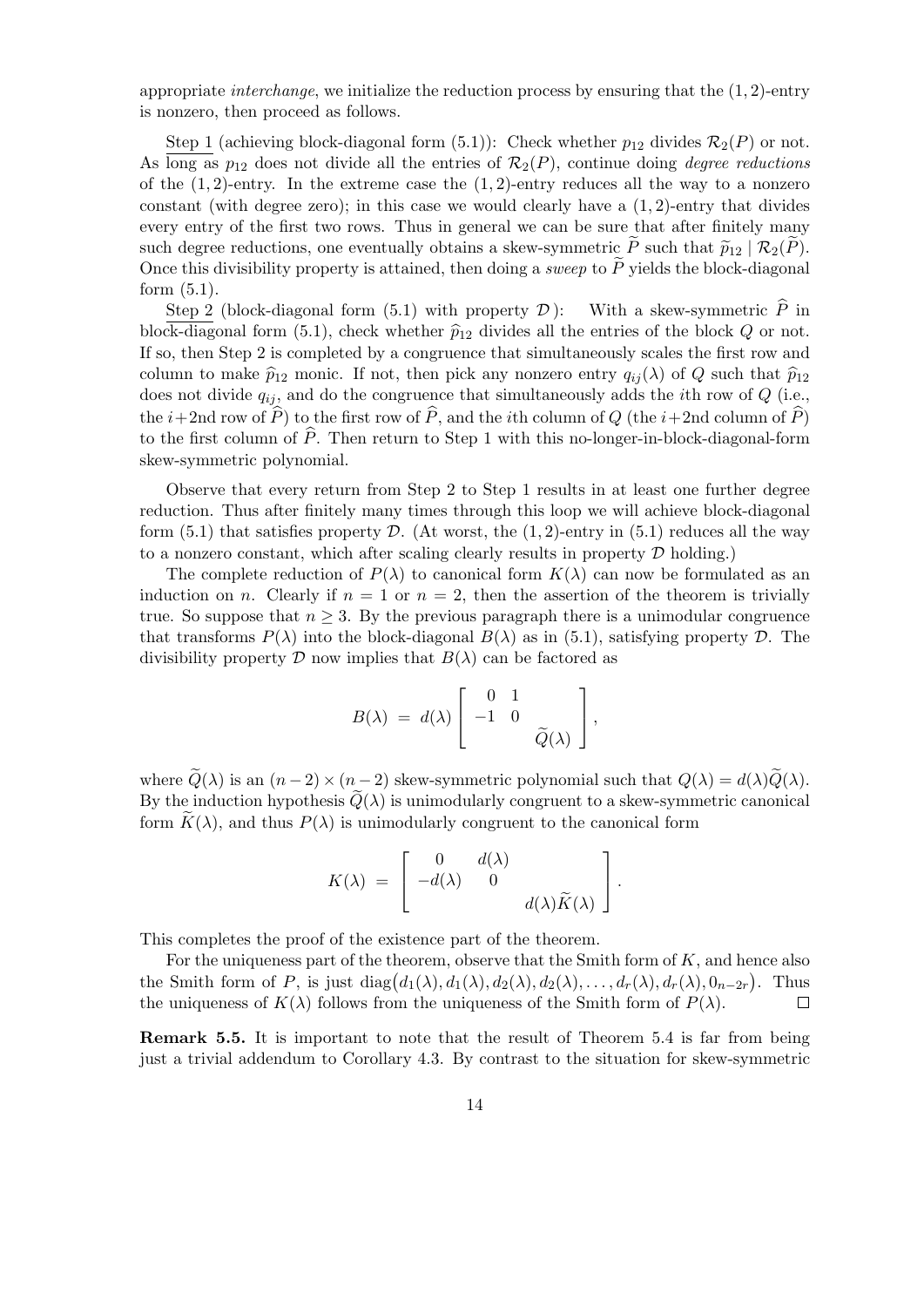appropriate *interchange*, we initialize the reduction process by ensuring that the $(1,2)$-entry is nonzero, then proceed as follows.

Step 1 (achieving block-diagonal form (5.1)): Check whether $p_{12}$ divides $\mathcal{R}_2(P)$ or not. As long as $p_{12}$ does not divide all the entries of $\mathcal{R}_2(P)$, continue doing *degree reductions* of the $(1,2)$-entry. In the extreme case the $(1,2)$-entry reduces all the way to a nonzero constant (with degree zero); in this case we would clearly have a $(1,2)$-entry that divides every entry of the first two rows. Thus in general we can be sure that after finitely many such degree reductions, one eventually obtains a skew-symmetric $\widetilde{P}$ such that $\widetilde{p}_{12} \mid \mathcal{R}_2(\widetilde{P})$. Once this divisibility property is attained, then doing a *sweep* to $\widetilde{P}$ yields the block-diagonal form (5.1).

Step 2 (block-diagonal form (5.1) with property $\mathcal{D}$): With a skew-symmetric $\widehat{P}$ in block-diagonal form (5.1), check whether $\widehat{p}_{12}$ divides all the entries of the block $Q$ or not. If so, then Step 2 is completed by a congruence that simultaneously scales the first row and column to make $\widehat{p}_{12}$ monic. If not, then pick any nonzero entry $q_{ij}(\lambda)$ of $Q$ such that $\widehat{p}_{12}$ does not divide $q_{ij}$, and do the congruence that simultaneously adds the $i$th row of $Q$ (i.e., the $i+2$nd row of $\widehat{P}$) to the first row of $\widehat{P}$, and the $i$th column of $Q$ (the $i+2$nd column of $\widehat{P}$) to the first column of $\widehat{P}$. Then return to Step 1 with this no-longer-in-block-diagonal-form skew-symmetric polynomial.

Observe that every return from Step 2 to Step 1 results in at least one further degree reduction. Thus after finitely many times through this loop we will achieve block-diagonal form (5.1) that satisfies property $\mathcal{D}$. (At worst, the $(1,2)$-entry in (5.1) reduces all the way to a nonzero constant, which after scaling clearly results in property $\mathcal{D}$ holding.)

The complete reduction of $P(\lambda)$ to canonical form $K(\lambda)$ can now be formulated as an induction on $n$. Clearly if $n=1$ or $n=2$, then the assertion of the theorem is trivially true. So suppose that $n \geq 3$. By the previous paragraph there is a unimodular congruence that transforms $P(\lambda)$ into the block-diagonal $B(\lambda)$ as in (5.1), satisfying property $\mathcal{D}$. The divisibility property $\mathcal{D}$ now implies that $B(\lambda)$ can be factored as

$$B(\lambda) \;=\; d(\lambda) \begin{bmatrix} 0 & 1 & \\ -1 & 0 & \\ & & \widetilde{Q}(\lambda) \end{bmatrix},$$

where $\widetilde{Q}(\lambda)$ is an $(n-2)\times(n-2)$ skew-symmetric polynomial such that $Q(\lambda) = d(\lambda)\widetilde{Q}(\lambda)$. By the induction hypothesis $\widetilde{Q}(\lambda)$ is unimodularly congruent to a skew-symmetric canonical form $\widetilde{K}(\lambda)$, and thus $P(\lambda)$ is unimodularly congruent to the canonical form

$$K(\lambda) \;=\; \begin{bmatrix} 0 & d(\lambda) & \\ -d(\lambda) & 0 & \\ & & d(\lambda)\widetilde{K}(\lambda) \end{bmatrix}.$$

This completes the proof of the existence part of the theorem.

For the uniqueness part of the theorem, observe that the Smith form of $K$, and hence also the Smith form of $P$, is just $\operatorname{diag}\big(d_1(\lambda), d_1(\lambda), d_2(\lambda), d_2(\lambda), \ldots, d_r(\lambda), d_r(\lambda), 0_{n-2r}\big)$. Thus the uniqueness of $K(\lambda)$ follows from the uniqueness of the Smith form of $P(\lambda)$. $\square$

**Remark 5.5.** It is important to note that the result of Theorem 5.4 is far from being just a trivial addendum to Corollary 4.3. By contrast to the situation for skew-symmetric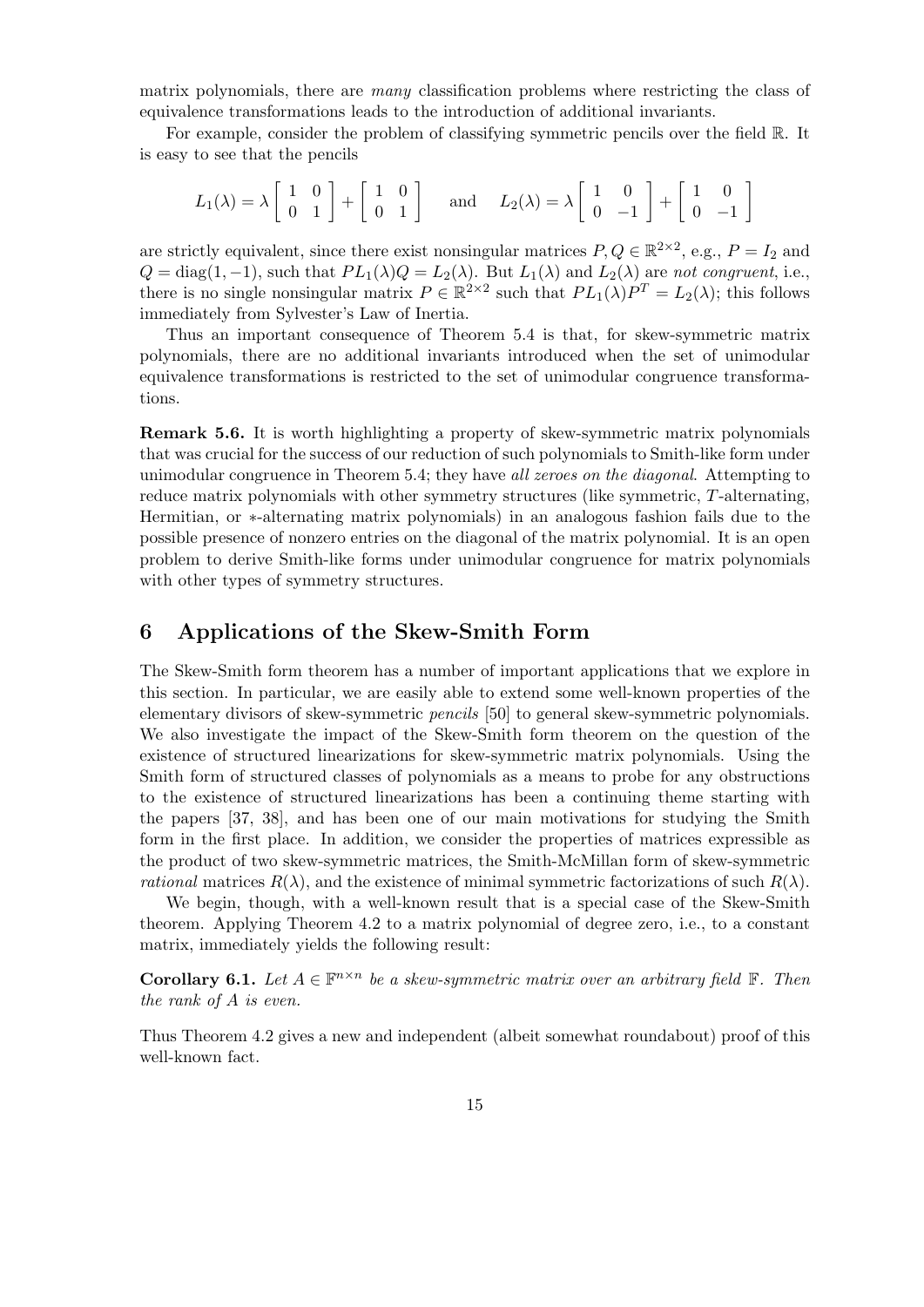matrix polynomials, there are *many* classification problems where restricting the class of equivalence transformations leads to the introduction of additional invariants.

For example, consider the problem of classifying symmetric pencils over the field $\mathbb{R}$. It is easy to see that the pencils

$$L_1(\lambda) = \lambda \begin{bmatrix} 1 & 0 \\ 0 & 1 \end{bmatrix} + \begin{bmatrix} 1 & 0 \\ 0 & 1 \end{bmatrix} \quad \text{and} \quad L_2(\lambda) = \lambda \begin{bmatrix} 1 & 0 \\ 0 & -1 \end{bmatrix} + \begin{bmatrix} 1 & 0 \\ 0 & -1 \end{bmatrix}$$

are strictly equivalent, since there exist nonsingular matrices $P, Q \in \mathbb{R}^{2\times 2}$, e.g., $P = I_2$ and $Q = \operatorname{diag}(1, -1)$, such that $PL_1(\lambda)Q = L_2(\lambda)$. But $L_1(\lambda)$ and $L_2(\lambda)$ are *not congruent*, i.e., there is no single nonsingular matrix $P \in \mathbb{R}^{2\times 2}$ such that $PL_1(\lambda)P^T = L_2(\lambda)$; this follows immediately from Sylvester's Law of Inertia.

Thus an important consequence of Theorem 5.4 is that, for skew-symmetric matrix polynomials, there are no additional invariants introduced when the set of unimodular equivalence transformations is restricted to the set of unimodular congruence transformations.

**Remark 5.6.** It is worth highlighting a property of skew-symmetric matrix polynomials that was crucial for the success of our reduction of such polynomials to Smith-like form under unimodular congruence in Theorem 5.4; they have *all zeroes on the diagonal*. Attempting to reduce matrix polynomials with other symmetry structures (like symmetric, $T$-alternating, Hermitian, or $*$-alternating matrix polynomials) in an analogous fashion fails due to the possible presence of nonzero entries on the diagonal of the matrix polynomial. It is an open problem to derive Smith-like forms under unimodular congruence for matrix polynomials with other types of symmetry structures.

## 6 Applications of the Skew-Smith Form

The Skew-Smith form theorem has a number of important applications that we explore in this section. In particular, we are easily able to extend some well-known properties of the elementary divisors of skew-symmetric *pencils* [50] to general skew-symmetric polynomials. We also investigate the impact of the Skew-Smith form theorem on the question of the existence of structured linearizations for skew-symmetric matrix polynomials. Using the Smith form of structured classes of polynomials as a means to probe for any obstructions to the existence of structured linearizations has been a continuing theme starting with the papers [37, 38], and has been one of our main motivations for studying the Smith form in the first place. In addition, we consider the properties of matrices expressible as the product of two skew-symmetric matrices, the Smith-McMillan form of skew-symmetric *rational* matrices $R(\lambda)$, and the existence of minimal symmetric factorizations of such $R(\lambda)$.

We begin, though, with a well-known result that is a special case of the Skew-Smith theorem. Applying Theorem 4.2 to a matrix polynomial of degree zero, i.e., to a constant matrix, immediately yields the following result:

**Corollary 6.1.** *Let $A \in \mathbb{F}^{n\times n}$ be a skew-symmetric matrix over an arbitrary field $\mathbb{F}$. Then the rank of $A$ is even.*

Thus Theorem 4.2 gives a new and independent (albeit somewhat roundabout) proof of this well-known fact.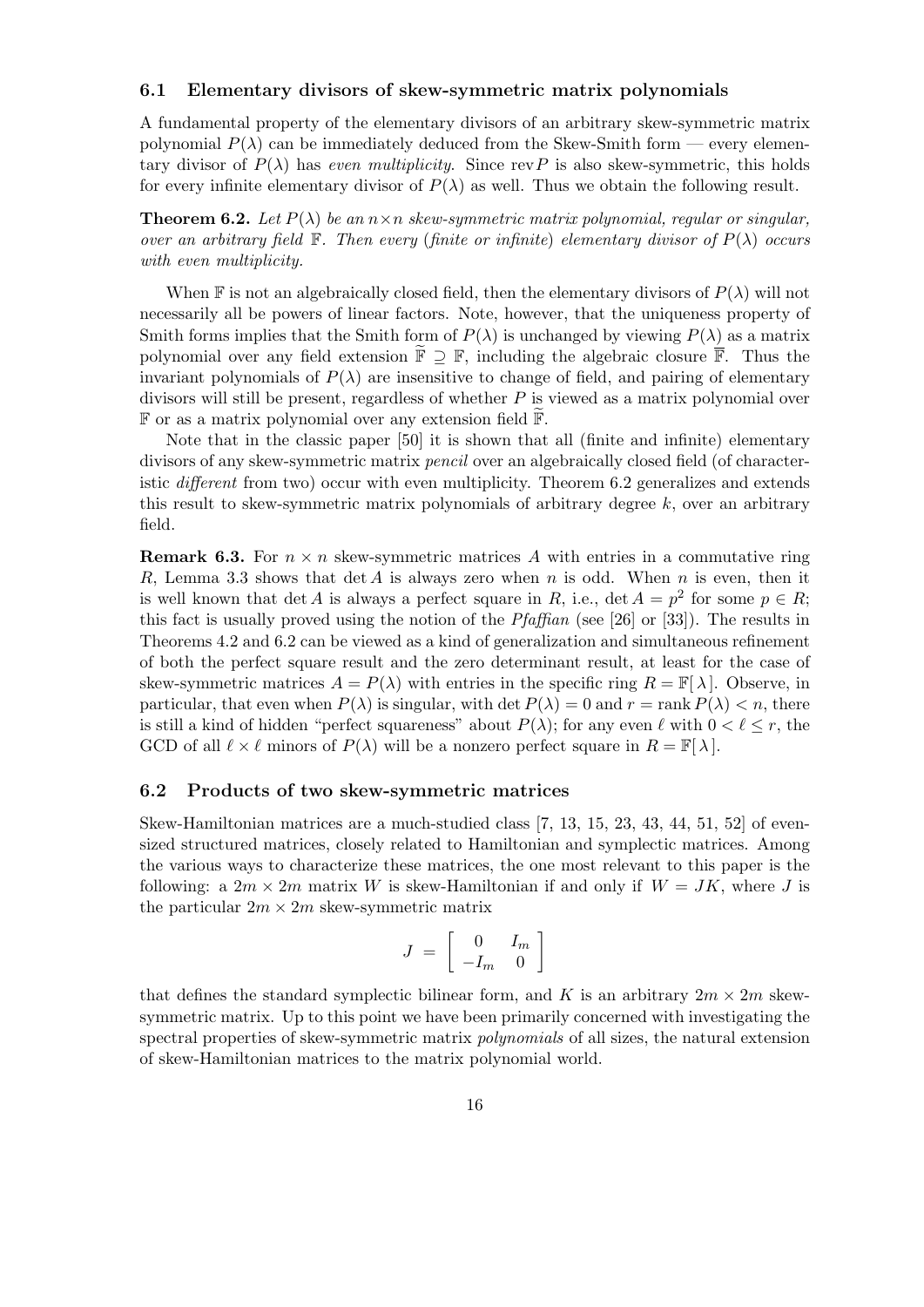### 6.1 Elementary divisors of skew-symmetric matrix polynomials

A fundamental property of the elementary divisors of an arbitrary skew-symmetric matrix polynomial $P(\lambda)$ can be immediately deduced from the Skew-Smith form — every elementary divisor of $P(\lambda)$ has *even multiplicity*. Since $\text{rev} P$ is also skew-symmetric, this holds for every infinite elementary divisor of $P(\lambda)$ as well. Thus we obtain the following result.

**Theorem 6.2.** *Let $P(\lambda)$ be an $n \times n$ skew-symmetric matrix polynomial, regular or singular, over an arbitrary field $\mathbb{F}$. Then every (finite or infinite) elementary divisor of $P(\lambda)$ occurs with even multiplicity.*

When $\mathbb{F}$ is not an algebraically closed field, then the elementary divisors of $P(\lambda)$ will not necessarily all be powers of linear factors. Note, however, that the uniqueness property of Smith forms implies that the Smith form of $P(\lambda)$ is unchanged by viewing $P(\lambda)$ as a matrix polynomial over any field extension $\widetilde{\mathbb{F}} \supseteq \mathbb{F}$, including the algebraic closure $\overline{\mathbb{F}}$. Thus the invariant polynomials of $P(\lambda)$ are insensitive to change of field, and pairing of elementary divisors will still be present, regardless of whether $P$ is viewed as a matrix polynomial over $\mathbb{F}$ or as a matrix polynomial over any extension field $\widetilde{\mathbb{F}}$.

Note that in the classic paper [50] it is shown that all (finite and infinite) elementary divisors of any skew-symmetric matrix *pencil* over an algebraically closed field (of characteristic *different* from two) occur with even multiplicity. Theorem 6.2 generalizes and extends this result to skew-symmetric matrix polynomials of arbitrary degree $k$, over an arbitrary field.

**Remark 6.3.** For $n \times n$ skew-symmetric matrices $A$ with entries in a commutative ring $R$, Lemma 3.3 shows that $\det A$ is always zero when $n$ is odd. When $n$ is even, then it is well known that $\det A$ is always a perfect square in $R$, i.e., $\det A = p^2$ for some $p \in R$; this fact is usually proved using the notion of the *Pfaffian* (see [26] or [33]). The results in Theorems 4.2 and 6.2 can be viewed as a kind of generalization and simultaneous refinement of both the perfect square result and the zero determinant result, at least for the case of skew-symmetric matrices $A = P(\lambda)$ with entries in the specific ring $R = \mathbb{F}[\lambda]$. Observe, in particular, that even when $P(\lambda)$ is singular, with $\det P(\lambda) = 0$ and $r = \text{rank}\, P(\lambda) < n$, there is still a kind of hidden "perfect squareness" about $P(\lambda)$; for any even $\ell$ with $0 < \ell \leq r$, the GCD of all $\ell \times \ell$ minors of $P(\lambda)$ will be a nonzero perfect square in $R = \mathbb{F}[\lambda]$.

### 6.2 Products of two skew-symmetric matrices

Skew-Hamiltonian matrices are a much-studied class [7, 13, 15, 23, 43, 44, 51, 52] of even-sized structured matrices, closely related to Hamiltonian and symplectic matrices. Among the various ways to characterize these matrices, the one most relevant to this paper is the following: a $2m \times 2m$ matrix $W$ is skew-Hamiltonian if and only if $W = JK$, where $J$ is the particular $2m \times 2m$ skew-symmetric matrix

$$J = \begin{bmatrix} 0 & I_m \\ -I_m & 0 \end{bmatrix}$$

that defines the standard symplectic bilinear form, and $K$ is an arbitrary $2m \times 2m$ skew-symmetric matrix. Up to this point we have been primarily concerned with investigating the spectral properties of skew-symmetric matrix *polynomials* of all sizes, the natural extension of skew-Hamiltonian matrices to the matrix polynomial world.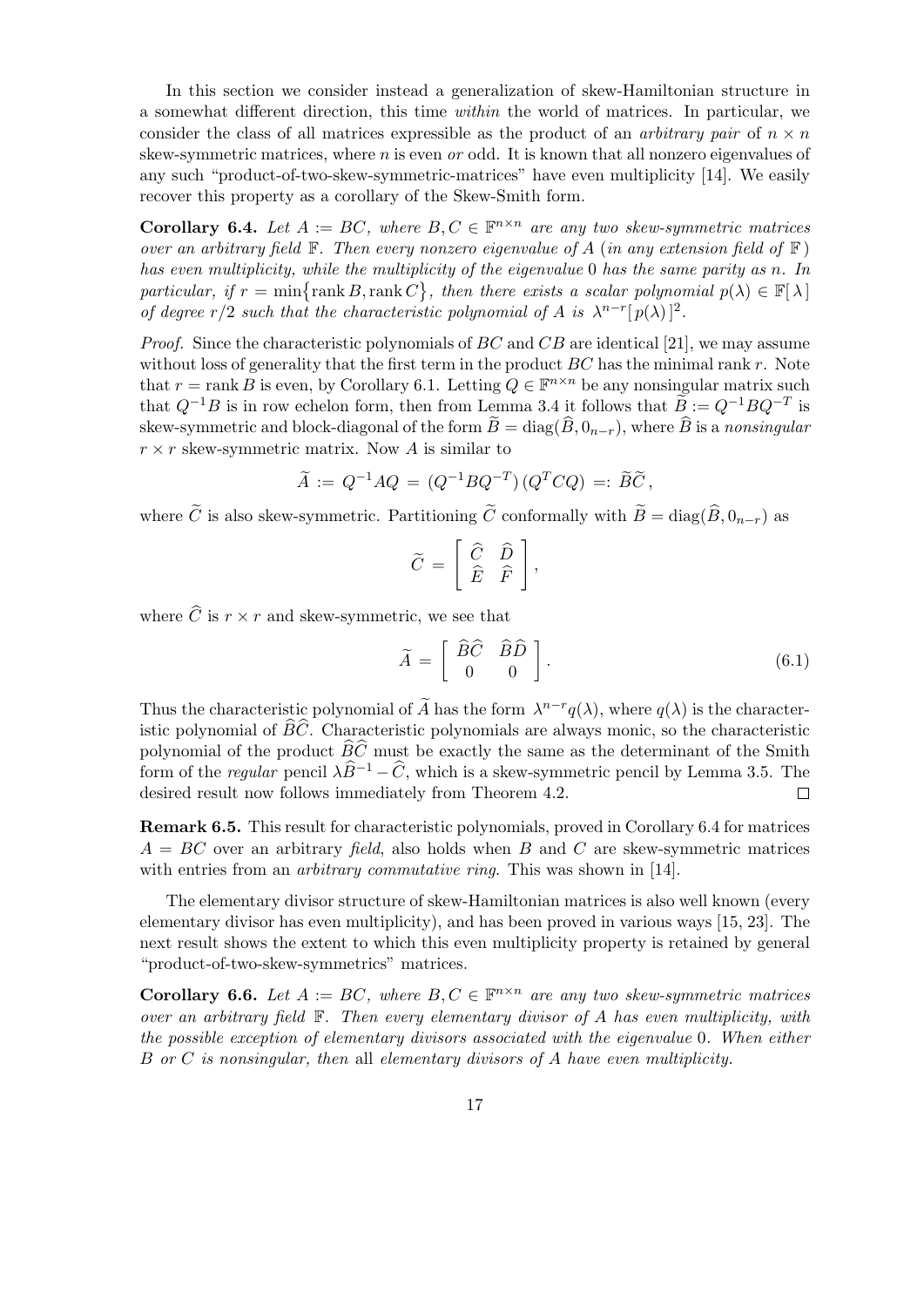In this section we consider instead a generalization of skew-Hamiltonian structure in a somewhat different direction, this time *within* the world of matrices. In particular, we consider the class of all matrices expressible as the product of an *arbitrary pair* of $n \times n$ skew-symmetric matrices, where $n$ is even *or* odd. It is known that all nonzero eigenvalues of any such "product-of-two-skew-symmetric-matrices" have even multiplicity [14]. We easily recover this property as a corollary of the Skew-Smith form.

**Corollary 6.4.** *Let $A := BC$, where $B, C \in \mathbb{F}^{n \times n}$ are any two skew-symmetric matrices over an arbitrary field $\mathbb{F}$. Then every nonzero eigenvalue of $A$ (in any extension field of $\mathbb{F}$) has even multiplicity, while the multiplicity of the eigenvalue 0 has the same parity as $n$. In particular, if $r = \min\{\operatorname{rank} B, \operatorname{rank} C\}$, then there exists a scalar polynomial $p(\lambda) \in \mathbb{F}[\lambda]$ of degree $r/2$ such that the characteristic polynomial of $A$ is $\lambda^{n-r}[\,p(\lambda)\,]^2$.*

*Proof.* Since the characteristic polynomials of $BC$ and $CB$ are identical [21], we may assume without loss of generality that the first term in the product $BC$ has the minimal rank $r$. Note that $r = \operatorname{rank} B$ is even, by Corollary 6.1. Letting $Q \in \mathbb{F}^{n \times n}$ be any nonsingular matrix such that $Q^{-1}B$ is in row echelon form, then from Lemma 3.4 it follows that $\widetilde{B} := Q^{-1}BQ^{-T}$ is skew-symmetric and block-diagonal of the form $\widetilde{B} = \operatorname{diag}(\widehat{B}, 0_{n-r})$, where $\widehat{B}$ is a *nonsingular* $r \times r$ skew-symmetric matrix. Now $A$ is similar to

$$\widetilde{A} := Q^{-1}AQ = (Q^{-1}BQ^{-T})\,(Q^{T}CQ) =: \widetilde{B}\widetilde{C}\,,$$

where $\widetilde{C}$ is also skew-symmetric. Partitioning $\widetilde{C}$ conformally with $\widetilde{B} = \operatorname{diag}(\widehat{B}, 0_{n-r})$ as

$$\widetilde{C} = \begin{bmatrix} \widehat{C} & \widehat{D} \\ \widehat{E} & \widehat{F} \end{bmatrix},$$

where $\widehat{C}$ is $r \times r$ and skew-symmetric, we see that

$$\widetilde{A} = \begin{bmatrix} \widehat{B}\widehat{C} & \widehat{B}\widehat{D} \\ 0 & 0 \end{bmatrix}. \tag{6.1}$$

Thus the characteristic polynomial of $\widetilde{A}$ has the form $\lambda^{n-r}q(\lambda)$, where $q(\lambda)$ is the characteristic polynomial of $\widehat{B}\widehat{C}$. Characteristic polynomials are always monic, so the characteristic polynomial of the product $\widehat{B}\widehat{C}$ must be exactly the same as the determinant of the Smith form of the *regular* pencil $\lambda\widehat{B}^{-1} - \widehat{C}$, which is a skew-symmetric pencil by Lemma 3.5. The desired result now follows immediately from Theorem 4.2. $\square$

**Remark 6.5.** This result for characteristic polynomials, proved in Corollary 6.4 for matrices $A = BC$ over an arbitrary *field*, also holds when $B$ and $C$ are skew-symmetric matrices with entries from an *arbitrary commutative ring*. This was shown in [14].

The elementary divisor structure of skew-Hamiltonian matrices is also well known (every elementary divisor has even multiplicity), and has been proved in various ways [15, 23]. The next result shows the extent to which this even multiplicity property is retained by general "product-of-two-skew-symmetrics" matrices.

**Corollary 6.6.** *Let $A := BC$, where $B, C \in \mathbb{F}^{n \times n}$ are any two skew-symmetric matrices over an arbitrary field $\mathbb{F}$. Then every elementary divisor of $A$ has even multiplicity, with the possible exception of elementary divisors associated with the eigenvalue 0. When either $B$ or $C$ is nonsingular, then* all *elementary divisors of $A$ have even multiplicity.*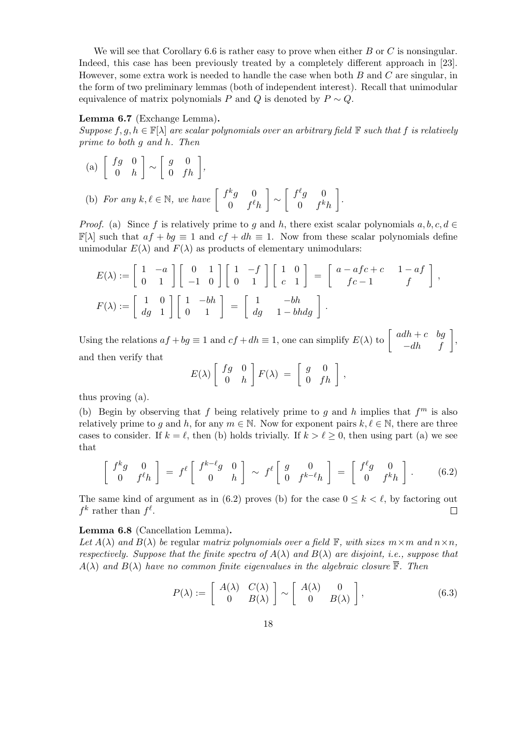We will see that Corollary 6.6 is rather easy to prove when either $B$ or $C$ is nonsingular. Indeed, this case has been previously treated by a completely different approach in [23]. However, some extra work is needed to handle the case when both $B$ and $C$ are singular, in the form of two preliminary lemmas (both of independent interest). Recall that unimodular equivalence of matrix polynomials $P$ and $Q$ is denoted by $P \sim Q$.

**Lemma 6.7** (Exchange Lemma)**.**
*Suppose $f, g, h \in \mathbb{F}[\lambda]$ are scalar polynomials over an arbitrary field $\mathbb{F}$ such that $f$ is relatively prime to both $g$ and $h$. Then*

(a) $\begin{bmatrix} fg & 0 \\ 0 & h \end{bmatrix} \sim \begin{bmatrix} g & 0 \\ 0 & fh \end{bmatrix}$,

(b) *For any $k, \ell \in \mathbb{N}$, we have* $\begin{bmatrix} f^k g & 0 \\ 0 & f^\ell h \end{bmatrix} \sim \begin{bmatrix} f^\ell g & 0 \\ 0 & f^k h \end{bmatrix}$.

*Proof.* (a) Since $f$ is relatively prime to $g$ and $h$, there exist scalar polynomials $a, b, c, d \in \mathbb{F}[\lambda]$ such that $af + bg \equiv 1$ and $cf + dh \equiv 1$. Now from these scalar polynomials define unimodular $E(\lambda)$ and $F(\lambda)$ as products of elementary unimodulars:

$$E(\lambda) := \begin{bmatrix} 1 & -a \\ 0 & 1 \end{bmatrix} \begin{bmatrix} 0 & 1 \\ -1 & 0 \end{bmatrix} \begin{bmatrix} 1 & -f \\ 0 & 1 \end{bmatrix} \begin{bmatrix} 1 & 0 \\ c & 1 \end{bmatrix} = \begin{bmatrix} a - afc + c & 1 - af \\ fc - 1 & f \end{bmatrix},$$

$$F(\lambda) := \begin{bmatrix} 1 & 0 \\ dg & 1 \end{bmatrix} \begin{bmatrix} 1 & -bh \\ 0 & 1 \end{bmatrix} = \begin{bmatrix} 1 & -bh \\ dg & 1 - bhdg \end{bmatrix}.$$

Using the relations $af + bg \equiv 1$ and $cf + dh \equiv 1$, one can simplify $E(\lambda)$ to $\begin{bmatrix} adh + c & bg \\ -dh & f \end{bmatrix}$, and then verify that

$$E(\lambda) \begin{bmatrix} fg & 0 \\ 0 & h \end{bmatrix} F(\lambda) = \begin{bmatrix} g & 0 \\ 0 & fh \end{bmatrix},$$

thus proving (a).

(b) Begin by observing that $f$ being relatively prime to $g$ and $h$ implies that $f^m$ is also relatively prime to $g$ and $h$, for any $m \in \mathbb{N}$. Now for exponent pairs $k, \ell \in \mathbb{N}$, there are three cases to consider. If $k = \ell$, then (b) holds trivially. If $k > \ell \geq 0$, then using part (a) we see that

$$\begin{bmatrix} f^k g & 0 \\ 0 & f^\ell h \end{bmatrix} = f^\ell \begin{bmatrix} f^{k-\ell} g & 0 \\ 0 & h \end{bmatrix} \sim f^\ell \begin{bmatrix} g & 0 \\ 0 & f^{k-\ell} h \end{bmatrix} = \begin{bmatrix} f^\ell g & 0 \\ 0 & f^k h \end{bmatrix}. \tag{6.2}$$

The same kind of argument as in (6.2) proves (b) for the case $0 \leq k < \ell$, by factoring out $f^k$ rather than $f^\ell$. $\square$

**Lemma 6.8** (Cancellation Lemma)**.**
*Let $A(\lambda)$ and $B(\lambda)$ be* regular *matrix polynomials over a field $\mathbb{F}$, with sizes $m \times m$ and $n \times n$, respectively. Suppose that the finite spectra of $A(\lambda)$ and $B(\lambda)$ are disjoint, i.e., suppose that $A(\lambda)$ and $B(\lambda)$ have no common finite eigenvalues in the algebraic closure $\overline{\mathbb{F}}$. Then*

$$P(\lambda) := \begin{bmatrix} A(\lambda) & C(\lambda) \\ 0 & B(\lambda) \end{bmatrix} \sim \begin{bmatrix} A(\lambda) & 0 \\ 0 & B(\lambda) \end{bmatrix}, \tag{6.3}$$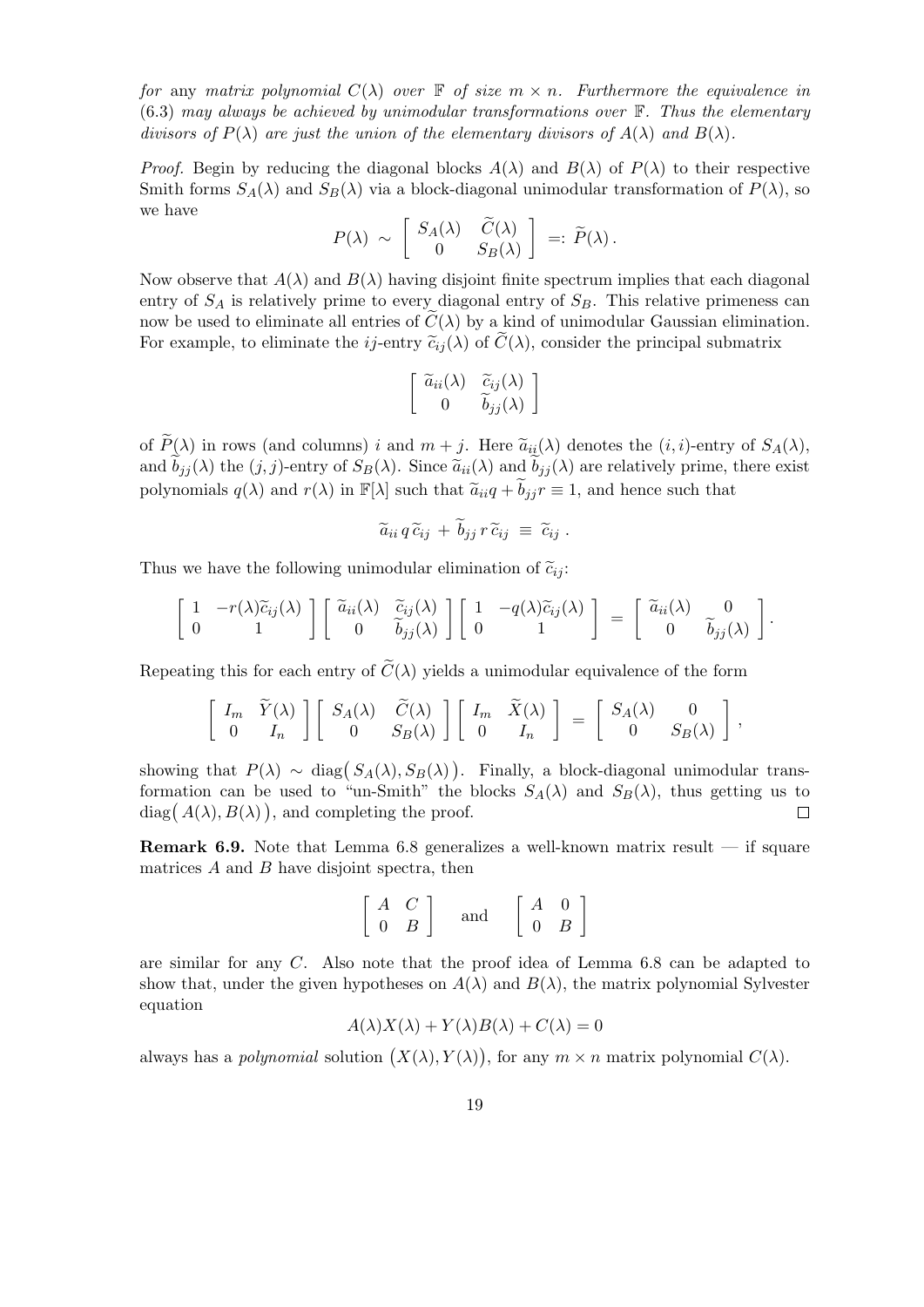*for* any *matrix polynomial* $C(\lambda)$ *over* $\mathbb{F}$ *of size* $m \times n$*. Furthermore the equivalence in* (6.3) *may always be achieved by unimodular transformations over* $\mathbb{F}$*. Thus the elementary divisors of* $P(\lambda)$ *are just the union of the elementary divisors of* $A(\lambda)$ *and* $B(\lambda)$*.*

*Proof.* Begin by reducing the diagonal blocks $A(\lambda)$ and $B(\lambda)$ of $P(\lambda)$ to their respective Smith forms $S_A(\lambda)$ and $S_B(\lambda)$ via a block-diagonal unimodular transformation of $P(\lambda)$, so we have

$$P(\lambda) \sim \begin{bmatrix} S_A(\lambda) & \widetilde{C}(\lambda) \\ 0 & S_B(\lambda) \end{bmatrix} =: \widetilde{P}(\lambda)\,.$$

Now observe that $A(\lambda)$ and $B(\lambda)$ having disjoint finite spectrum implies that each diagonal entry of $S_A$ is relatively prime to every diagonal entry of $S_B$. This relative primeness can now be used to eliminate all entries of $\widetilde{C}(\lambda)$ by a kind of unimodular Gaussian elimination. For example, to eliminate the $ij$-entry $\widetilde{c}_{ij}(\lambda)$ of $\widetilde{C}(\lambda)$, consider the principal submatrix

$$\begin{bmatrix} \widetilde{a}_{ii}(\lambda) & \widetilde{c}_{ij}(\lambda) \\ 0 & \widetilde{b}_{jj}(\lambda) \end{bmatrix}$$

of $\widetilde{P}(\lambda)$ in rows (and columns) $i$ and $m+j$. Here $\widetilde{a}_{ii}(\lambda)$ denotes the $(i,i)$-entry of $S_A(\lambda)$, and $\widetilde{b}_{jj}(\lambda)$ the $(j,j)$-entry of $S_B(\lambda)$. Since $\widetilde{a}_{ii}(\lambda)$ and $\widetilde{b}_{jj}(\lambda)$ are relatively prime, there exist polynomials $q(\lambda)$ and $r(\lambda)$ in $\mathbb{F}[\lambda]$ such that $\widetilde{a}_{ii}q + \widetilde{b}_{jj}r \equiv 1$, and hence such that

$$\widetilde{a}_{ii}\, q\, \widetilde{c}_{ij} \,+\, \widetilde{b}_{jj}\, r\, \widetilde{c}_{ij} \;\equiv\; \widetilde{c}_{ij}\,.$$

Thus we have the following unimodular elimination of $\widetilde{c}_{ij}$:

$$\begin{bmatrix} 1 & -r(\lambda)\widetilde{c}_{ij}(\lambda) \\ 0 & 1 \end{bmatrix} \begin{bmatrix} \widetilde{a}_{ii}(\lambda) & \widetilde{c}_{ij}(\lambda) \\ 0 & \widetilde{b}_{jj}(\lambda) \end{bmatrix} \begin{bmatrix} 1 & -q(\lambda)\widetilde{c}_{ij}(\lambda) \\ 0 & 1 \end{bmatrix} = \begin{bmatrix} \widetilde{a}_{ii}(\lambda) & 0 \\ 0 & \widetilde{b}_{jj}(\lambda) \end{bmatrix}.$$

Repeating this for each entry of $\widetilde{C}(\lambda)$ yields a unimodular equivalence of the form

$$\begin{bmatrix} I_m & \widetilde{Y}(\lambda) \\ 0 & I_n \end{bmatrix} \begin{bmatrix} S_A(\lambda) & \widetilde{C}(\lambda) \\ 0 & S_B(\lambda) \end{bmatrix} \begin{bmatrix} I_m & \widetilde{X}(\lambda) \\ 0 & I_n \end{bmatrix} = \begin{bmatrix} S_A(\lambda) & 0 \\ 0 & S_B(\lambda) \end{bmatrix},$$

showing that $P(\lambda) \sim \operatorname{diag}\big(S_A(\lambda), S_B(\lambda)\big)$. Finally, a block-diagonal unimodular transformation can be used to "un-Smith" the blocks $S_A(\lambda)$ and $S_B(\lambda)$, thus getting us to $\operatorname{diag}\big(A(\lambda), B(\lambda)\big)$, and completing the proof. $\square$

**Remark 6.9.** Note that Lemma 6.8 generalizes a well-known matrix result — if square matrices $A$ and $B$ have disjoint spectra, then

$$\begin{bmatrix} A & C \\ 0 & B \end{bmatrix} \quad \text{and} \quad \begin{bmatrix} A & 0 \\ 0 & B \end{bmatrix}$$

are similar for any $C$. Also note that the proof idea of Lemma 6.8 can be adapted to show that, under the given hypotheses on $A(\lambda)$ and $B(\lambda)$, the matrix polynomial Sylvester equation

$$A(\lambda)X(\lambda) + Y(\lambda)B(\lambda) + C(\lambda) = 0$$

always has a *polynomial* solution $\big(X(\lambda), Y(\lambda)\big)$, for any $m \times n$ matrix polynomial $C(\lambda)$.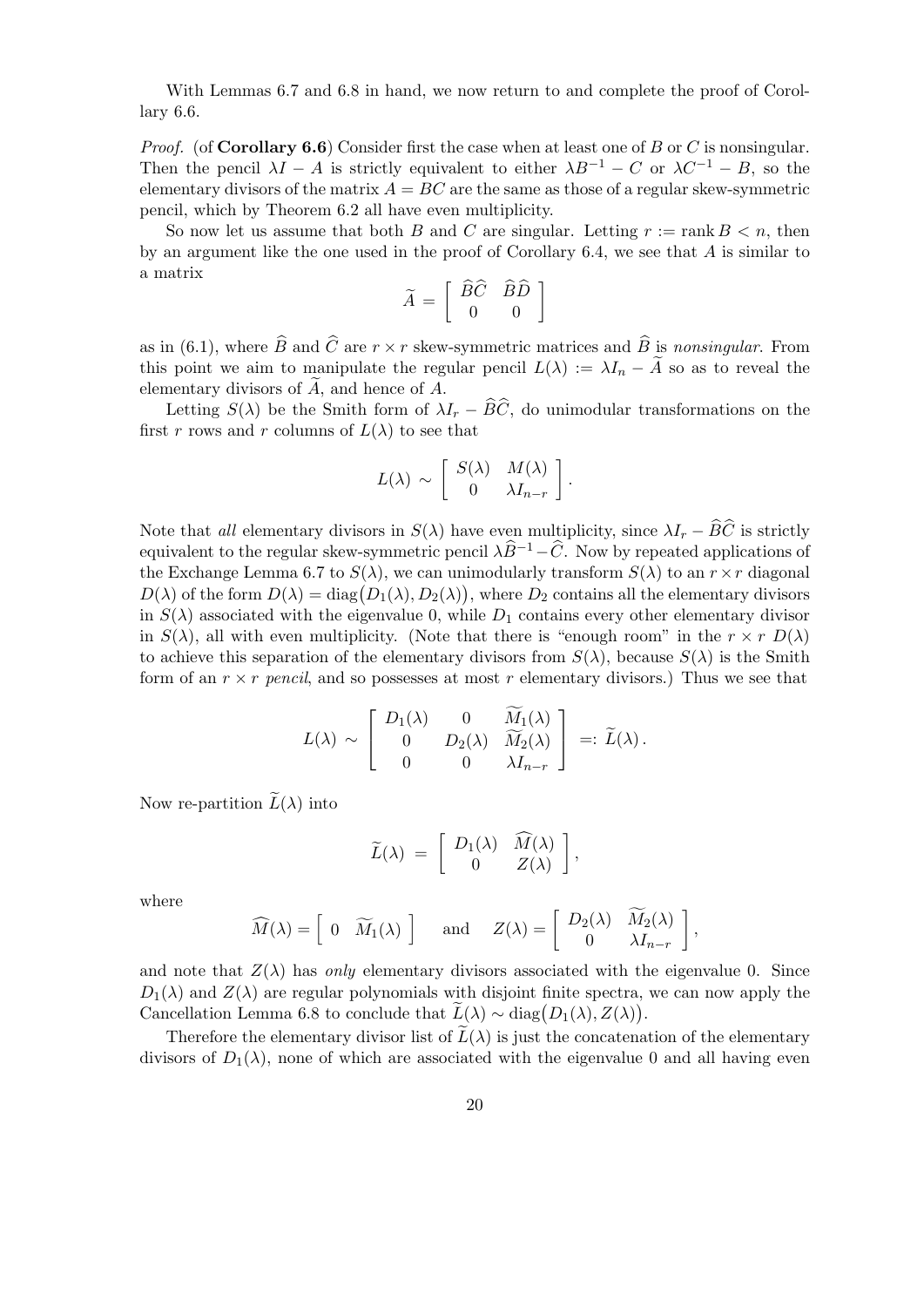With Lemmas 6.7 and 6.8 in hand, we now return to and complete the proof of Corollary 6.6.

*Proof.* (of **Corollary 6.6**) Consider first the case when at least one of $B$ or $C$ is nonsingular. Then the pencil $\lambda I - A$ is strictly equivalent to either $\lambda B^{-1} - C$ or $\lambda C^{-1} - B$, so the elementary divisors of the matrix $A = BC$ are the same as those of a regular skew-symmetric pencil, which by Theorem 6.2 all have even multiplicity.

So now let us assume that both $B$ and $C$ are singular. Letting $r := \operatorname{rank} B < n$, then by an argument like the one used in the proof of Corollary 6.4, we see that $A$ is similar to a matrix

$$\widetilde{A} = \begin{bmatrix} \widehat{B}\widehat{C} & \widehat{B}\widehat{D} \\ 0 & 0 \end{bmatrix}$$

as in (6.1), where $\widehat{B}$ and $\widehat{C}$ are $r \times r$ skew-symmetric matrices and $\widehat{B}$ is *nonsingular*. From this point we aim to manipulate the regular pencil $L(\lambda) := \lambda I_n - \widetilde{A}$ so as to reveal the elementary divisors of $\widetilde{A}$, and hence of $A$.

Letting $S(\lambda)$ be the Smith form of $\lambda I_r - \widehat{B}\widehat{C}$, do unimodular transformations on the first $r$ rows and $r$ columns of $L(\lambda)$ to see that

$$L(\lambda) \sim \begin{bmatrix} S(\lambda) & M(\lambda) \\ 0 & \lambda I_{n-r} \end{bmatrix}.$$

Note that *all* elementary divisors in $S(\lambda)$ have even multiplicity, since $\lambda I_r - \widehat{B}\widehat{C}$ is strictly equivalent to the regular skew-symmetric pencil $\lambda \widehat{B}^{-1} - \widehat{C}$. Now by repeated applications of the Exchange Lemma 6.7 to $S(\lambda)$, we can unimodularly transform $S(\lambda)$ to an $r \times r$ diagonal $D(\lambda)$ of the form $D(\lambda) = \operatorname{diag}\big(D_1(\lambda), D_2(\lambda)\big)$, where $D_2$ contains all the elementary divisors in $S(\lambda)$ associated with the eigenvalue 0, while $D_1$ contains every other elementary divisor in $S(\lambda)$, all with even multiplicity. (Note that there is "enough room" in the $r \times r$ $D(\lambda)$ to achieve this separation of the elementary divisors from $S(\lambda)$, because $S(\lambda)$ is the Smith form of an $r \times r$ *pencil*, and so possesses at most $r$ elementary divisors.) Thus we see that

$$L(\lambda) \sim \begin{bmatrix} D_1(\lambda) & 0 & \widetilde{M}_1(\lambda) \\ 0 & D_2(\lambda) & \widetilde{M}_2(\lambda) \\ 0 & 0 & \lambda I_{n-r} \end{bmatrix} =: \widetilde{L}(\lambda).$$

Now re-partition $\widetilde{L}(\lambda)$ into

$$\widetilde{L}(\lambda) = \begin{bmatrix} D_1(\lambda) & \widehat{M}(\lambda) \\ 0 & Z(\lambda) \end{bmatrix},$$

where

$$\widehat{M}(\lambda) = \begin{bmatrix} 0 & \widetilde{M}_1(\lambda) \end{bmatrix} \quad \text{and} \quad Z(\lambda) = \begin{bmatrix} D_2(\lambda) & \widetilde{M}_2(\lambda) \\ 0 & \lambda I_{n-r} \end{bmatrix},$$

and note that $Z(\lambda)$ has *only* elementary divisors associated with the eigenvalue 0. Since $D_1(\lambda)$ and $Z(\lambda)$ are regular polynomials with disjoint finite spectra, we can now apply the Cancellation Lemma 6.8 to conclude that $\widetilde{L}(\lambda) \sim \operatorname{diag}\big(D_1(\lambda), Z(\lambda)\big)$.

Therefore the elementary divisor list of $\widetilde{L}(\lambda)$ is just the concatenation of the elementary divisors of $D_1(\lambda)$, none of which are associated with the eigenvalue 0 and all having even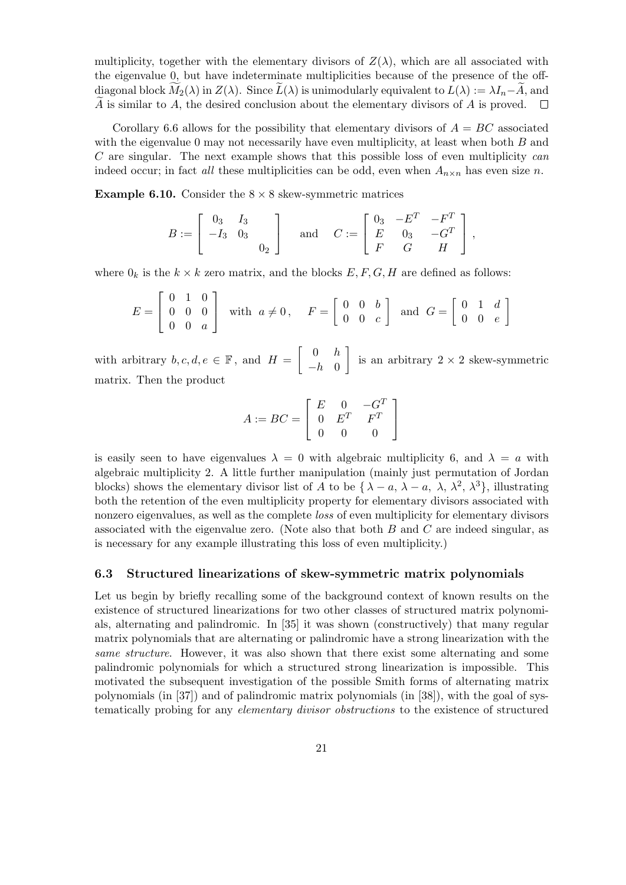multiplicity, together with the elementary divisors of $Z(\lambda)$, which are all associated with the eigenvalue 0, but have indeterminate multiplicities because of the presence of the off-diagonal block $\widetilde{M}_2(\lambda)$ in $Z(\lambda)$. Since $\widetilde{L}(\lambda)$ is unimodularly equivalent to $L(\lambda) := \lambda I_n - \widetilde{A}$, and $\widetilde{A}$ is similar to $A$, the desired conclusion about the elementary divisors of $A$ is proved. $\square$

Corollary 6.6 allows for the possibility that elementary divisors of $A = BC$ associated with the eigenvalue 0 may not necessarily have even multiplicity, at least when both $B$ and $C$ are singular. The next example shows that this possible loss of even multiplicity *can* indeed occur; in fact *all* these multiplicities can be odd, even when $A_{n\times n}$ has even size $n$.

**Example 6.10.** Consider the $8 \times 8$ skew-symmetric matrices

$$B := \begin{bmatrix} 0_3 & I_3 & \\ -I_3 & 0_3 & \\ & & 0_2 \end{bmatrix} \quad \text{and} \quad C := \begin{bmatrix} 0_3 & -E^T & -F^T \\ E & 0_3 & -G^T \\ F & G & H \end{bmatrix},$$

where $0_k$ is the $k \times k$ zero matrix, and the blocks $E, F, G, H$ are defined as follows:

$$E = \begin{bmatrix} 0 & 1 & 0 \\ 0 & 0 & 0 \\ 0 & 0 & a \end{bmatrix} \text{ with } a \neq 0, \quad F = \begin{bmatrix} 0 & 0 & b \\ 0 & 0 & c \end{bmatrix} \text{ and } G = \begin{bmatrix} 0 & 1 & d \\ 0 & 0 & e \end{bmatrix}$$

with arbitrary $b, c, d, e \in \mathbb{F}$, and $H = \begin{bmatrix} 0 & h \\ -h & 0 \end{bmatrix}$ is an arbitrary $2 \times 2$ skew-symmetric matrix. Then the product

$$A := BC = \begin{bmatrix} E & 0 & -G^T \\ 0 & E^T & F^T \\ 0 & 0 & 0 \end{bmatrix}$$

is easily seen to have eigenvalues $\lambda = 0$ with algebraic multiplicity 6, and $\lambda = a$ with algebraic multiplicity 2. A little further manipulation (mainly just permutation of Jordan blocks) shows the elementary divisor list of $A$ to be $\{\lambda - a,\ \lambda - a,\ \lambda,\ \lambda^2,\ \lambda^3\}$, illustrating both the retention of the even multiplicity property for elementary divisors associated with nonzero eigenvalues, as well as the complete *loss* of even multiplicity for elementary divisors associated with the eigenvalue zero. (Note also that both $B$ and $C$ are indeed singular, as is necessary for any example illustrating this loss of even multiplicity.)

### 6.3 Structured linearizations of skew-symmetric matrix polynomials

Let us begin by briefly recalling some of the background context of known results on the existence of structured linearizations for two other classes of structured matrix polynomials, alternating and palindromic. In [35] it was shown (constructively) that many regular matrix polynomials that are alternating or palindromic have a strong linearization with the *same structure*. However, it was also shown that there exist some alternating and some palindromic polynomials for which a structured strong linearization is impossible. This motivated the subsequent investigation of the possible Smith forms of alternating matrix polynomials (in [37]) and of palindromic matrix polynomials (in [38]), with the goal of systematically probing for any *elementary divisor obstructions* to the existence of structured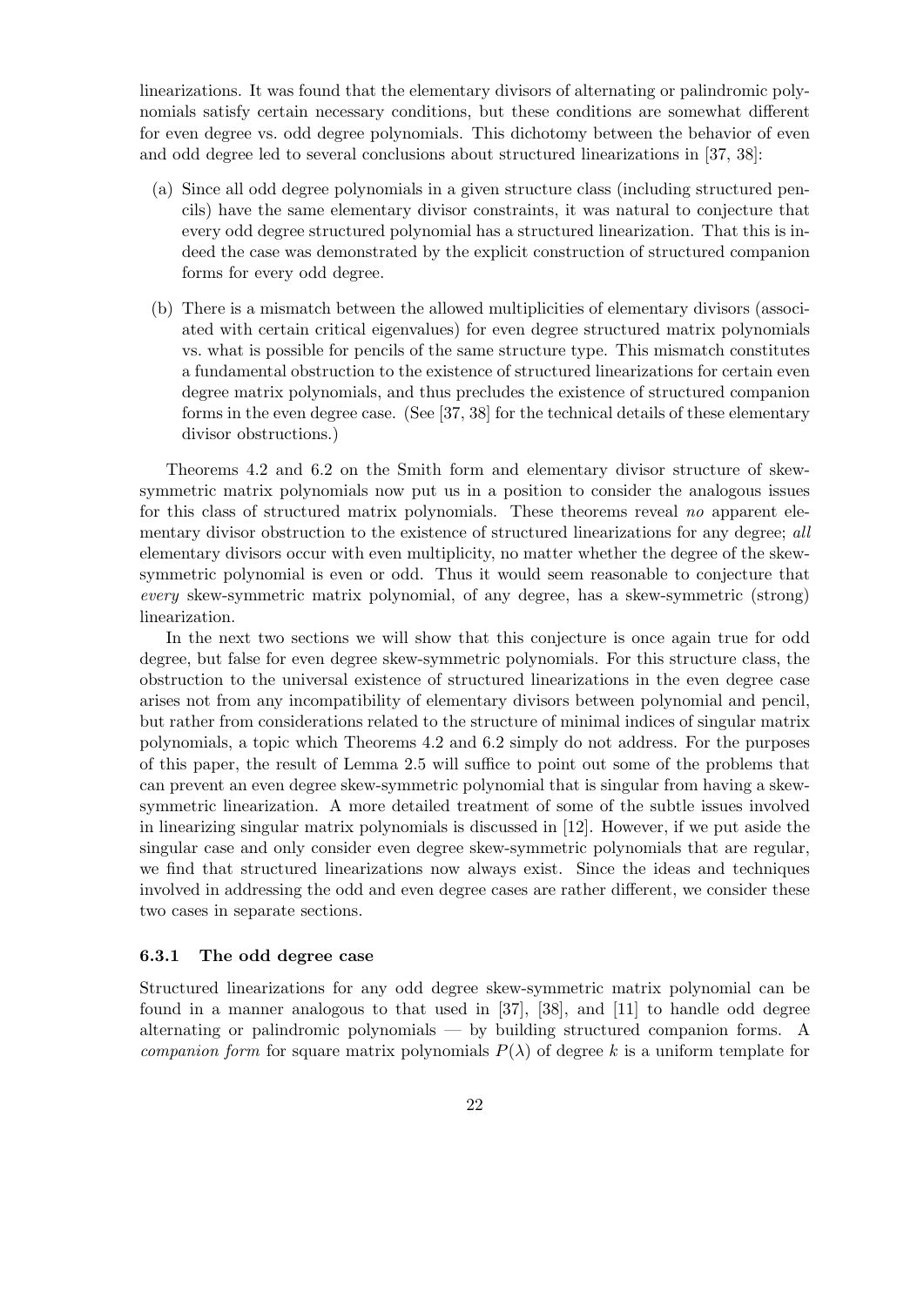linearizations. It was found that the elementary divisors of alternating or palindromic polynomials satisfy certain necessary conditions, but these conditions are somewhat different for even degree vs. odd degree polynomials. This dichotomy between the behavior of even and odd degree led to several conclusions about structured linearizations in [37, 38]:

(a) Since all odd degree polynomials in a given structure class (including structured pencils) have the same elementary divisor constraints, it was natural to conjecture that every odd degree structured polynomial has a structured linearization. That this is indeed the case was demonstrated by the explicit construction of structured companion forms for every odd degree.

(b) There is a mismatch between the allowed multiplicities of elementary divisors (associated with certain critical eigenvalues) for even degree structured matrix polynomials vs. what is possible for pencils of the same structure type. This mismatch constitutes a fundamental obstruction to the existence of structured linearizations for certain even degree matrix polynomials, and thus precludes the existence of structured companion forms in the even degree case. (See [37, 38] for the technical details of these elementary divisor obstructions.)

Theorems 4.2 and 6.2 on the Smith form and elementary divisor structure of skew-symmetric matrix polynomials now put us in a position to consider the analogous issues for this class of structured matrix polynomials. These theorems reveal *no* apparent elementary divisor obstruction to the existence of structured linearizations for any degree; *all* elementary divisors occur with even multiplicity, no matter whether the degree of the skew-symmetric polynomial is even or odd. Thus it would seem reasonable to conjecture that *every* skew-symmetric matrix polynomial, of any degree, has a skew-symmetric (strong) linearization.

In the next two sections we will show that this conjecture is once again true for odd degree, but false for even degree skew-symmetric polynomials. For this structure class, the obstruction to the universal existence of structured linearizations in the even degree case arises not from any incompatibility of elementary divisors between polynomial and pencil, but rather from considerations related to the structure of minimal indices of singular matrix polynomials, a topic which Theorems 4.2 and 6.2 simply do not address. For the purposes of this paper, the result of Lemma 2.5 will suffice to point out some of the problems that can prevent an even degree skew-symmetric polynomial that is singular from having a skew-symmetric linearization. A more detailed treatment of some of the subtle issues involved in linearizing singular matrix polynomials is discussed in [12]. However, if we put aside the singular case and only consider even degree skew-symmetric polynomials that are regular, we find that structured linearizations now always exist. Since the ideas and techniques involved in addressing the odd and even degree cases are rather different, we consider these two cases in separate sections.

### 6.3.1 The odd degree case

Structured linearizations for any odd degree skew-symmetric matrix polynomial can be found in a manner analogous to that used in [37], [38], and [11] to handle odd degree alternating or palindromic polynomials — by building structured companion forms. A *companion form* for square matrix polynomials $P(\lambda)$ of degree $k$ is a uniform template for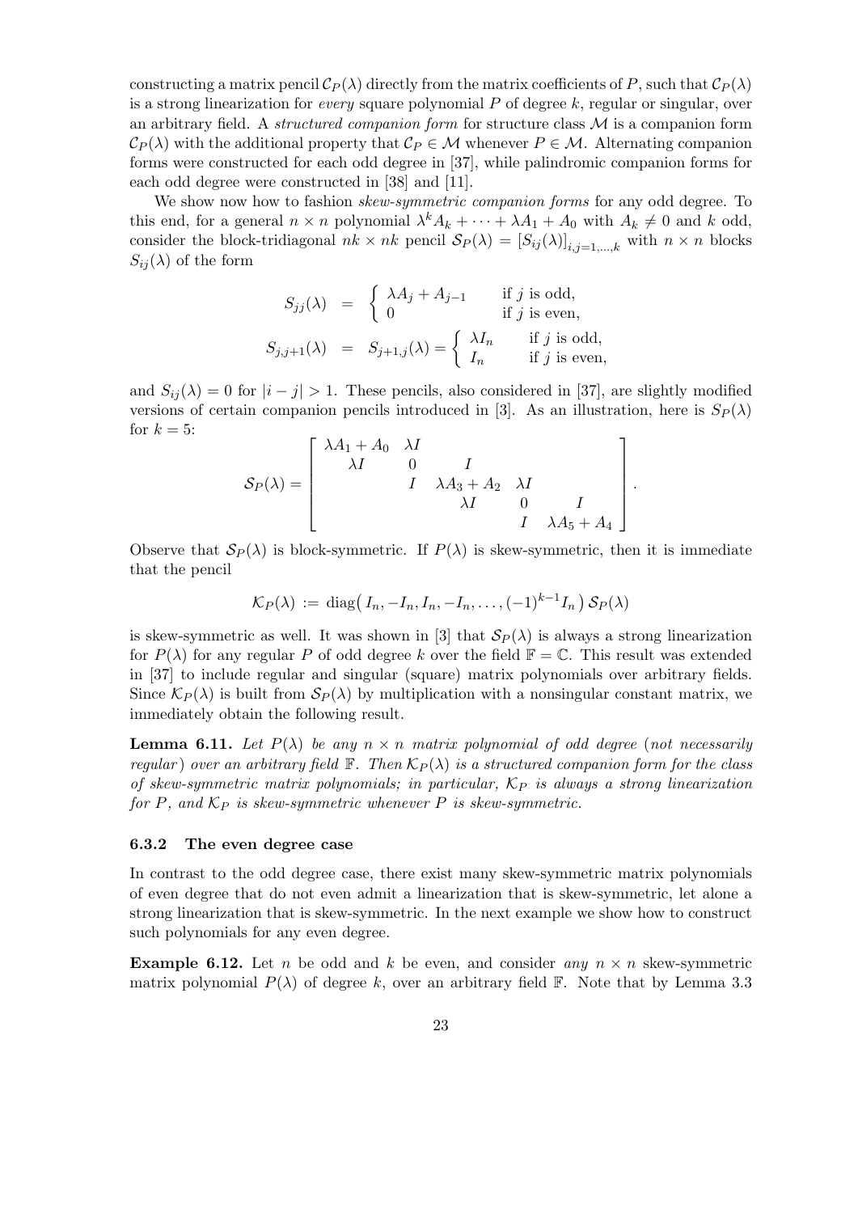constructing a matrix pencil $\mathcal{C}_P(\lambda)$ directly from the matrix coefficients of $P$, such that $\mathcal{C}_P(\lambda)$ is a strong linearization for *every* square polynomial $P$ of degree $k$, regular or singular, over an arbitrary field. A *structured companion form* for structure class $\mathcal{M}$ is a companion form $\mathcal{C}_P(\lambda)$ with the additional property that $\mathcal{C}_P \in \mathcal{M}$ whenever $P \in \mathcal{M}$. Alternating companion forms were constructed for each odd degree in [37], while palindromic companion forms for each odd degree were constructed in [38] and [11].

We show now how to fashion *skew-symmetric companion forms* for any odd degree. To this end, for a general $n \times n$ polynomial $\lambda^k A_k + \cdots + \lambda A_1 + A_0$ with $A_k \neq 0$ and $k$ odd, consider the block-tridiagonal $nk \times nk$ pencil $\mathcal{S}_P(\lambda) = [S_{ij}(\lambda)]_{i,j=1,\ldots,k}$ with $n \times n$ blocks $S_{ij}(\lambda)$ of the form

$$
\begin{aligned}
S_{jj}(\lambda) &= \begin{cases} \lambda A_j + A_{j-1} & \text{if } j \text{ is odd,} \\ 0 & \text{if } j \text{ is even,} \end{cases} \\
S_{j,j+1}(\lambda) &= S_{j+1,j}(\lambda) = \begin{cases} \lambda I_n & \text{if } j \text{ is odd,} \\ I_n & \text{if } j \text{ is even,} \end{cases}
\end{aligned}
$$

and $S_{ij}(\lambda) = 0$ for $|i-j| > 1$. These pencils, also considered in [37], are slightly modified versions of certain companion pencils introduced in [3]. As an illustration, here is $S_P(\lambda)$ for $k = 5$:

$$
\mathcal{S}_P(\lambda) = \begin{bmatrix} \lambda A_1 + A_0 & \lambda I & & & \\ \lambda I & 0 & I & & \\ & I & \lambda A_3 + A_2 & \lambda I & \\ & & \lambda I & 0 & I \\ & & & I & \lambda A_5 + A_4 \end{bmatrix}.
$$

Observe that $\mathcal{S}_P(\lambda)$ is block-symmetric. If $P(\lambda)$ is skew-symmetric, then it is immediate that the pencil

$$
\mathcal{K}_P(\lambda) := \operatorname{diag}\big( I_n, -I_n, I_n, -I_n, \ldots, (-1)^{k-1} I_n \big)\, \mathcal{S}_P(\lambda)
$$

is skew-symmetric as well. It was shown in [3] that $\mathcal{S}_P(\lambda)$ is always a strong linearization for $P(\lambda)$ for any regular $P$ of odd degree $k$ over the field $\mathbb{F} = \mathbb{C}$. This result was extended in [37] to include regular and singular (square) matrix polynomials over arbitrary fields. Since $\mathcal{K}_P(\lambda)$ is built from $\mathcal{S}_P(\lambda)$ by multiplication with a nonsingular constant matrix, we immediately obtain the following result.

**Lemma 6.11.** *Let $P(\lambda)$ be any $n \times n$ matrix polynomial of odd degree (not necessarily regular) over an arbitrary field $\mathbb{F}$. Then $\mathcal{K}_P(\lambda)$ is a structured companion form for the class of skew-symmetric matrix polynomials; in particular, $\mathcal{K}_P$ is always a strong linearization for $P$, and $\mathcal{K}_P$ is skew-symmetric whenever $P$ is skew-symmetric.*

### 6.3.2 The even degree case

In contrast to the odd degree case, there exist many skew-symmetric matrix polynomials of even degree that do not even admit a linearization that is skew-symmetric, let alone a strong linearization that is skew-symmetric. In the next example we show how to construct such polynomials for any even degree.

**Example 6.12.** Let $n$ be odd and $k$ be even, and consider *any* $n \times n$ skew-symmetric matrix polynomial $P(\lambda)$ of degree $k$, over an arbitrary field $\mathbb{F}$. Note that by Lemma 3.3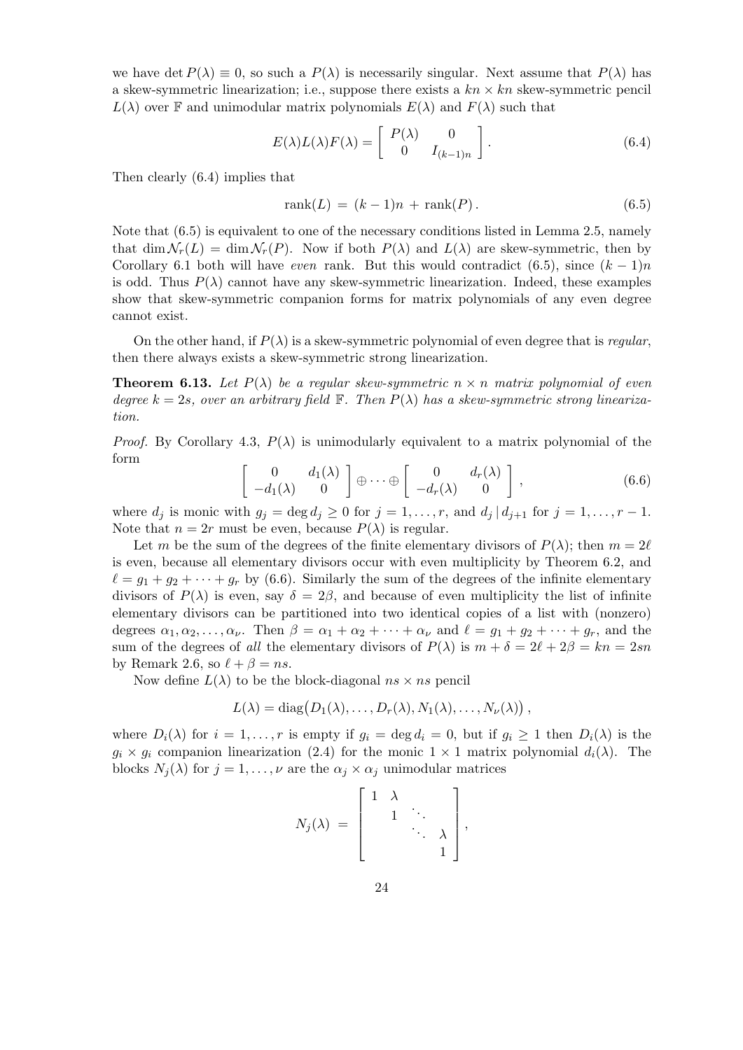we have $\det P(\lambda) \equiv 0$, so such a $P(\lambda)$ is necessarily singular. Next assume that $P(\lambda)$ has a skew-symmetric linearization; i.e., suppose there exists a $kn \times kn$ skew-symmetric pencil $L(\lambda)$ over $\mathbb{F}$ and unimodular matrix polynomials $E(\lambda)$ and $F(\lambda)$ such that

$$E(\lambda)L(\lambda)F(\lambda) = \begin{bmatrix} P(\lambda) & 0 \\ 0 & I_{(k-1)n} \end{bmatrix}. \tag{6.4}$$

Then clearly (6.4) implies that

$$\operatorname{rank}(L) = (k-1)n + \operatorname{rank}(P). \tag{6.5}$$

Note that (6.5) is equivalent to one of the necessary conditions listed in Lemma 2.5, namely that $\dim \mathcal{N}_r(L) = \dim \mathcal{N}_r(P)$. Now if both $P(\lambda)$ and $L(\lambda)$ are skew-symmetric, then by Corollary 6.1 both will have *even* rank. But this would contradict (6.5), since $(k-1)n$ is odd. Thus $P(\lambda)$ cannot have any skew-symmetric linearization. Indeed, these examples show that skew-symmetric companion forms for matrix polynomials of any even degree cannot exist.

On the other hand, if $P(\lambda)$ is a skew-symmetric polynomial of even degree that is *regular*, then there always exists a skew-symmetric strong linearization.

**Theorem 6.13.** *Let $P(\lambda)$ be a regular skew-symmetric $n \times n$ matrix polynomial of even degree $k = 2s$, over an arbitrary field $\mathbb{F}$. Then $P(\lambda)$ has a skew-symmetric strong linearization.*

*Proof.* By Corollary 4.3, $P(\lambda)$ is unimodularly equivalent to a matrix polynomial of the form

$$\begin{bmatrix} 0 & d_1(\lambda) \\ -d_1(\lambda) & 0 \end{bmatrix} \oplus \cdots \oplus \begin{bmatrix} 0 & d_r(\lambda) \\ -d_r(\lambda) & 0 \end{bmatrix}, \tag{6.6}$$

where $d_j$ is monic with $g_j = \deg d_j \geq 0$ for $j = 1, \ldots, r$, and $d_j \,|\, d_{j+1}$ for $j = 1, \ldots, r-1$. Note that $n = 2r$ must be even, because $P(\lambda)$ is regular.

Let $m$ be the sum of the degrees of the finite elementary divisors of $P(\lambda)$; then $m = 2\ell$ is even, because all elementary divisors occur with even multiplicity by Theorem 6.2, and $\ell = g_1 + g_2 + \cdots + g_r$ by (6.6). Similarly the sum of the degrees of the infinite elementary divisors of $P(\lambda)$ is even, say $\delta = 2\beta$, and because of even multiplicity the list of infinite elementary divisors can be partitioned into two identical copies of a list with (nonzero) degrees $\alpha_1, \alpha_2, \ldots, \alpha_\nu$. Then $\beta = \alpha_1 + \alpha_2 + \cdots + \alpha_\nu$ and $\ell = g_1 + g_2 + \cdots + g_r$, and the sum of the degrees of *all* the elementary divisors of $P(\lambda)$ is $m + \delta = 2\ell + 2\beta = kn = 2sn$ by Remark 2.6, so $\ell + \beta = ns$.

Now define $L(\lambda)$ to be the block-diagonal $ns \times ns$ pencil

$$L(\lambda) = \operatorname{diag}\big(D_1(\lambda), \ldots, D_r(\lambda), N_1(\lambda), \ldots, N_\nu(\lambda)\big),$$

where $D_i(\lambda)$ for $i = 1, \ldots, r$ is empty if $g_i = \deg d_i = 0$, but if $g_i \geq 1$ then $D_i(\lambda)$ is the $g_i \times g_i$ companion linearization (2.4) for the monic $1 \times 1$ matrix polynomial $d_i(\lambda)$. The blocks $N_j(\lambda)$ for $j = 1, \ldots, \nu$ are the $\alpha_j \times \alpha_j$ unimodular matrices

$$N_j(\lambda) = \begin{bmatrix} 1 & \lambda & & \\ & 1 & \ddots & \\ & & \ddots & \lambda \\ & & & 1 \end{bmatrix},$$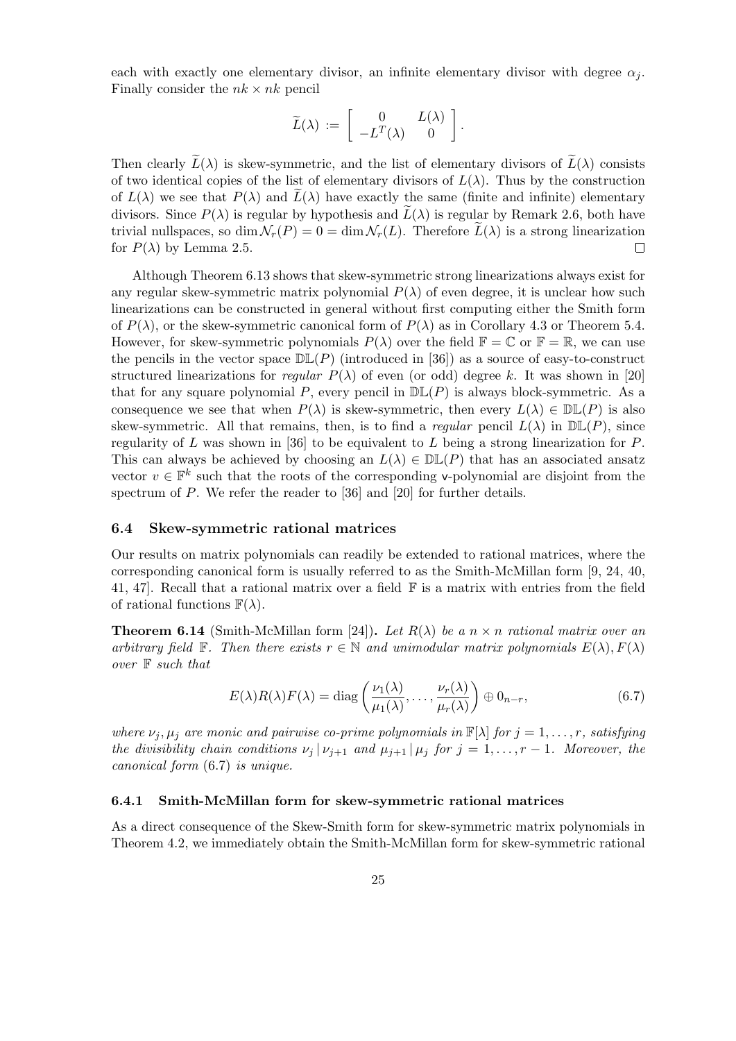each with exactly one elementary divisor, an infinite elementary divisor with degree $\alpha_j$. Finally consider the $nk \times nk$ pencil

$$\widetilde{L}(\lambda) := \begin{bmatrix} 0 & L(\lambda) \\ -L^T(\lambda) & 0 \end{bmatrix}.$$

Then clearly $\widetilde{L}(\lambda)$ is skew-symmetric, and the list of elementary divisors of $\widetilde{L}(\lambda)$ consists of two identical copies of the list of elementary divisors of $L(\lambda)$. Thus by the construction of $L(\lambda)$ we see that $P(\lambda)$ and $\widetilde{L}(\lambda)$ have exactly the same (finite and infinite) elementary divisors. Since $P(\lambda)$ is regular by hypothesis and $\widetilde{L}(\lambda)$ is regular by Remark 2.6, both have trivial nullspaces, so $\dim \mathcal{N}_r(P) = 0 = \dim \mathcal{N}_r(L)$. Therefore $\widetilde{L}(\lambda)$ is a strong linearization for $P(\lambda)$ by Lemma 2.5. $\square$

Although Theorem 6.13 shows that skew-symmetric strong linearizations always exist for any regular skew-symmetric matrix polynomial $P(\lambda)$ of even degree, it is unclear how such linearizations can be constructed in general without first computing either the Smith form of $P(\lambda)$, or the skew-symmetric canonical form of $P(\lambda)$ as in Corollary 4.3 or Theorem 5.4. However, for skew-symmetric polynomials $P(\lambda)$ over the field $\mathbb{F} = \mathbb{C}$ or $\mathbb{F} = \mathbb{R}$, we can use the pencils in the vector space $\mathbb{DL}(P)$ (introduced in [36]) as a source of easy-to-construct structured linearizations for *regular* $P(\lambda)$ of even (or odd) degree $k$. It was shown in [20] that for any square polynomial $P$, every pencil in $\mathbb{DL}(P)$ is always block-symmetric. As a consequence we see that when $P(\lambda)$ is skew-symmetric, then every $L(\lambda) \in \mathbb{DL}(P)$ is also skew-symmetric. All that remains, then, is to find a *regular* pencil $L(\lambda)$ in $\mathbb{DL}(P)$, since regularity of $L$ was shown in [36] to be equivalent to $L$ being a strong linearization for $P$. This can always be achieved by choosing an $L(\lambda) \in \mathbb{DL}(P)$ that has an associated ansatz vector $v \in \mathbb{F}^k$ such that the roots of the corresponding v-polynomial are disjoint from the spectrum of $P$. We refer the reader to [36] and [20] for further details.

### 6.4 Skew-symmetric rational matrices

Our results on matrix polynomials can readily be extended to rational matrices, where the corresponding canonical form is usually referred to as the Smith-McMillan form [9, 24, 40, 41, 47]. Recall that a rational matrix over a field $\mathbb{F}$ is a matrix with entries from the field of rational functions $\mathbb{F}(\lambda)$.

**Theorem 6.14** (Smith-McMillan form [24]). *Let $R(\lambda)$ be a $n \times n$ rational matrix over an arbitrary field $\mathbb{F}$. Then there exists $r \in \mathbb{N}$ and unimodular matrix polynomials $E(\lambda), F(\lambda)$ over $\mathbb{F}$ such that*

$$E(\lambda)R(\lambda)F(\lambda) = \operatorname{diag}\left(\frac{\nu_1(\lambda)}{\mu_1(\lambda)}, \ldots, \frac{\nu_r(\lambda)}{\mu_r(\lambda)}\right) \oplus 0_{n-r}, \tag{6.7}$$

*where $\nu_j, \mu_j$ are monic and pairwise co-prime polynomials in $\mathbb{F}[\lambda]$ for $j = 1, \ldots, r$, satisfying the divisibility chain conditions $\nu_j \,|\, \nu_{j+1}$ and $\mu_{j+1} \,|\, \mu_j$ for $j = 1, \ldots, r-1$. Moreover, the canonical form (6.7) is unique.*

#### 6.4.1 Smith-McMillan form for skew-symmetric rational matrices

As a direct consequence of the Skew-Smith form for skew-symmetric matrix polynomials in Theorem 4.2, we immediately obtain the Smith-McMillan form for skew-symmetric rational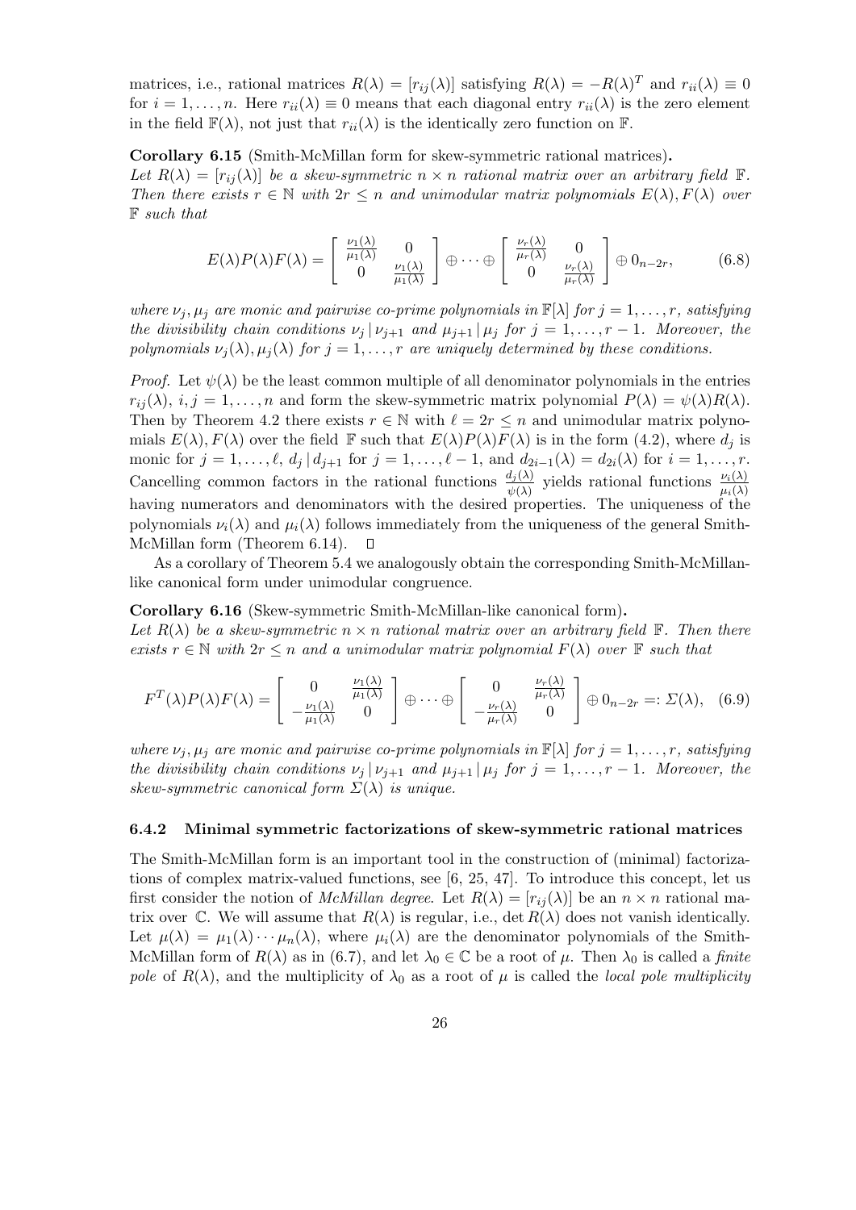matrices, i.e., rational matrices $R(\lambda) = [r_{ij}(\lambda)]$ satisfying $R(\lambda) = -R(\lambda)^T$ and $r_{ii}(\lambda) \equiv 0$ for $i = 1, \ldots, n$. Here $r_{ii}(\lambda) \equiv 0$ means that each diagonal entry $r_{ii}(\lambda)$ is the zero element in the field $\mathbb{F}(\lambda)$, not just that $r_{ii}(\lambda)$ is the identically zero function on $\mathbb{F}$.

**Corollary 6.15** (Smith-McMillan form for skew-symmetric rational matrices)**.**
*Let $R(\lambda) = [r_{ij}(\lambda)]$ be a skew-symmetric $n \times n$ rational matrix over an arbitrary field $\mathbb{F}$. Then there exists $r \in \mathbb{N}$ with $2r \leq n$ and unimodular matrix polynomials $E(\lambda), F(\lambda)$ over $\mathbb{F}$ such that*

$$E(\lambda)P(\lambda)F(\lambda) = \begin{bmatrix} \frac{\nu_1(\lambda)}{\mu_1(\lambda)} & 0 \\ 0 & \frac{\nu_1(\lambda)}{\mu_1(\lambda)} \end{bmatrix} \oplus \cdots \oplus \begin{bmatrix} \frac{\nu_r(\lambda)}{\mu_r(\lambda)} & 0 \\ 0 & \frac{\nu_r(\lambda)}{\mu_r(\lambda)} \end{bmatrix} \oplus 0_{n-2r}, \tag{6.8}$$

*where $\nu_j, \mu_j$ are monic and pairwise co-prime polynomials in $\mathbb{F}[\lambda]$ for $j = 1, \ldots, r$, satisfying the divisibility chain conditions $\nu_j \,|\, \nu_{j+1}$ and $\mu_{j+1} \,|\, \mu_j$ for $j = 1, \ldots, r-1$. Moreover, the polynomials $\nu_j(\lambda), \mu_j(\lambda)$ for $j = 1, \ldots, r$ are uniquely determined by these conditions.*

*Proof.* Let $\psi(\lambda)$ be the least common multiple of all denominator polynomials in the entries $r_{ij}(\lambda)$, $i, j = 1, \ldots, n$ and form the skew-symmetric matrix polynomial $P(\lambda) = \psi(\lambda)R(\lambda)$. Then by Theorem 4.2 there exists $r \in \mathbb{N}$ with $\ell = 2r \leq n$ and unimodular matrix polynomials $E(\lambda), F(\lambda)$ over the field $\mathbb{F}$ such that $E(\lambda)P(\lambda)F(\lambda)$ is in the form (4.2), where $d_j$ is monic for $j = 1, \ldots, \ell$, $d_j \,|\, d_{j+1}$ for $j = 1, \ldots, \ell - 1$, and $d_{2i-1}(\lambda) = d_{2i}(\lambda)$ for $i = 1, \ldots, r$. Cancelling common factors in the rational functions $\frac{d_j(\lambda)}{\psi(\lambda)}$ yields rational functions $\frac{\nu_i(\lambda)}{\mu_i(\lambda)}$ having numerators and denominators with the desired properties. The uniqueness of the polynomials $\nu_i(\lambda)$ and $\mu_i(\lambda)$ follows immediately from the uniqueness of the general Smith-McMillan form (Theorem 6.14). $\square$

As a corollary of Theorem 5.4 we analogously obtain the corresponding Smith-McMillan-like canonical form under unimodular congruence.

**Corollary 6.16** (Skew-symmetric Smith-McMillan-like canonical form)**.**
*Let $R(\lambda)$ be a skew-symmetric $n \times n$ rational matrix over an arbitrary field $\mathbb{F}$. Then there exists $r \in \mathbb{N}$ with $2r \leq n$ and a unimodular matrix polynomial $F(\lambda)$ over $\mathbb{F}$ such that*

$$F^T(\lambda)P(\lambda)F(\lambda) = \begin{bmatrix} 0 & \frac{\nu_1(\lambda)}{\mu_1(\lambda)} \\ -\frac{\nu_1(\lambda)}{\mu_1(\lambda)} & 0 \end{bmatrix} \oplus \cdots \oplus \begin{bmatrix} 0 & \frac{\nu_r(\lambda)}{\mu_r(\lambda)} \\ -\frac{\nu_r(\lambda)}{\mu_r(\lambda)} & 0 \end{bmatrix} \oplus 0_{n-2r} =: \Sigma(\lambda), \tag{6.9}$$

*where $\nu_j, \mu_j$ are monic and pairwise co-prime polynomials in $\mathbb{F}[\lambda]$ for $j = 1, \ldots, r$, satisfying the divisibility chain conditions $\nu_j \,|\, \nu_{j+1}$ and $\mu_{j+1} \,|\, \mu_j$ for $j = 1, \ldots, r-1$. Moreover, the skew-symmetric canonical form $\Sigma(\lambda)$ is unique.*

### 6.4.2 Minimal symmetric factorizations of skew-symmetric rational matrices

The Smith-McMillan form is an important tool in the construction of (minimal) factorizations of complex matrix-valued functions, see [6, 25, 47]. To introduce this concept, let us first consider the notion of *McMillan degree*. Let $R(\lambda) = [r_{ij}(\lambda)]$ be an $n \times n$ rational matrix over $\mathbb{C}$. We will assume that $R(\lambda)$ is regular, i.e., $\det R(\lambda)$ does not vanish identically. Let $\mu(\lambda) = \mu_1(\lambda) \cdots \mu_n(\lambda)$, where $\mu_i(\lambda)$ are the denominator polynomials of the Smith-McMillan form of $R(\lambda)$ as in (6.7), and let $\lambda_0 \in \mathbb{C}$ be a root of $\mu$. Then $\lambda_0$ is called a *finite pole* of $R(\lambda)$, and the multiplicity of $\lambda_0$ as a root of $\mu$ is called the *local pole multiplicity*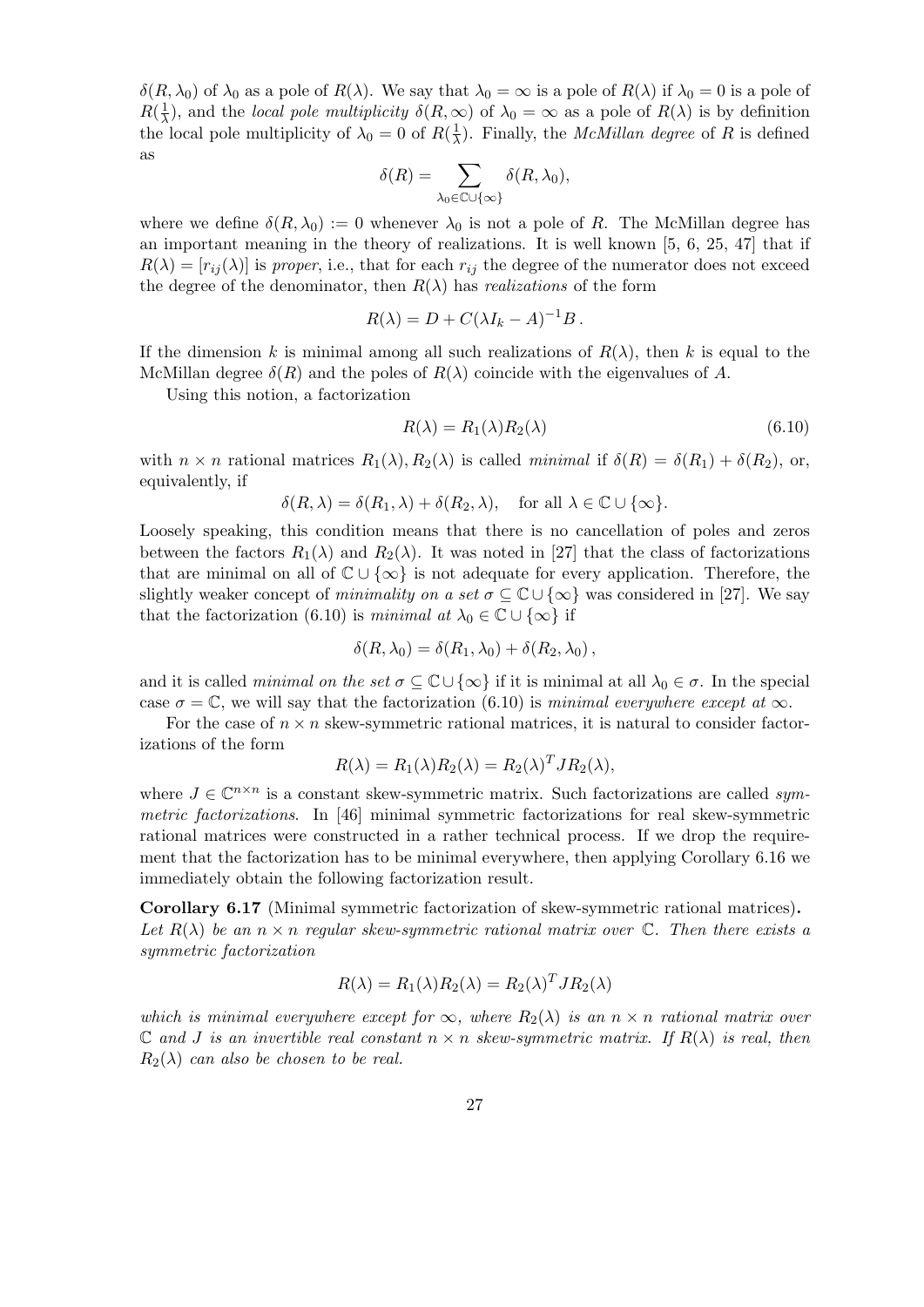$\delta(R, \lambda_0)$ of $\lambda_0$ as a pole of $R(\lambda)$. We say that $\lambda_0 = \infty$ is a pole of $R(\lambda)$ if $\lambda_0 = 0$ is a pole of $R(\frac{1}{\lambda})$, and the *local pole multiplicity* $\delta(R, \infty)$ of $\lambda_0 = \infty$ as a pole of $R(\lambda)$ is by definition the local pole multiplicity of $\lambda_0 = 0$ of $R(\frac{1}{\lambda})$. Finally, the *McMillan degree* of $R$ is defined as

$$\delta(R) = \sum_{\lambda_0 \in \mathbb{C} \cup \{\infty\}} \delta(R, \lambda_0),$$

where we define $\delta(R, \lambda_0) := 0$ whenever $\lambda_0$ is not a pole of $R$. The McMillan degree has an important meaning in the theory of realizations. It is well known [5, 6, 25, 47] that if $R(\lambda) = [r_{ij}(\lambda)]$ is *proper*, i.e., that for each $r_{ij}$ the degree of the numerator does not exceed the degree of the denominator, then $R(\lambda)$ has *realizations* of the form

$$R(\lambda) = D + C(\lambda I_k - A)^{-1} B\,.$$

If the dimension $k$ is minimal among all such realizations of $R(\lambda)$, then $k$ is equal to the McMillan degree $\delta(R)$ and the poles of $R(\lambda)$ coincide with the eigenvalues of $A$.

Using this notion, a factorization

$$R(\lambda) = R_1(\lambda) R_2(\lambda) \tag{6.10}$$

with $n \times n$ rational matrices $R_1(\lambda), R_2(\lambda)$ is called *minimal* if $\delta(R) = \delta(R_1) + \delta(R_2)$, or, equivalently, if

$$\delta(R, \lambda) = \delta(R_1, \lambda) + \delta(R_2, \lambda), \quad \text{for all } \lambda \in \mathbb{C} \cup \{\infty\}.$$

Loosely speaking, this condition means that there is no cancellation of poles and zeros between the factors $R_1(\lambda)$ and $R_2(\lambda)$. It was noted in [27] that the class of factorizations that are minimal on all of $\mathbb{C} \cup \{\infty\}$ is not adequate for every application. Therefore, the slightly weaker concept of *minimality on a set* $\sigma \subseteq \mathbb{C} \cup \{\infty\}$ was considered in [27]. We say that the factorization (6.10) is *minimal at* $\lambda_0 \in \mathbb{C} \cup \{\infty\}$ if

$$\delta(R, \lambda_0) = \delta(R_1, \lambda_0) + \delta(R_2, \lambda_0)\,,$$

and it is called *minimal on the set* $\sigma \subseteq \mathbb{C} \cup \{\infty\}$ if it is minimal at all $\lambda_0 \in \sigma$. In the special case $\sigma = \mathbb{C}$, we will say that the factorization (6.10) is *minimal everywhere except at* $\infty$.

For the case of $n \times n$ skew-symmetric rational matrices, it is natural to consider factorizations of the form

$$R(\lambda) = R_1(\lambda) R_2(\lambda) = R_2(\lambda)^T J R_2(\lambda),$$

where $J \in \mathbb{C}^{n \times n}$ is a constant skew-symmetric matrix. Such factorizations are called *symmetric factorizations*. In [46] minimal symmetric factorizations for real skew-symmetric rational matrices were constructed in a rather technical process. If we drop the requirement that the factorization has to be minimal everywhere, then applying Corollary 6.16 we immediately obtain the following factorization result.

**Corollary 6.17** (Minimal symmetric factorization of skew-symmetric rational matrices)**.** *Let $R(\lambda)$ be an $n \times n$ regular skew-symmetric rational matrix over $\mathbb{C}$. Then there exists a symmetric factorization*

$$R(\lambda) = R_1(\lambda) R_2(\lambda) = R_2(\lambda)^T J R_2(\lambda)$$

*which is minimal everywhere except for $\infty$, where $R_2(\lambda)$ is an $n \times n$ rational matrix over $\mathbb{C}$ and $J$ is an invertible real constant $n \times n$ skew-symmetric matrix. If $R(\lambda)$ is real, then $R_2(\lambda)$ can also be chosen to be real.*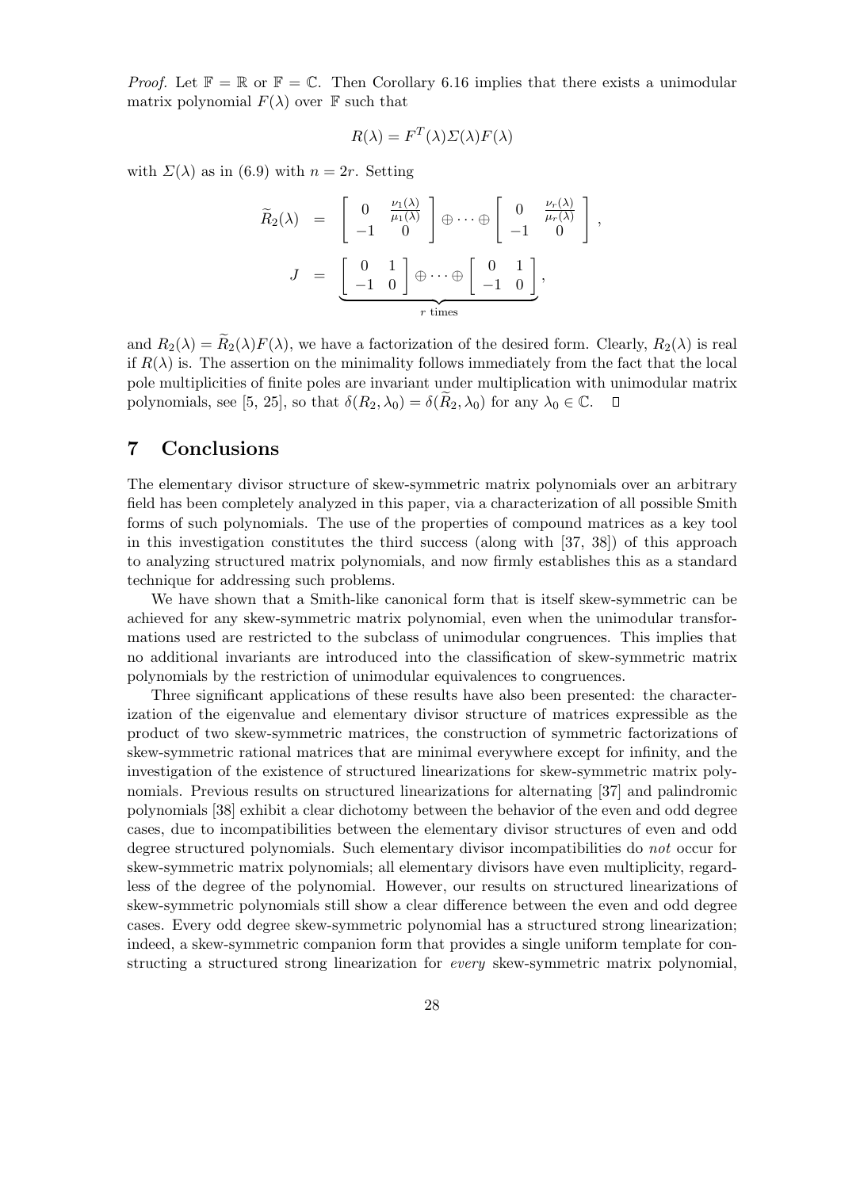*Proof.* Let $\mathbb{F} = \mathbb{R}$ or $\mathbb{F} = \mathbb{C}$. Then Corollary 6.16 implies that there exists a unimodular matrix polynomial $F(\lambda)$ over $\mathbb{F}$ such that

$$R(\lambda) = F^T(\lambda)\Sigma(\lambda)F(\lambda)$$

with $\Sigma(\lambda)$ as in (6.9) with $n = 2r$. Setting

$$\widetilde{R}_2(\lambda) = \begin{bmatrix} 0 & \frac{\nu_1(\lambda)}{\mu_1(\lambda)} \\ -1 & 0 \end{bmatrix} \oplus \cdots \oplus \begin{bmatrix} 0 & \frac{\nu_r(\lambda)}{\mu_r(\lambda)} \\ -1 & 0 \end{bmatrix},$$

$$J = \underbrace{\begin{bmatrix} 0 & 1 \\ -1 & 0 \end{bmatrix} \oplus \cdots \oplus \begin{bmatrix} 0 & 1 \\ -1 & 0 \end{bmatrix}}_{r \text{ times}},$$

and $R_2(\lambda) = \widetilde{R}_2(\lambda)F(\lambda)$, we have a factorization of the desired form. Clearly, $R_2(\lambda)$ is real if $R(\lambda)$ is. The assertion on the minimality follows immediately from the fact that the local pole multiplicities of finite poles are invariant under multiplication with unimodular matrix polynomials, see [5, 25], so that $\delta(R_2, \lambda_0) = \delta(\widetilde{R}_2, \lambda_0)$ for any $\lambda_0 \in \mathbb{C}$. □

## 7 Conclusions

The elementary divisor structure of skew-symmetric matrix polynomials over an arbitrary field has been completely analyzed in this paper, via a characterization of all possible Smith forms of such polynomials. The use of the properties of compound matrices as a key tool in this investigation constitutes the third success (along with [37, 38]) of this approach to analyzing structured matrix polynomials, and now firmly establishes this as a standard technique for addressing such problems.

We have shown that a Smith-like canonical form that is itself skew-symmetric can be achieved for any skew-symmetric matrix polynomial, even when the unimodular transformations used are restricted to the subclass of unimodular congruences. This implies that no additional invariants are introduced into the classification of skew-symmetric matrix polynomials by the restriction of unimodular equivalences to congruences.

Three significant applications of these results have also been presented: the characterization of the eigenvalue and elementary divisor structure of matrices expressible as the product of two skew-symmetric matrices, the construction of symmetric factorizations of skew-symmetric rational matrices that are minimal everywhere except for infinity, and the investigation of the existence of structured linearizations for skew-symmetric matrix polynomials. Previous results on structured linearizations for alternating [37] and palindromic polynomials [38] exhibit a clear dichotomy between the behavior of the even and odd degree cases, due to incompatibilities between the elementary divisor structures of even and odd degree structured polynomials. Such elementary divisor incompatibilities do *not* occur for skew-symmetric matrix polynomials; all elementary divisors have even multiplicity, regardless of the degree of the polynomial. However, our results on structured linearizations of skew-symmetric polynomials still show a clear difference between the even and odd degree cases. Every odd degree skew-symmetric polynomial has a structured strong linearization; indeed, a skew-symmetric companion form that provides a single uniform template for constructing a structured strong linearization for *every* skew-symmetric matrix polynomial,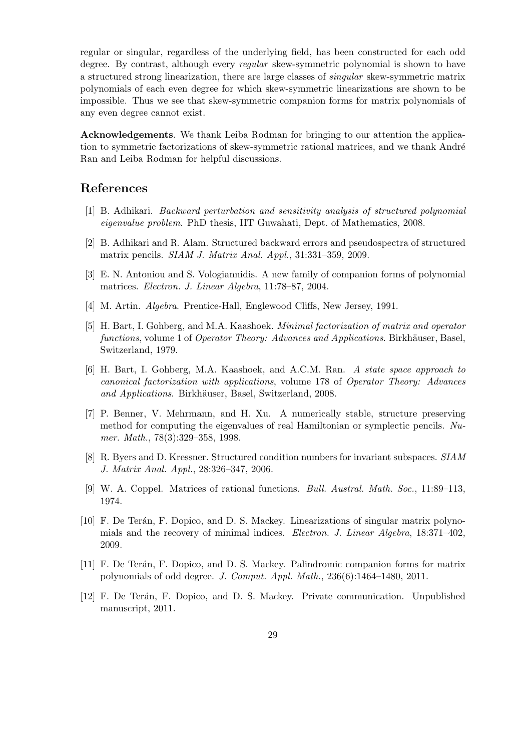regular or singular, regardless of the underlying field, has been constructed for each odd degree. By contrast, although every *regular* skew-symmetric polynomial is shown to have a structured strong linearization, there are large classes of *singular* skew-symmetric matrix polynomials of each even degree for which skew-symmetric linearizations are shown to be impossible. Thus we see that skew-symmetric companion forms for matrix polynomials of any even degree cannot exist.

**Acknowledgements**. We thank Leiba Rodman for bringing to our attention the application to symmetric factorizations of skew-symmetric rational matrices, and we thank André Ran and Leiba Rodman for helpful discussions.

## References

[1] B. Adhikari. *Backward perturbation and sensitivity analysis of structured polynomial eigenvalue problem*. PhD thesis, IIT Guwahati, Dept. of Mathematics, 2008.

[2] B. Adhikari and R. Alam. Structured backward errors and pseudospectra of structured matrix pencils. *SIAM J. Matrix Anal. Appl.*, 31:331–359, 2009.

[3] E. N. Antoniou and S. Vologiannidis. A new family of companion forms of polynomial matrices. *Electron. J. Linear Algebra*, 11:78–87, 2004.

[4] M. Artin. *Algebra*. Prentice-Hall, Englewood Cliffs, New Jersey, 1991.

[5] H. Bart, I. Gohberg, and M.A. Kaashoek. *Minimal factorization of matrix and operator functions*, volume 1 of *Operator Theory: Advances and Applications*. Birkhäuser, Basel, Switzerland, 1979.

[6] H. Bart, I. Gohberg, M.A. Kaashoek, and A.C.M. Ran. *A state space approach to canonical factorization with applications*, volume 178 of *Operator Theory: Advances and Applications*. Birkhäuser, Basel, Switzerland, 2008.

[7] P. Benner, V. Mehrmann, and H. Xu. A numerically stable, structure preserving method for computing the eigenvalues of real Hamiltonian or symplectic pencils. *Numer. Math.*, 78(3):329–358, 1998.

[8] R. Byers and D. Kressner. Structured condition numbers for invariant subspaces. *SIAM J. Matrix Anal. Appl.*, 28:326–347, 2006.

[9] W. A. Coppel. Matrices of rational functions. *Bull. Austral. Math. Soc.*, 11:89–113, 1974.

[10] F. De Terán, F. Dopico, and D. S. Mackey. Linearizations of singular matrix polynomials and the recovery of minimal indices. *Electron. J. Linear Algebra*, 18:371–402, 2009.

[11] F. De Terán, F. Dopico, and D. S. Mackey. Palindromic companion forms for matrix polynomials of odd degree. *J. Comput. Appl. Math.*, 236(6):1464–1480, 2011.

[12] F. De Terán, F. Dopico, and D. S. Mackey. Private communication. Unpublished manuscript, 2011.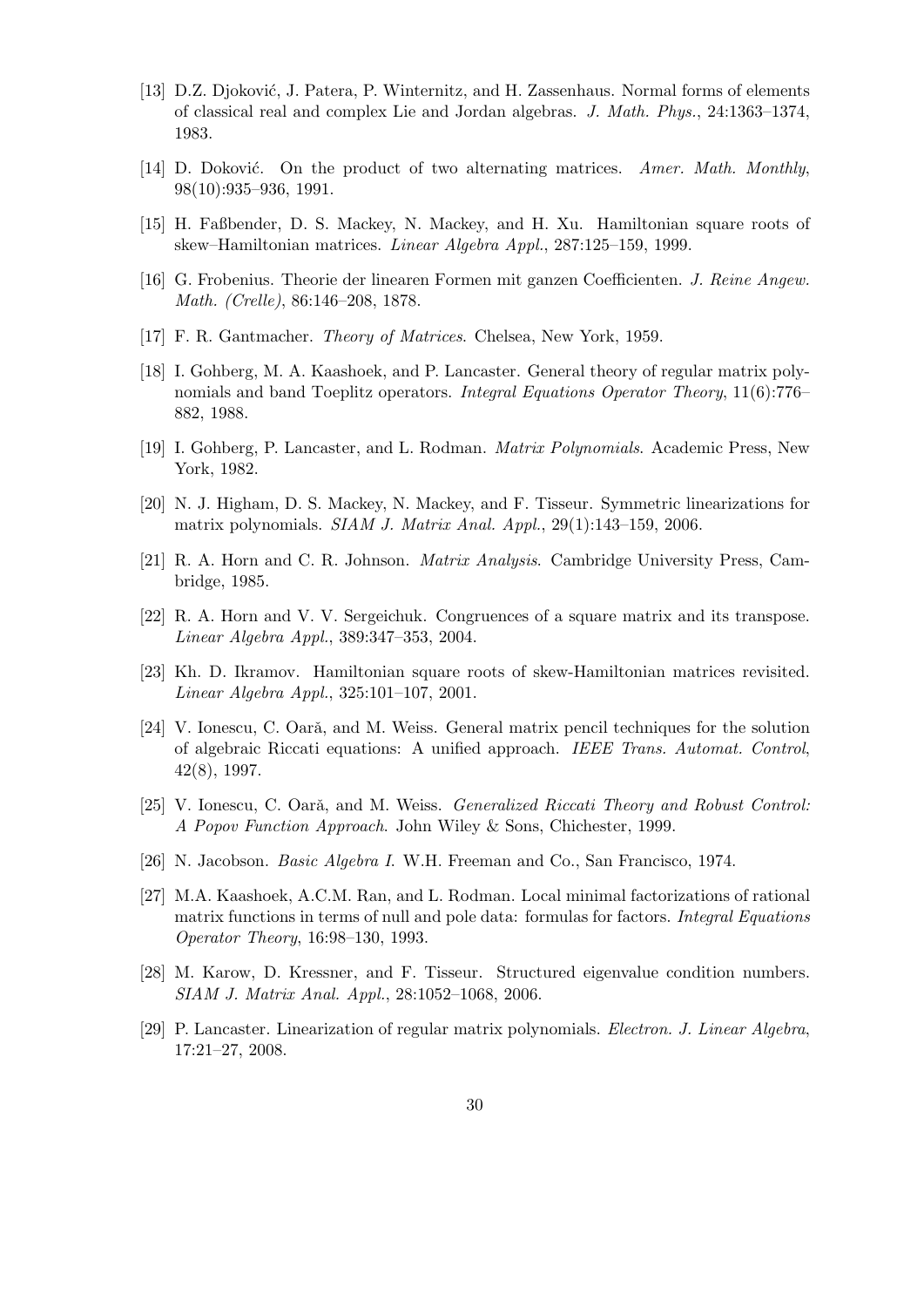[13] D.Z. Djoković, J. Patera, P. Winternitz, and H. Zassenhaus. Normal forms of elements of classical real and complex Lie and Jordan algebras. *J. Math. Phys.*, 24:1363–1374, 1983.

[14] D. Doković. On the product of two alternating matrices. *Amer. Math. Monthly*, 98(10):935–936, 1991.

[15] H. Faßbender, D. S. Mackey, N. Mackey, and H. Xu. Hamiltonian square roots of skew–Hamiltonian matrices. *Linear Algebra Appl.*, 287:125–159, 1999.

[16] G. Frobenius. Theorie der linearen Formen mit ganzen Coefficienten. *J. Reine Angew. Math. (Crelle)*, 86:146–208, 1878.

[17] F. R. Gantmacher. *Theory of Matrices*. Chelsea, New York, 1959.

[18] I. Gohberg, M. A. Kaashoek, and P. Lancaster. General theory of regular matrix polynomials and band Toeplitz operators. *Integral Equations Operator Theory*, 11(6):776–882, 1988.

[19] I. Gohberg, P. Lancaster, and L. Rodman. *Matrix Polynomials*. Academic Press, New York, 1982.

[20] N. J. Higham, D. S. Mackey, N. Mackey, and F. Tisseur. Symmetric linearizations for matrix polynomials. *SIAM J. Matrix Anal. Appl.*, 29(1):143–159, 2006.

[21] R. A. Horn and C. R. Johnson. *Matrix Analysis*. Cambridge University Press, Cambridge, 1985.

[22] R. A. Horn and V. V. Sergeichuk. Congruences of a square matrix and its transpose. *Linear Algebra Appl.*, 389:347–353, 2004.

[23] Kh. D. Ikramov. Hamiltonian square roots of skew-Hamiltonian matrices revisited. *Linear Algebra Appl.*, 325:101–107, 2001.

[24] V. Ionescu, C. Oară, and M. Weiss. General matrix pencil techniques for the solution of algebraic Riccati equations: A unified approach. *IEEE Trans. Automat. Control*, 42(8), 1997.

[25] V. Ionescu, C. Oară, and M. Weiss. *Generalized Riccati Theory and Robust Control: A Popov Function Approach*. John Wiley & Sons, Chichester, 1999.

[26] N. Jacobson. *Basic Algebra I*. W.H. Freeman and Co., San Francisco, 1974.

[27] M.A. Kaashoek, A.C.M. Ran, and L. Rodman. Local minimal factorizations of rational matrix functions in terms of null and pole data: formulas for factors. *Integral Equations Operator Theory*, 16:98–130, 1993.

[28] M. Karow, D. Kressner, and F. Tisseur. Structured eigenvalue condition numbers. *SIAM J. Matrix Anal. Appl.*, 28:1052–1068, 2006.

[29] P. Lancaster. Linearization of regular matrix polynomials. *Electron. J. Linear Algebra*, 17:21–27, 2008.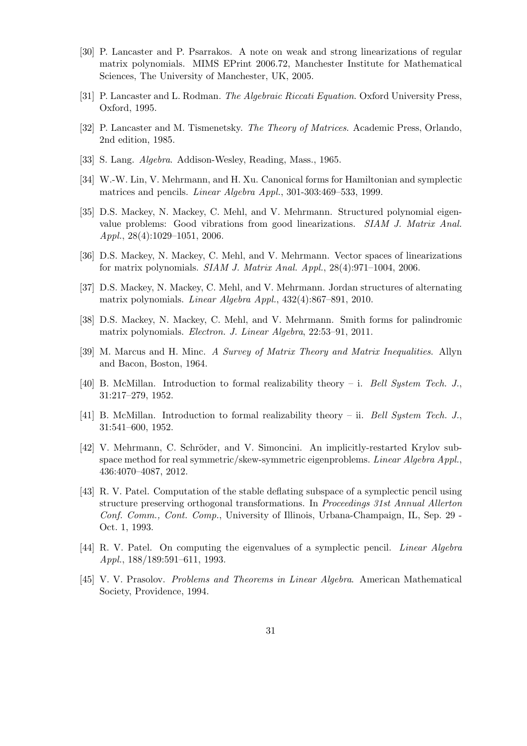[30] P. Lancaster and P. Psarrakos. A note on weak and strong linearizations of regular matrix polynomials. MIMS EPrint 2006.72, Manchester Institute for Mathematical Sciences, The University of Manchester, UK, 2005.

[31] P. Lancaster and L. Rodman. *The Algebraic Riccati Equation*. Oxford University Press, Oxford, 1995.

[32] P. Lancaster and M. Tismenetsky. *The Theory of Matrices*. Academic Press, Orlando, 2nd edition, 1985.

[33] S. Lang. *Algebra*. Addison-Wesley, Reading, Mass., 1965.

[34] W.-W. Lin, V. Mehrmann, and H. Xu. Canonical forms for Hamiltonian and symplectic matrices and pencils. *Linear Algebra Appl.*, 301-303:469–533, 1999.

[35] D.S. Mackey, N. Mackey, C. Mehl, and V. Mehrmann. Structured polynomial eigenvalue problems: Good vibrations from good linearizations. *SIAM J. Matrix Anal. Appl.*, 28(4):1029–1051, 2006.

[36] D.S. Mackey, N. Mackey, C. Mehl, and V. Mehrmann. Vector spaces of linearizations for matrix polynomials. *SIAM J. Matrix Anal. Appl.*, 28(4):971–1004, 2006.

[37] D.S. Mackey, N. Mackey, C. Mehl, and V. Mehrmann. Jordan structures of alternating matrix polynomials. *Linear Algebra Appl.*, 432(4):867–891, 2010.

[38] D.S. Mackey, N. Mackey, C. Mehl, and V. Mehrmann. Smith forms for palindromic matrix polynomials. *Electron. J. Linear Algebra*, 22:53–91, 2011.

[39] M. Marcus and H. Minc. *A Survey of Matrix Theory and Matrix Inequalities*. Allyn and Bacon, Boston, 1964.

[40] B. McMillan. Introduction to formal realizability theory – i. *Bell System Tech. J.*, 31:217–279, 1952.

[41] B. McMillan. Introduction to formal realizability theory – ii. *Bell System Tech. J.*, 31:541–600, 1952.

[42] V. Mehrmann, C. Schröder, and V. Simoncini. An implicitly-restarted Krylov subspace method for real symmetric/skew-symmetric eigenproblems. *Linear Algebra Appl.*, 436:4070–4087, 2012.

[43] R. V. Patel. Computation of the stable deflating subspace of a symplectic pencil using structure preserving orthogonal transformations. In *Proceedings 31st Annual Allerton Conf. Comm., Cont. Comp.*, University of Illinois, Urbana-Champaign, IL, Sep. 29 - Oct. 1, 1993.

[44] R. V. Patel. On computing the eigenvalues of a symplectic pencil. *Linear Algebra Appl.*, 188/189:591–611, 1993.

[45] V. V. Prasolov. *Problems and Theorems in Linear Algebra*. American Mathematical Society, Providence, 1994.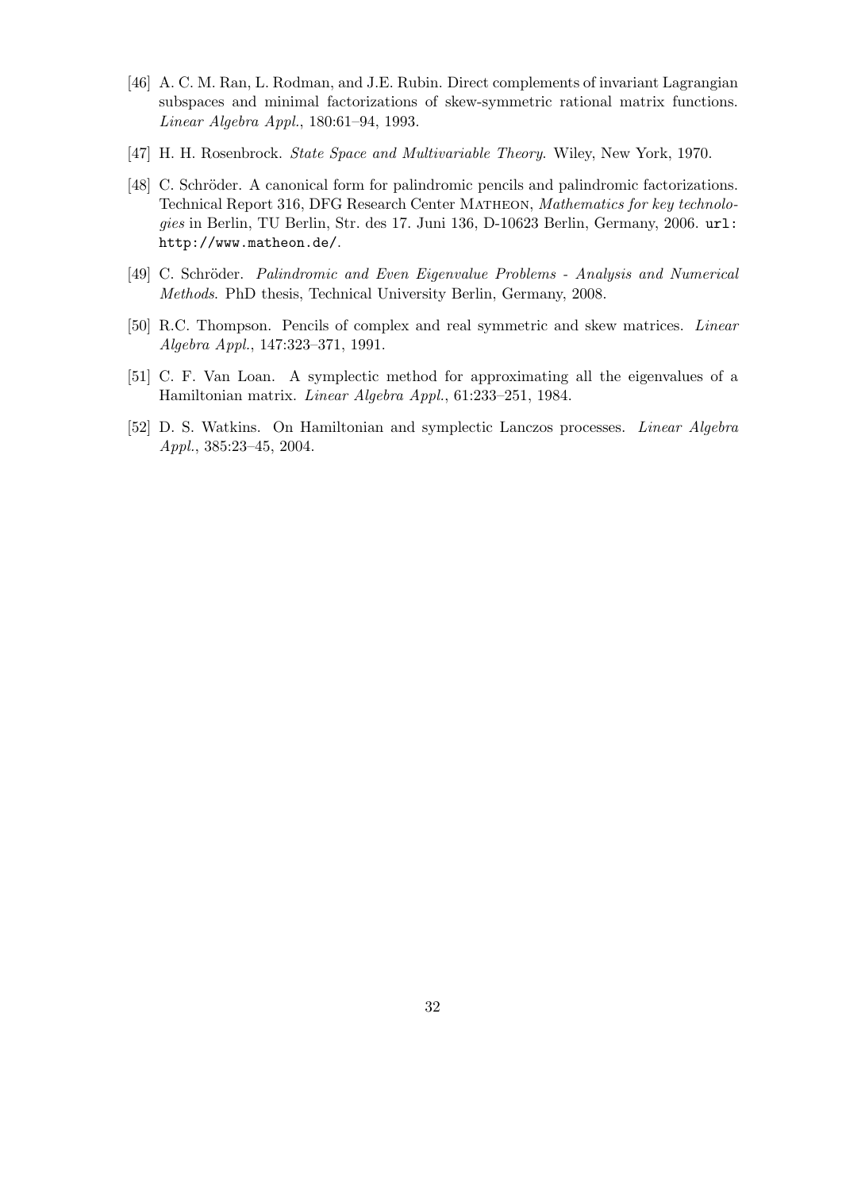[46] A. C. M. Ran, L. Rodman, and J.E. Rubin. Direct complements of invariant Lagrangian subspaces and minimal factorizations of skew-symmetric rational matrix functions. *Linear Algebra Appl.*, 180:61–94, 1993.

[47] H. H. Rosenbrock. *State Space and Multivariable Theory*. Wiley, New York, 1970.

[48] C. Schröder. A canonical form for palindromic pencils and palindromic factorizations. Technical Report 316, DFG Research Center MATHEON, *Mathematics for key technologies* in Berlin, TU Berlin, Str. des 17. Juni 136, D-10623 Berlin, Germany, 2006. `url: http://www.matheon.de/`.

[49] C. Schröder. *Palindromic and Even Eigenvalue Problems - Analysis and Numerical Methods*. PhD thesis, Technical University Berlin, Germany, 2008.

[50] R.C. Thompson. Pencils of complex and real symmetric and skew matrices. *Linear Algebra Appl.*, 147:323–371, 1991.

[51] C. F. Van Loan. A symplectic method for approximating all the eigenvalues of a Hamiltonian matrix. *Linear Algebra Appl.*, 61:233–251, 1984.

[52] D. S. Watkins. On Hamiltonian and symplectic Lanczos processes. *Linear Algebra Appl.*, 385:23–45, 2004.